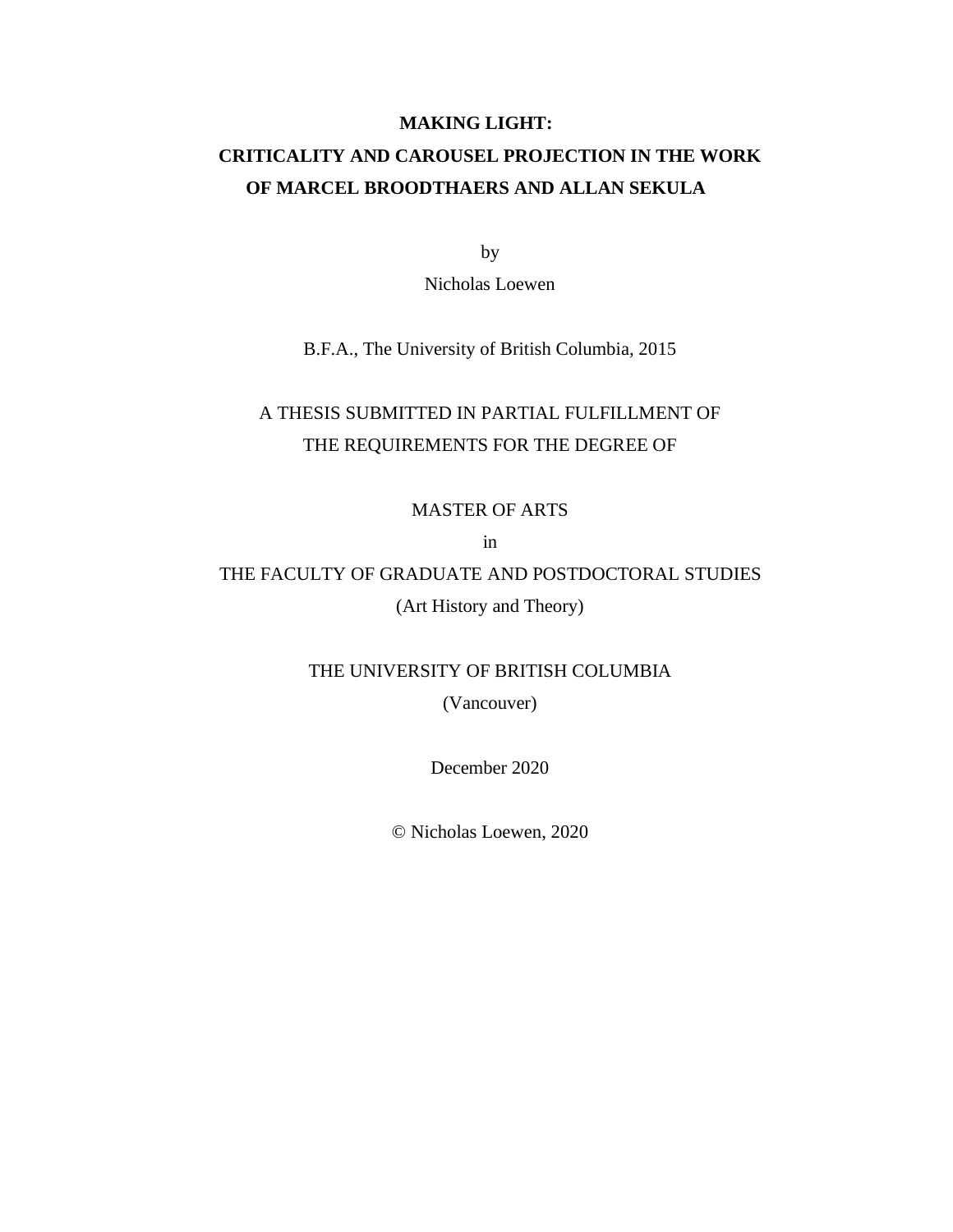# MAKING LIGHT:
# CRITICALITY AND CAROUSEL PROJECTION IN THE WORK OF MARCEL BROODTHAERS AND ALLAN SEKULA

by

Nicholas Loewen

B.F.A., The University of British Columbia, 2015

A THESIS SUBMITTED IN PARTIAL FULFILLMENT OF THE REQUIREMENTS FOR THE DEGREE OF

MASTER OF ARTS

in

THE FACULTY OF GRADUATE AND POSTDOCTORAL STUDIES

(Art History and Theory)

THE UNIVERSITY OF BRITISH COLUMBIA

(Vancouver)

December 2020

© Nicholas Loewen, 2020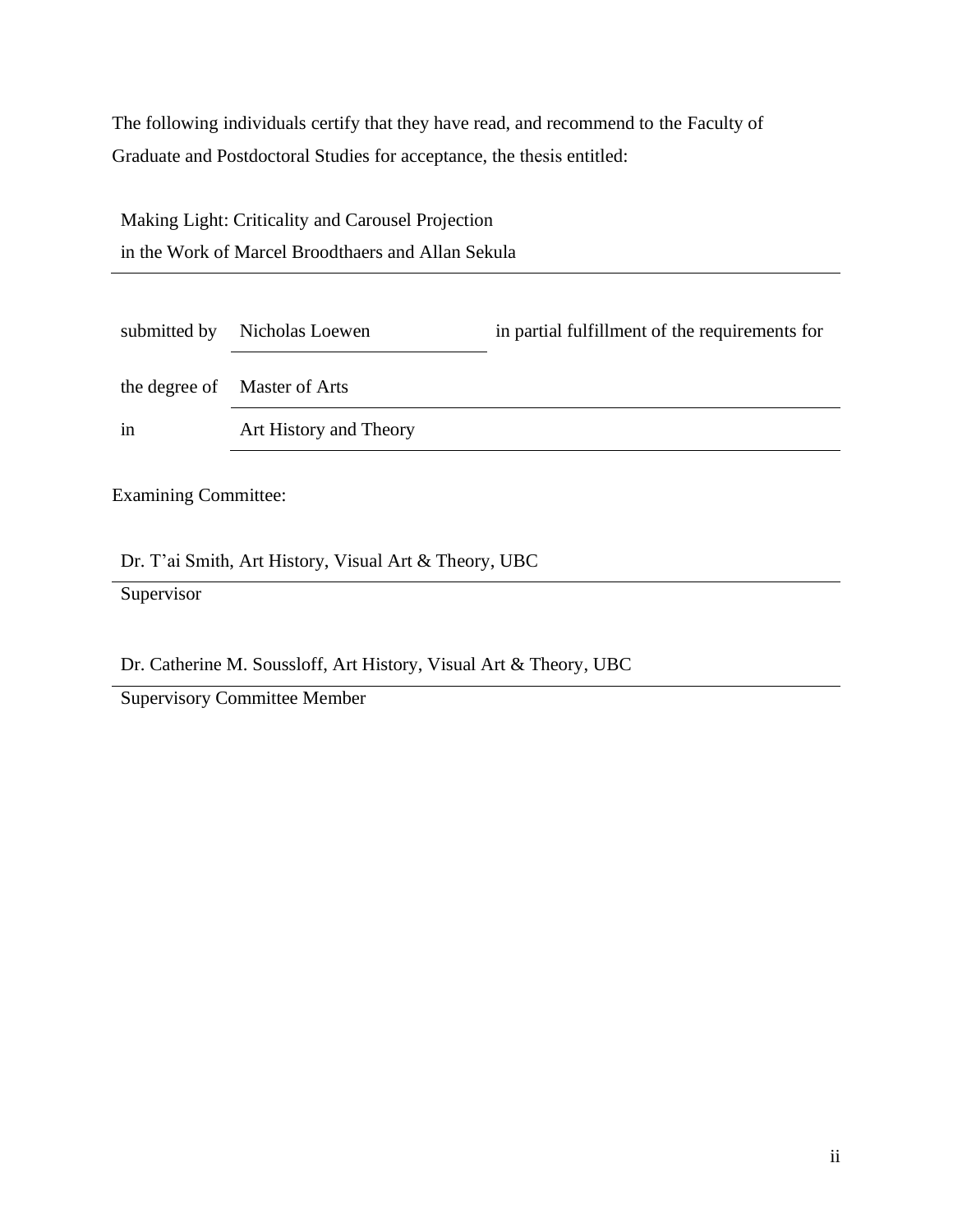The following individuals certify that they have read, and recommend to the Faculty of Graduate and Postdoctoral Studies for acceptance, the thesis entitled:

Making Light: Criticality and Carousel Projection
in the Work of Marcel Broodthaers and Allan Sekula

submitted by Nicholas Loewen in partial fulfillment of the requirements for

the degree of Master of Arts

in Art History and Theory

Examining Committee:

Dr. T'ai Smith, Art History, Visual Art & Theory, UBC
Supervisor

Dr. Catherine M. Soussloff, Art History, Visual Art & Theory, UBC
Supervisory Committee Member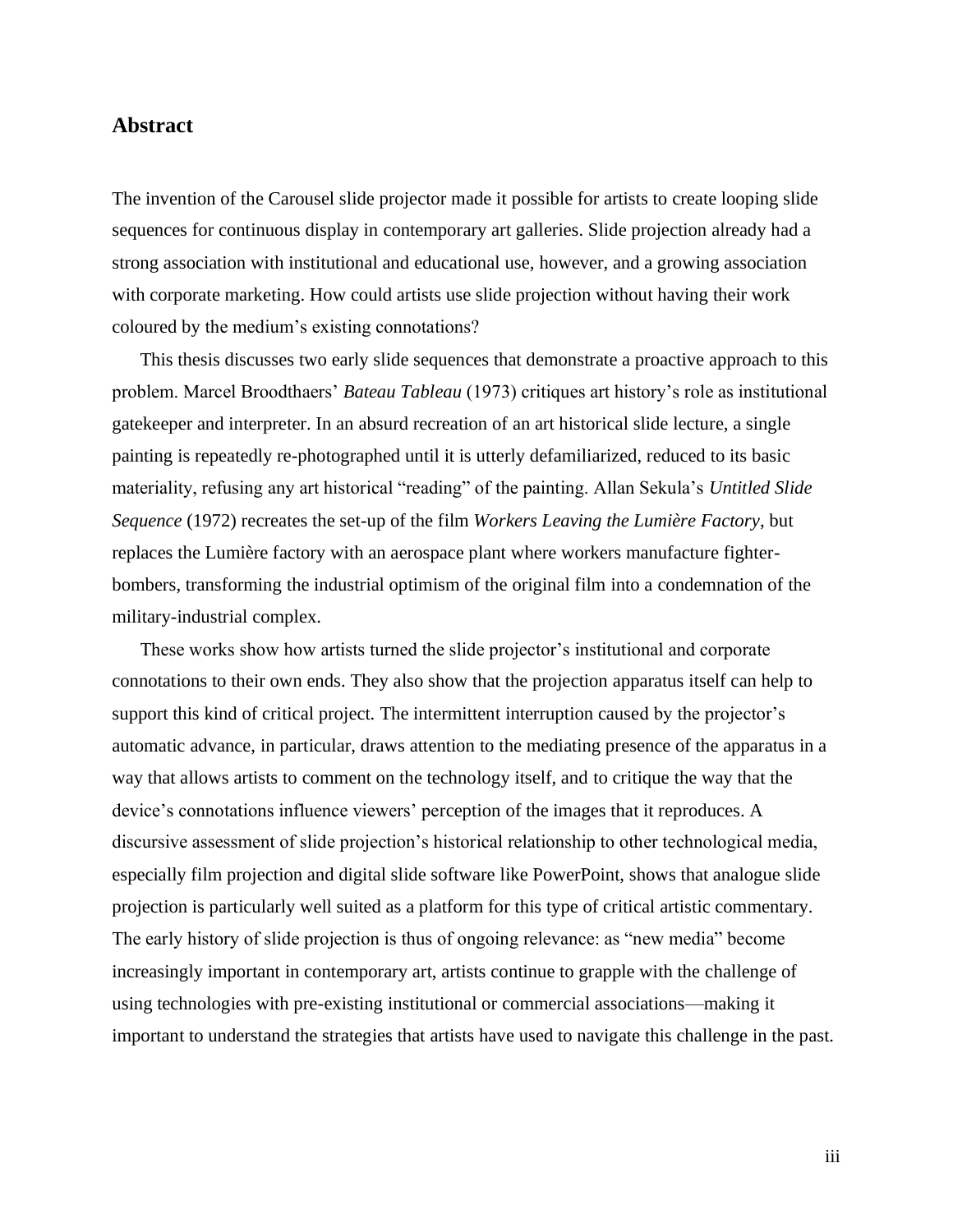## Abstract

The invention of the Carousel slide projector made it possible for artists to create looping slide sequences for continuous display in contemporary art galleries. Slide projection already had a strong association with institutional and educational use, however, and a growing association with corporate marketing. How could artists use slide projection without having their work coloured by the medium's existing connotations?

This thesis discusses two early slide sequences that demonstrate a proactive approach to this problem. Marcel Broodthaers' *Bateau Tableau* (1973) critiques art history's role as institutional gatekeeper and interpreter. In an absurd recreation of an art historical slide lecture, a single painting is repeatedly re-photographed until it is utterly defamiliarized, reduced to its basic materiality, refusing any art historical "reading" of the painting. Allan Sekula's *Untitled Slide Sequence* (1972) recreates the set-up of the film *Workers Leaving the Lumière Factory*, but replaces the Lumière factory with an aerospace plant where workers manufacture fighter-bombers, transforming the industrial optimism of the original film into a condemnation of the military-industrial complex.

These works show how artists turned the slide projector's institutional and corporate connotations to their own ends. They also show that the projection apparatus itself can help to support this kind of critical project. The intermittent interruption caused by the projector's automatic advance, in particular, draws attention to the mediating presence of the apparatus in a way that allows artists to comment on the technology itself, and to critique the way that the device's connotations influence viewers' perception of the images that it reproduces. A discursive assessment of slide projection's historical relationship to other technological media, especially film projection and digital slide software like PowerPoint, shows that analogue slide projection is particularly well suited as a platform for this type of critical artistic commentary. The early history of slide projection is thus of ongoing relevance: as "new media" become increasingly important in contemporary art, artists continue to grapple with the challenge of using technologies with pre-existing institutional or commercial associations—making it important to understand the strategies that artists have used to navigate this challenge in the past.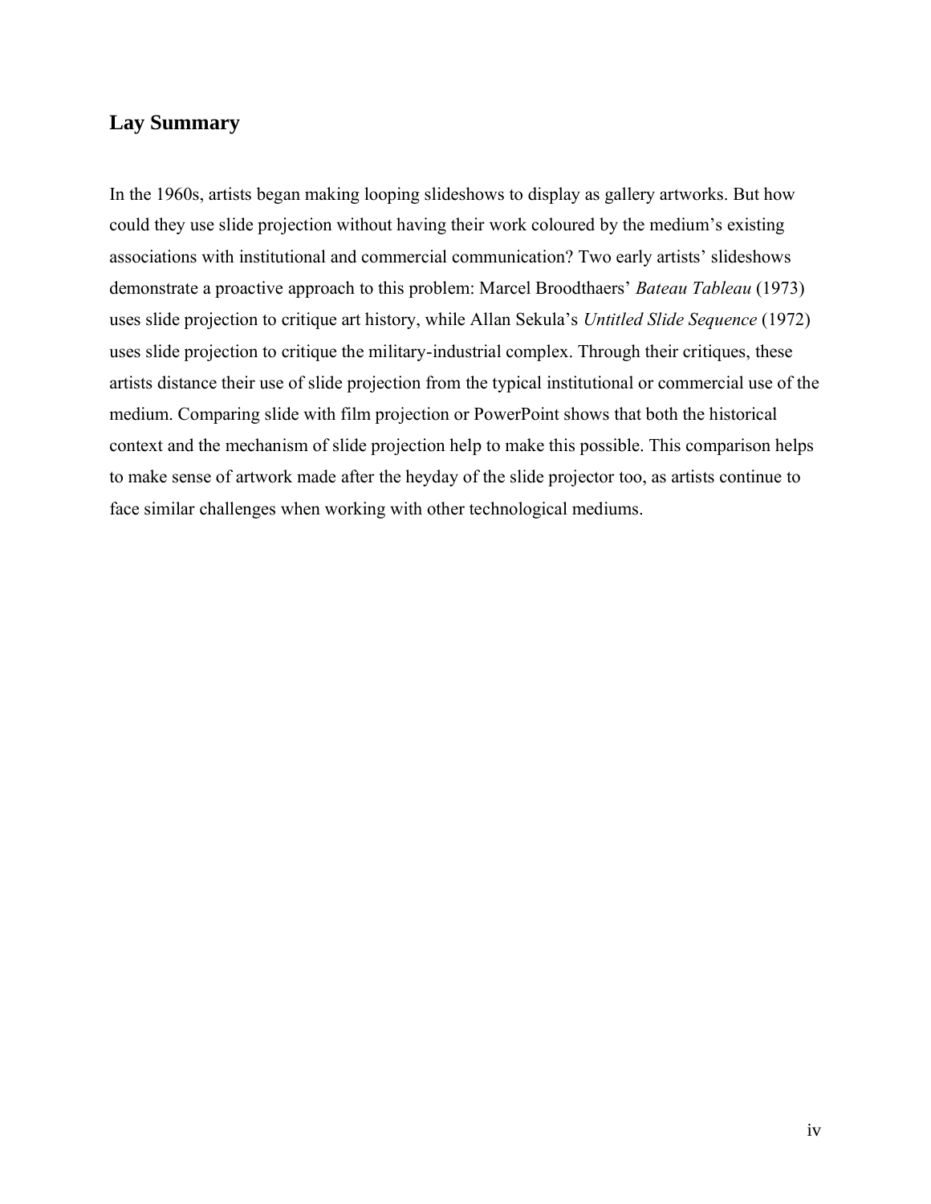## Lay Summary

In the 1960s, artists began making looping slideshows to display as gallery artworks. But how could they use slide projection without having their work coloured by the medium's existing associations with institutional and commercial communication? Two early artists' slideshows demonstrate a proactive approach to this problem: Marcel Broodthaers' *Bateau Tableau* (1973) uses slide projection to critique art history, while Allan Sekula's *Untitled Slide Sequence* (1972) uses slide projection to critique the military-industrial complex. Through their critiques, these artists distance their use of slide projection from the typical institutional or commercial use of the medium. Comparing slide with film projection or PowerPoint shows that both the historical context and the mechanism of slide projection help to make this possible. This comparison helps to make sense of artwork made after the heyday of the slide projector too, as artists continue to face similar challenges when working with other technological mediums.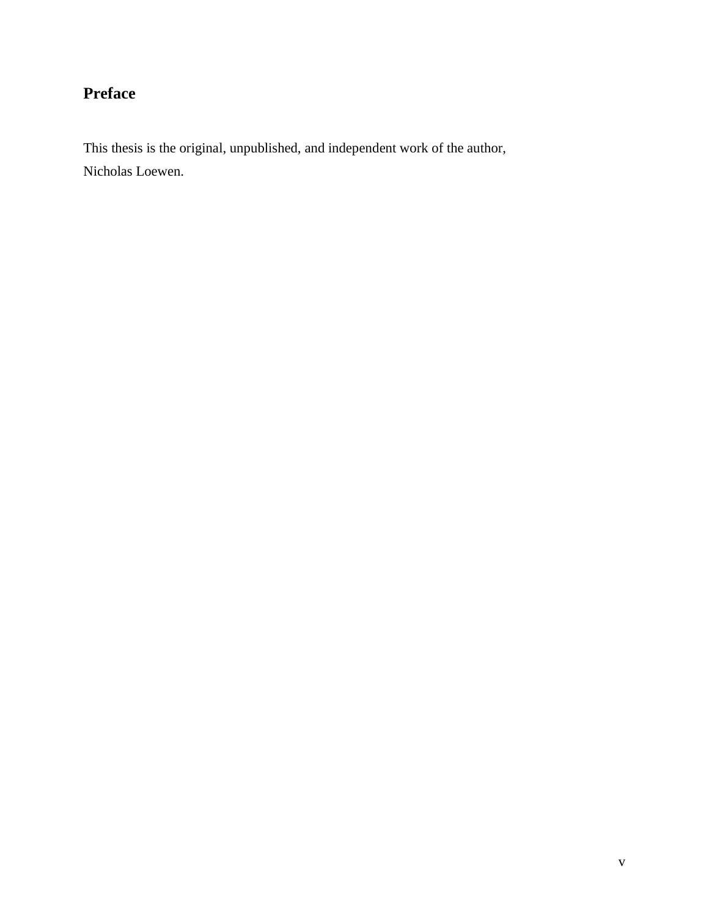## Preface

This thesis is the original, unpublished, and independent work of the author, Nicholas Loewen.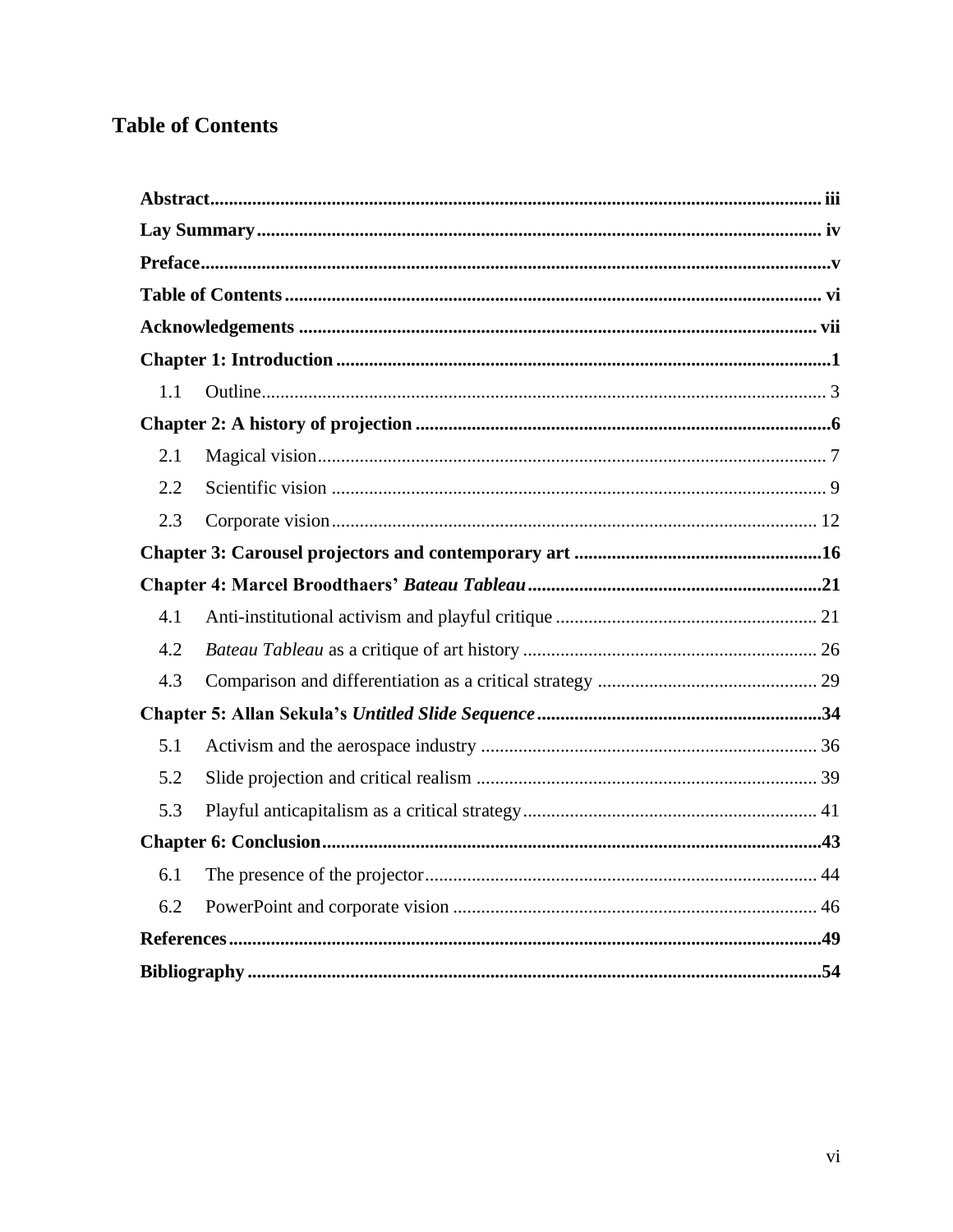## Table of Contents

**Abstract** .......... iii

**Lay Summary** .......... iv

**Preface** .......... v

**Table of Contents** .......... vi

**Acknowledgements** .......... vii

**Chapter 1: Introduction** .......... 1

- 1.1 Outline .......... 3

**Chapter 2: A history of projection** .......... 6

- 2.1 Magical vision .......... 7
- 2.2 Scientific vision .......... 9
- 2.3 Corporate vision .......... 12

**Chapter 3: Carousel projectors and contemporary art** .......... 16

**Chapter 4: Marcel Broodthaers' *Bateau Tableau*** .......... 21

- 4.1 Anti-institutional activism and playful critique .......... 21
- 4.2 *Bateau Tableau* as a critique of art history .......... 26
- 4.3 Comparison and differentiation as a critical strategy .......... 29

**Chapter 5: Allan Sekula's *Untitled Slide Sequence*** .......... 34

- 5.1 Activism and the aerospace industry .......... 36
- 5.2 Slide projection and critical realism .......... 39
- 5.3 Playful anticapitalism as a critical strategy .......... 41

**Chapter 6: Conclusion** .......... 43

- 6.1 The presence of the projector .......... 44
- 6.2 PowerPoint and corporate vision .......... 46

**References** .......... 49

**Bibliography** .......... 54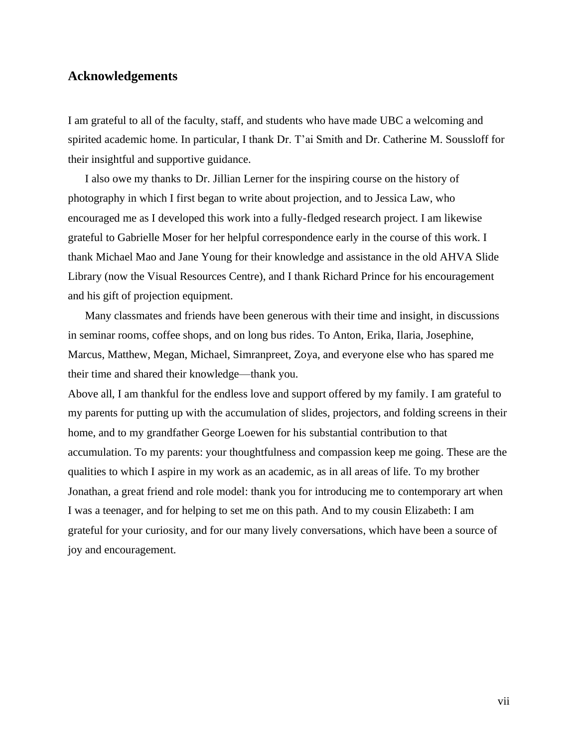## Acknowledgements

I am grateful to all of the faculty, staff, and students who have made UBC a welcoming and spirited academic home. In particular, I thank Dr. T'ai Smith and Dr. Catherine M. Soussloff for their insightful and supportive guidance.

I also owe my thanks to Dr. Jillian Lerner for the inspiring course on the history of photography in which I first began to write about projection, and to Jessica Law, who encouraged me as I developed this work into a fully-fledged research project. I am likewise grateful to Gabrielle Moser for her helpful correspondence early in the course of this work. I thank Michael Mao and Jane Young for their knowledge and assistance in the old AHVA Slide Library (now the Visual Resources Centre), and I thank Richard Prince for his encouragement and his gift of projection equipment.

Many classmates and friends have been generous with their time and insight, in discussions in seminar rooms, coffee shops, and on long bus rides. To Anton, Erika, Ilaria, Josephine, Marcus, Matthew, Megan, Michael, Simranpreet, Zoya, and everyone else who has spared me their time and shared their knowledge—thank you.

Above all, I am thankful for the endless love and support offered by my family. I am grateful to my parents for putting up with the accumulation of slides, projectors, and folding screens in their home, and to my grandfather George Loewen for his substantial contribution to that accumulation. To my parents: your thoughtfulness and compassion keep me going. These are the qualities to which I aspire in my work as an academic, as in all areas of life. To my brother Jonathan, a great friend and role model: thank you for introducing me to contemporary art when I was a teenager, and for helping to set me on this path. And to my cousin Elizabeth: I am grateful for your curiosity, and for our many lively conversations, which have been a source of joy and encouragement.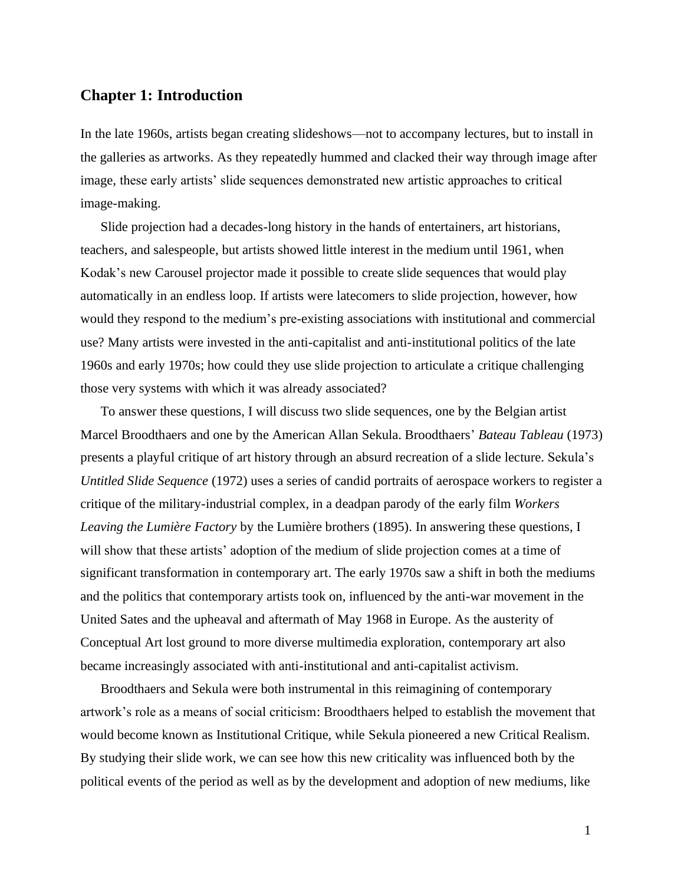## Chapter 1: Introduction

In the late 1960s, artists began creating slideshows—not to accompany lectures, but to install in the galleries as artworks. As they repeatedly hummed and clacked their way through image after image, these early artists' slide sequences demonstrated new artistic approaches to critical image-making.

Slide projection had a decades-long history in the hands of entertainers, art historians, teachers, and salespeople, but artists showed little interest in the medium until 1961, when Kodak's new Carousel projector made it possible to create slide sequences that would play automatically in an endless loop. If artists were latecomers to slide projection, however, how would they respond to the medium's pre-existing associations with institutional and commercial use? Many artists were invested in the anti-capitalist and anti-institutional politics of the late 1960s and early 1970s; how could they use slide projection to articulate a critique challenging those very systems with which it was already associated?

To answer these questions, I will discuss two slide sequences, one by the Belgian artist Marcel Broodthaers and one by the American Allan Sekula. Broodthaers' *Bateau Tableau* (1973) presents a playful critique of art history through an absurd recreation of a slide lecture. Sekula's *Untitled Slide Sequence* (1972) uses a series of candid portraits of aerospace workers to register a critique of the military-industrial complex, in a deadpan parody of the early film *Workers Leaving the Lumière Factory* by the Lumière brothers (1895). In answering these questions, I will show that these artists' adoption of the medium of slide projection comes at a time of significant transformation in contemporary art. The early 1970s saw a shift in both the mediums and the politics that contemporary artists took on, influenced by the anti-war movement in the United Sates and the upheaval and aftermath of May 1968 in Europe. As the austerity of Conceptual Art lost ground to more diverse multimedia exploration, contemporary art also became increasingly associated with anti-institutional and anti-capitalist activism.

Broodthaers and Sekula were both instrumental in this reimagining of contemporary artwork's role as a means of social criticism: Broodthaers helped to establish the movement that would become known as Institutional Critique, while Sekula pioneered a new Critical Realism. By studying their slide work, we can see how this new criticality was influenced both by the political events of the period as well as by the development and adoption of new mediums, like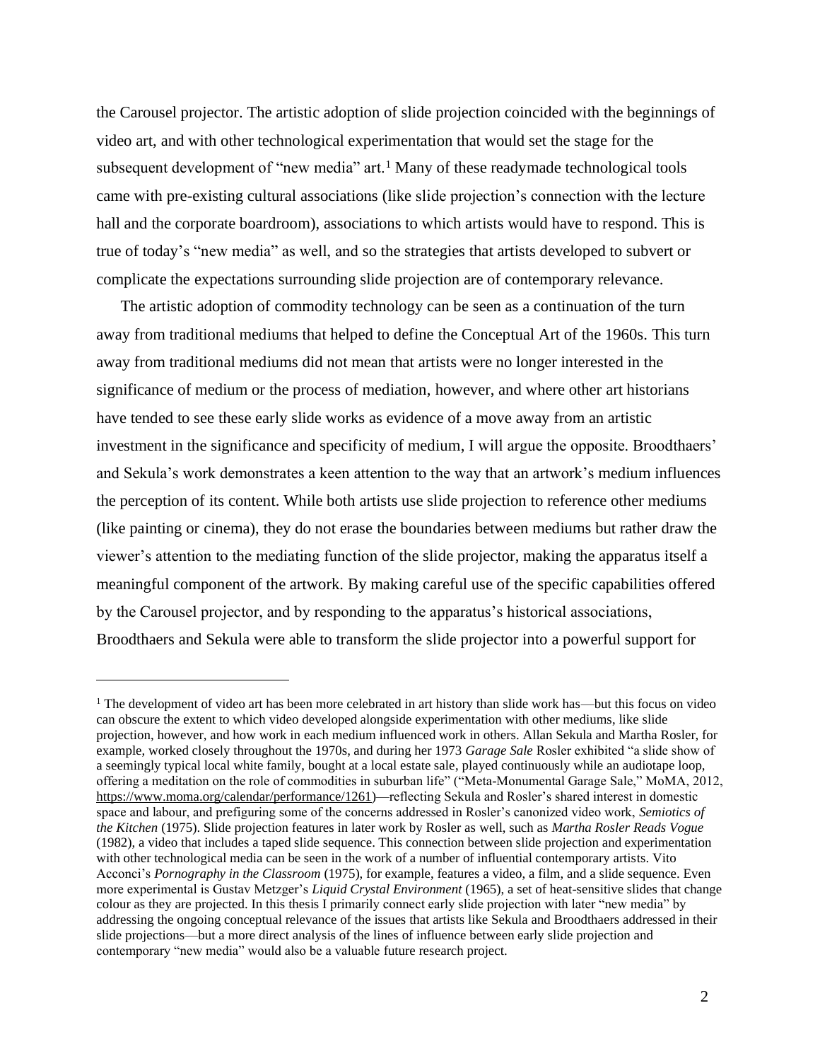the Carousel projector. The artistic adoption of slide projection coincided with the beginnings of video art, and with other technological experimentation that would set the stage for the subsequent development of "new media" art.[1] Many of these readymade technological tools came with pre-existing cultural associations (like slide projection's connection with the lecture hall and the corporate boardroom), associations to which artists would have to respond. This is true of today's "new media" as well, and so the strategies that artists developed to subvert or complicate the expectations surrounding slide projection are of contemporary relevance.

The artistic adoption of commodity technology can be seen as a continuation of the turn away from traditional mediums that helped to define the Conceptual Art of the 1960s. This turn away from traditional mediums did not mean that artists were no longer interested in the significance of medium or the process of mediation, however, and where other art historians have tended to see these early slide works as evidence of a move away from an artistic investment in the significance and specificity of medium, I will argue the opposite. Broodthaers' and Sekula's work demonstrates a keen attention to the way that an artwork's medium influences the perception of its content. While both artists use slide projection to reference other mediums (like painting or cinema), they do not erase the boundaries between mediums but rather draw the viewer's attention to the mediating function of the slide projector, making the apparatus itself a meaningful component of the artwork. By making careful use of the specific capabilities offered by the Carousel projector, and by responding to the apparatus's historical associations, Broodthaers and Sekula were able to transform the slide projector into a powerful support for

---

[1] The development of video art has been more celebrated in art history than slide work has—but this focus on video can obscure the extent to which video developed alongside experimentation with other mediums, like slide projection, however, and how work in each medium influenced work in others. Allan Sekula and Martha Rosler, for example, worked closely throughout the 1970s, and during her 1973 *Garage Sale* Rosler exhibited "a slide show of a seemingly typical local white family, bought at a local estate sale, played continuously while an audiotape loop, offering a meditation on the role of commodities in suburban life" ("Meta-Monumental Garage Sale," MoMA, 2012, https://www.moma.org/calendar/performance/1261)—reflecting Sekula and Rosler's shared interest in domestic space and labour, and prefiguring some of the concerns addressed in Rosler's canonized video work, *Semiotics of the Kitchen* (1975). Slide projection features in later work by Rosler as well, such as *Martha Rosler Reads Vogue* (1982), a video that includes a taped slide sequence. This connection between slide projection and experimentation with other technological media can be seen in the work of a number of influential contemporary artists. Vito Acconci's *Pornography in the Classroom* (1975), for example, features a video, a film, and a slide sequence. Even more experimental is Gustav Metzger's *Liquid Crystal Environment* (1965), a set of heat-sensitive slides that change colour as they are projected. In this thesis I primarily connect early slide projection with later "new media" by addressing the ongoing conceptual relevance of the issues that artists like Sekula and Broodthaers addressed in their slide projections—but a more direct analysis of the lines of influence between early slide projection and contemporary "new media" would also be a valuable future research project.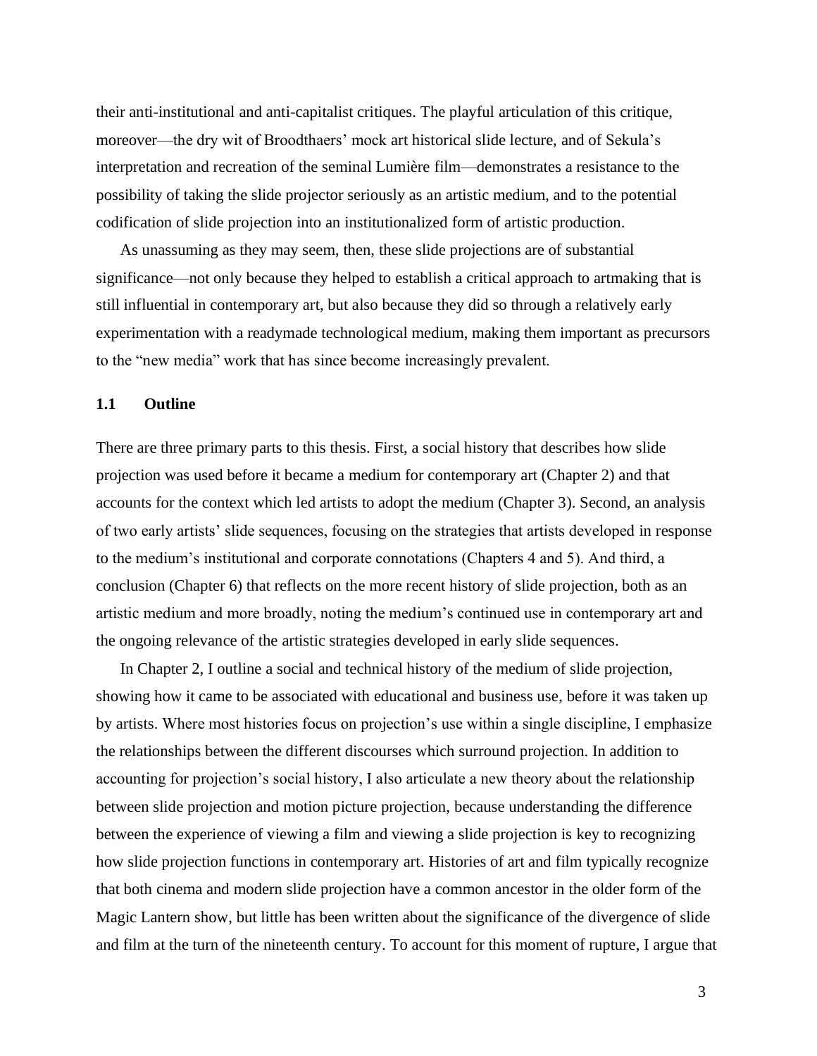their anti-institutional and anti-capitalist critiques. The playful articulation of this critique, moreover—the dry wit of Broodthaers' mock art historical slide lecture, and of Sekula's interpretation and recreation of the seminal Lumière film—demonstrates a resistance to the possibility of taking the slide projector seriously as an artistic medium, and to the potential codification of slide projection into an institutionalized form of artistic production.

As unassuming as they may seem, then, these slide projections are of substantial significance—not only because they helped to establish a critical approach to artmaking that is still influential in contemporary art, but also because they did so through a relatively early experimentation with a readymade technological medium, making them important as precursors to the "new media" work that has since become increasingly prevalent.

## 1.1 Outline

There are three primary parts to this thesis. First, a social history that describes how slide projection was used before it became a medium for contemporary art (Chapter 2) and that accounts for the context which led artists to adopt the medium (Chapter 3). Second, an analysis of two early artists' slide sequences, focusing on the strategies that artists developed in response to the medium's institutional and corporate connotations (Chapters 4 and 5). And third, a conclusion (Chapter 6) that reflects on the more recent history of slide projection, both as an artistic medium and more broadly, noting the medium's continued use in contemporary art and the ongoing relevance of the artistic strategies developed in early slide sequences.

In Chapter 2, I outline a social and technical history of the medium of slide projection, showing how it came to be associated with educational and business use, before it was taken up by artists. Where most histories focus on projection's use within a single discipline, I emphasize the relationships between the different discourses which surround projection. In addition to accounting for projection's social history, I also articulate a new theory about the relationship between slide projection and motion picture projection, because understanding the difference between the experience of viewing a film and viewing a slide projection is key to recognizing how slide projection functions in contemporary art. Histories of art and film typically recognize that both cinema and modern slide projection have a common ancestor in the older form of the Magic Lantern show, but little has been written about the significance of the divergence of slide and film at the turn of the nineteenth century. To account for this moment of rupture, I argue that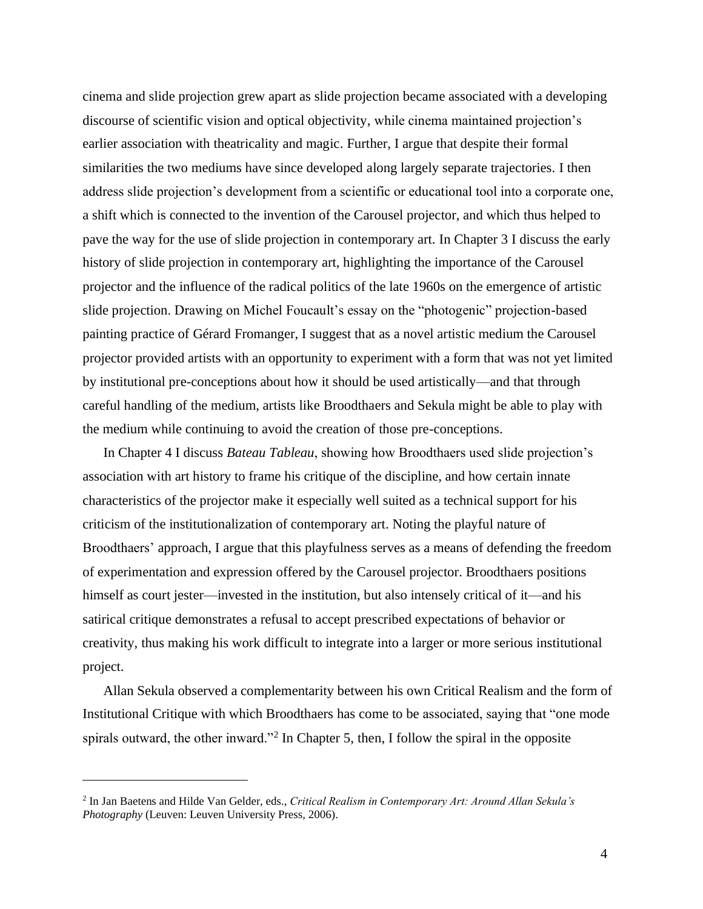cinema and slide projection grew apart as slide projection became associated with a developing discourse of scientific vision and optical objectivity, while cinema maintained projection's earlier association with theatricality and magic. Further, I argue that despite their formal similarities the two mediums have since developed along largely separate trajectories. I then address slide projection's development from a scientific or educational tool into a corporate one, a shift which is connected to the invention of the Carousel projector, and which thus helped to pave the way for the use of slide projection in contemporary art. In Chapter 3 I discuss the early history of slide projection in contemporary art, highlighting the importance of the Carousel projector and the influence of the radical politics of the late 1960s on the emergence of artistic slide projection. Drawing on Michel Foucault's essay on the "photogenic" projection-based painting practice of Gérard Fromanger, I suggest that as a novel artistic medium the Carousel projector provided artists with an opportunity to experiment with a form that was not yet limited by institutional pre-conceptions about how it should be used artistically—and that through careful handling of the medium, artists like Broodthaers and Sekula might be able to play with the medium while continuing to avoid the creation of those pre-conceptions.

In Chapter 4 I discuss *Bateau Tableau*, showing how Broodthaers used slide projection's association with art history to frame his critique of the discipline, and how certain innate characteristics of the projector make it especially well suited as a technical support for his criticism of the institutionalization of contemporary art. Noting the playful nature of Broodthaers' approach, I argue that this playfulness serves as a means of defending the freedom of experimentation and expression offered by the Carousel projector. Broodthaers positions himself as court jester—invested in the institution, but also intensely critical of it—and his satirical critique demonstrates a refusal to accept prescribed expectations of behavior or creativity, thus making his work difficult to integrate into a larger or more serious institutional project.

Allan Sekula observed a complementarity between his own Critical Realism and the form of Institutional Critique with which Broodthaers has come to be associated, saying that "one mode spirals outward, the other inward."[2] In Chapter 5, then, I follow the spiral in the opposite

[2] In Jan Baetens and Hilde Van Gelder, eds., *Critical Realism in Contemporary Art: Around Allan Sekula's Photography* (Leuven: Leuven University Press, 2006).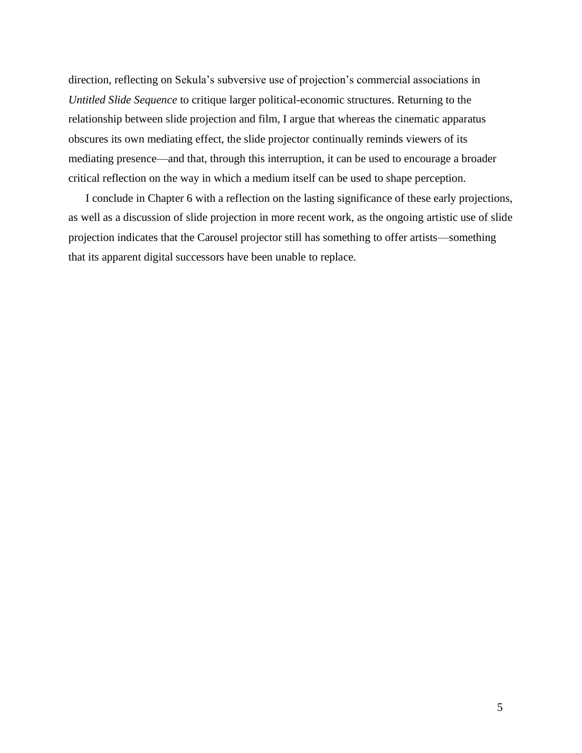direction, reflecting on Sekula's subversive use of projection's commercial associations in *Untitled Slide Sequence* to critique larger political-economic structures. Returning to the relationship between slide projection and film, I argue that whereas the cinematic apparatus obscures its own mediating effect, the slide projector continually reminds viewers of its mediating presence—and that, through this interruption, it can be used to encourage a broader critical reflection on the way in which a medium itself can be used to shape perception.

I conclude in Chapter 6 with a reflection on the lasting significance of these early projections, as well as a discussion of slide projection in more recent work, as the ongoing artistic use of slide projection indicates that the Carousel projector still has something to offer artists—something that its apparent digital successors have been unable to replace.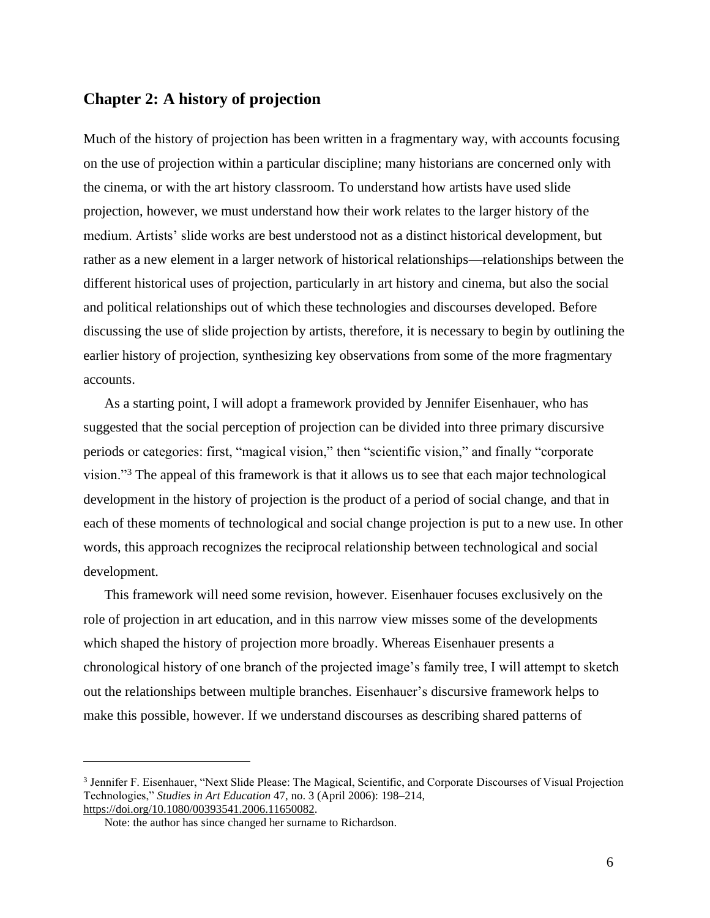## Chapter 2: A history of projection

Much of the history of projection has been written in a fragmentary way, with accounts focusing on the use of projection within a particular discipline; many historians are concerned only with the cinema, or with the art history classroom. To understand how artists have used slide projection, however, we must understand how their work relates to the larger history of the medium. Artists' slide works are best understood not as a distinct historical development, but rather as a new element in a larger network of historical relationships—relationships between the different historical uses of projection, particularly in art history and cinema, but also the social and political relationships out of which these technologies and discourses developed. Before discussing the use of slide projection by artists, therefore, it is necessary to begin by outlining the earlier history of projection, synthesizing key observations from some of the more fragmentary accounts.

As a starting point, I will adopt a framework provided by Jennifer Eisenhauer, who has suggested that the social perception of projection can be divided into three primary discursive periods or categories: first, "magical vision," then "scientific vision," and finally "corporate vision."[3] The appeal of this framework is that it allows us to see that each major technological development in the history of projection is the product of a period of social change, and that in each of these moments of technological and social change projection is put to a new use. In other words, this approach recognizes the reciprocal relationship between technological and social development.

This framework will need some revision, however. Eisenhauer focuses exclusively on the role of projection in art education, and in this narrow view misses some of the developments which shaped the history of projection more broadly. Whereas Eisenhauer presents a chronological history of one branch of the projected image's family tree, I will attempt to sketch out the relationships between multiple branches. Eisenhauer's discursive framework helps to make this possible, however. If we understand discourses as describing shared patterns of

---

[3] Jennifer F. Eisenhauer, "Next Slide Please: The Magical, Scientific, and Corporate Discourses of Visual Projection Technologies," *Studies in Art Education* 47, no. 3 (April 2006): 198–214, https://doi.org/10.1080/00393541.2006.11650082.

Note: the author has since changed her surname to Richardson.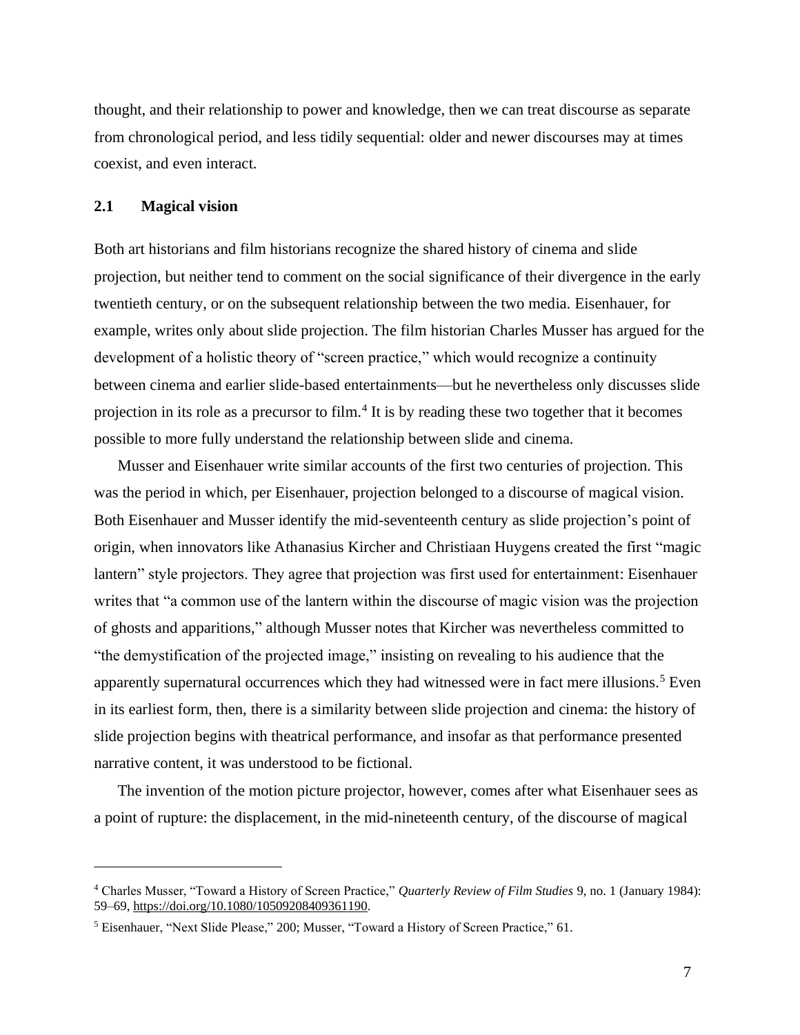thought, and their relationship to power and knowledge, then we can treat discourse as separate from chronological period, and less tidily sequential: older and newer discourses may at times coexist, and even interact.

## 2.1 Magical vision

Both art historians and film historians recognize the shared history of cinema and slide projection, but neither tend to comment on the social significance of their divergence in the early twentieth century, or on the subsequent relationship between the two media. Eisenhauer, for example, writes only about slide projection. The film historian Charles Musser has argued for the development of a holistic theory of "screen practice," which would recognize a continuity between cinema and earlier slide-based entertainments—but he nevertheless only discusses slide projection in its role as a precursor to film.[4] It is by reading these two together that it becomes possible to more fully understand the relationship between slide and cinema.

Musser and Eisenhauer write similar accounts of the first two centuries of projection. This was the period in which, per Eisenhauer, projection belonged to a discourse of magical vision. Both Eisenhauer and Musser identify the mid-seventeenth century as slide projection's point of origin, when innovators like Athanasius Kircher and Christiaan Huygens created the first "magic lantern" style projectors. They agree that projection was first used for entertainment: Eisenhauer writes that "a common use of the lantern within the discourse of magic vision was the projection of ghosts and apparitions," although Musser notes that Kircher was nevertheless committed to "the demystification of the projected image," insisting on revealing to his audience that the apparently supernatural occurrences which they had witnessed were in fact mere illusions.[5] Even in its earliest form, then, there is a similarity between slide projection and cinema: the history of slide projection begins with theatrical performance, and insofar as that performance presented narrative content, it was understood to be fictional.

The invention of the motion picture projector, however, comes after what Eisenhauer sees as a point of rupture: the displacement, in the mid-nineteenth century, of the discourse of magical

---

[4] Charles Musser, "Toward a History of Screen Practice," *Quarterly Review of Film Studies* 9, no. 1 (January 1984): 59–69, https://doi.org/10.1080/10509208409361190.

[5] Eisenhauer, "Next Slide Please," 200; Musser, "Toward a History of Screen Practice," 61.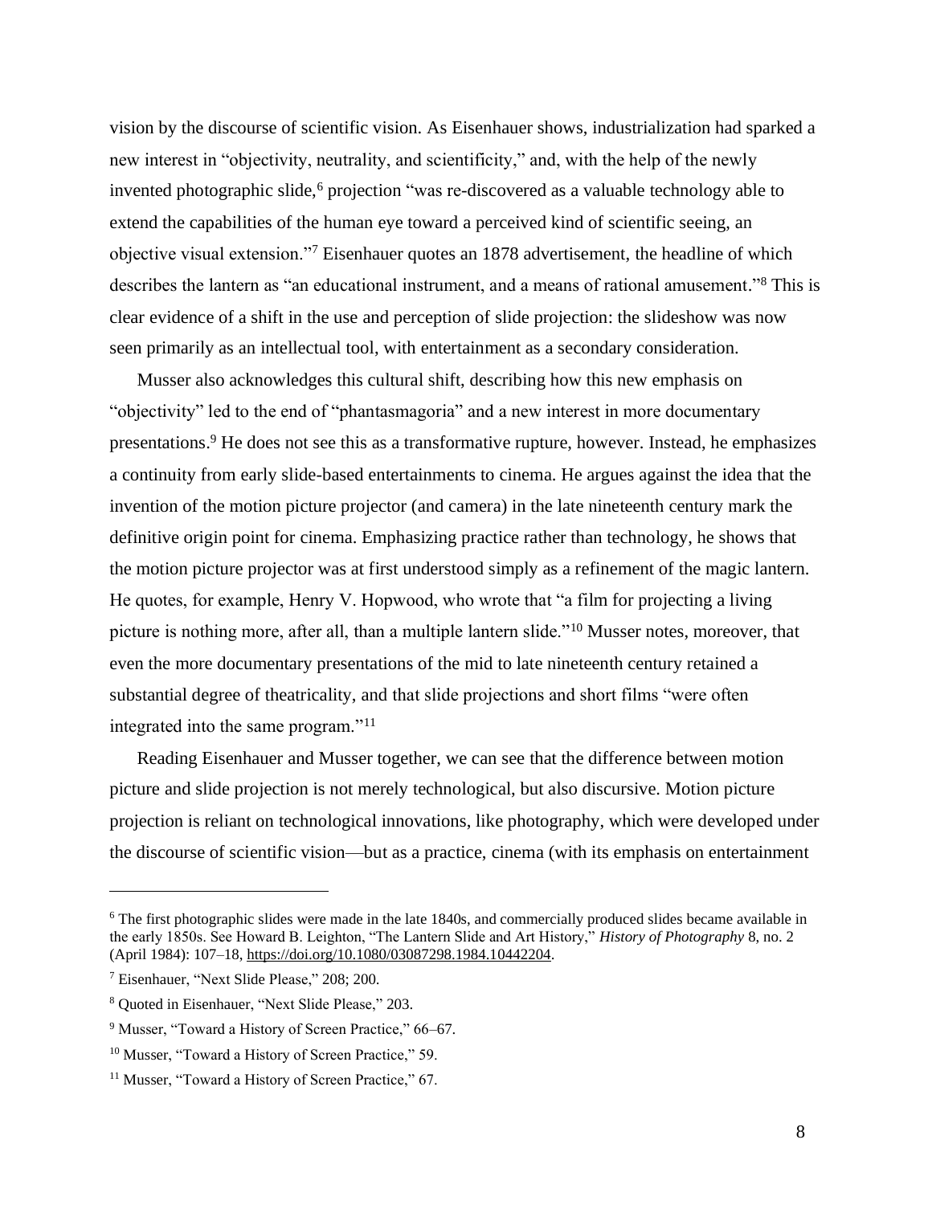vision by the discourse of scientific vision. As Eisenhauer shows, industrialization had sparked a new interest in "objectivity, neutrality, and scientificity," and, with the help of the newly invented photographic slide,[6] projection "was re-discovered as a valuable technology able to extend the capabilities of the human eye toward a perceived kind of scientific seeing, an objective visual extension."[7] Eisenhauer quotes an 1878 advertisement, the headline of which describes the lantern as "an educational instrument, and a means of rational amusement."[8] This is clear evidence of a shift in the use and perception of slide projection: the slideshow was now seen primarily as an intellectual tool, with entertainment as a secondary consideration.

Musser also acknowledges this cultural shift, describing how this new emphasis on "objectivity" led to the end of "phantasmagoria" and a new interest in more documentary presentations.[9] He does not see this as a transformative rupture, however. Instead, he emphasizes a continuity from early slide-based entertainments to cinema. He argues against the idea that the invention of the motion picture projector (and camera) in the late nineteenth century mark the definitive origin point for cinema. Emphasizing practice rather than technology, he shows that the motion picture projector was at first understood simply as a refinement of the magic lantern. He quotes, for example, Henry V. Hopwood, who wrote that "a film for projecting a living picture is nothing more, after all, than a multiple lantern slide."[10] Musser notes, moreover, that even the more documentary presentations of the mid to late nineteenth century retained a substantial degree of theatricality, and that slide projections and short films "were often integrated into the same program."[11]

Reading Eisenhauer and Musser together, we can see that the difference between motion picture and slide projection is not merely technological, but also discursive. Motion picture projection is reliant on technological innovations, like photography, which were developed under the discourse of scientific vision—but as a practice, cinema (with its emphasis on entertainment

---

[6] The first photographic slides were made in the late 1840s, and commercially produced slides became available in the early 1850s. See Howard B. Leighton, "The Lantern Slide and Art History," *History of Photography* 8, no. 2 (April 1984): 107–18, https://doi.org/10.1080/03087298.1984.10442204.

[7] Eisenhauer, "Next Slide Please," 208; 200.

[8] Quoted in Eisenhauer, "Next Slide Please," 203.

[9] Musser, "Toward a History of Screen Practice," 66–67.

[10] Musser, "Toward a History of Screen Practice," 59.

[11] Musser, "Toward a History of Screen Practice," 67.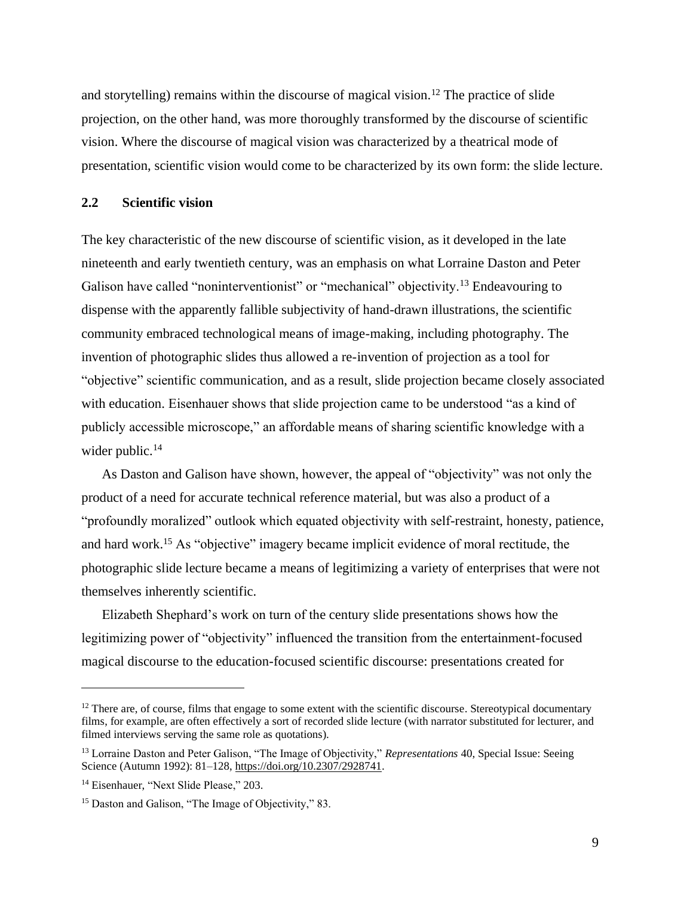and storytelling) remains within the discourse of magical vision.[12] The practice of slide projection, on the other hand, was more thoroughly transformed by the discourse of scientific vision. Where the discourse of magical vision was characterized by a theatrical mode of presentation, scientific vision would come to be characterized by its own form: the slide lecture.

## 2.2 Scientific vision

The key characteristic of the new discourse of scientific vision, as it developed in the late nineteenth and early twentieth century, was an emphasis on what Lorraine Daston and Peter Galison have called "noninterventionist" or "mechanical" objectivity.[13] Endeavouring to dispense with the apparently fallible subjectivity of hand-drawn illustrations, the scientific community embraced technological means of image-making, including photography. The invention of photographic slides thus allowed a re-invention of projection as a tool for "objective" scientific communication, and as a result, slide projection became closely associated with education. Eisenhauer shows that slide projection came to be understood "as a kind of publicly accessible microscope," an affordable means of sharing scientific knowledge with a wider public.[14]

As Daston and Galison have shown, however, the appeal of "objectivity" was not only the product of a need for accurate technical reference material, but was also a product of a "profoundly moralized" outlook which equated objectivity with self-restraint, honesty, patience, and hard work.[15] As "objective" imagery became implicit evidence of moral rectitude, the photographic slide lecture became a means of legitimizing a variety of enterprises that were not themselves inherently scientific.

Elizabeth Shephard's work on turn of the century slide presentations shows how the legitimizing power of "objectivity" influenced the transition from the entertainment-focused magical discourse to the education-focused scientific discourse: presentations created for

---

[12] There are, of course, films that engage to some extent with the scientific discourse. Stereotypical documentary films, for example, are often effectively a sort of recorded slide lecture (with narrator substituted for lecturer, and filmed interviews serving the same role as quotations).

[13] Lorraine Daston and Peter Galison, "The Image of Objectivity," *Representations* 40, Special Issue: Seeing Science (Autumn 1992): 81–128, https://doi.org/10.2307/2928741.

[14] Eisenhauer, "Next Slide Please," 203.

[15] Daston and Galison, "The Image of Objectivity," 83.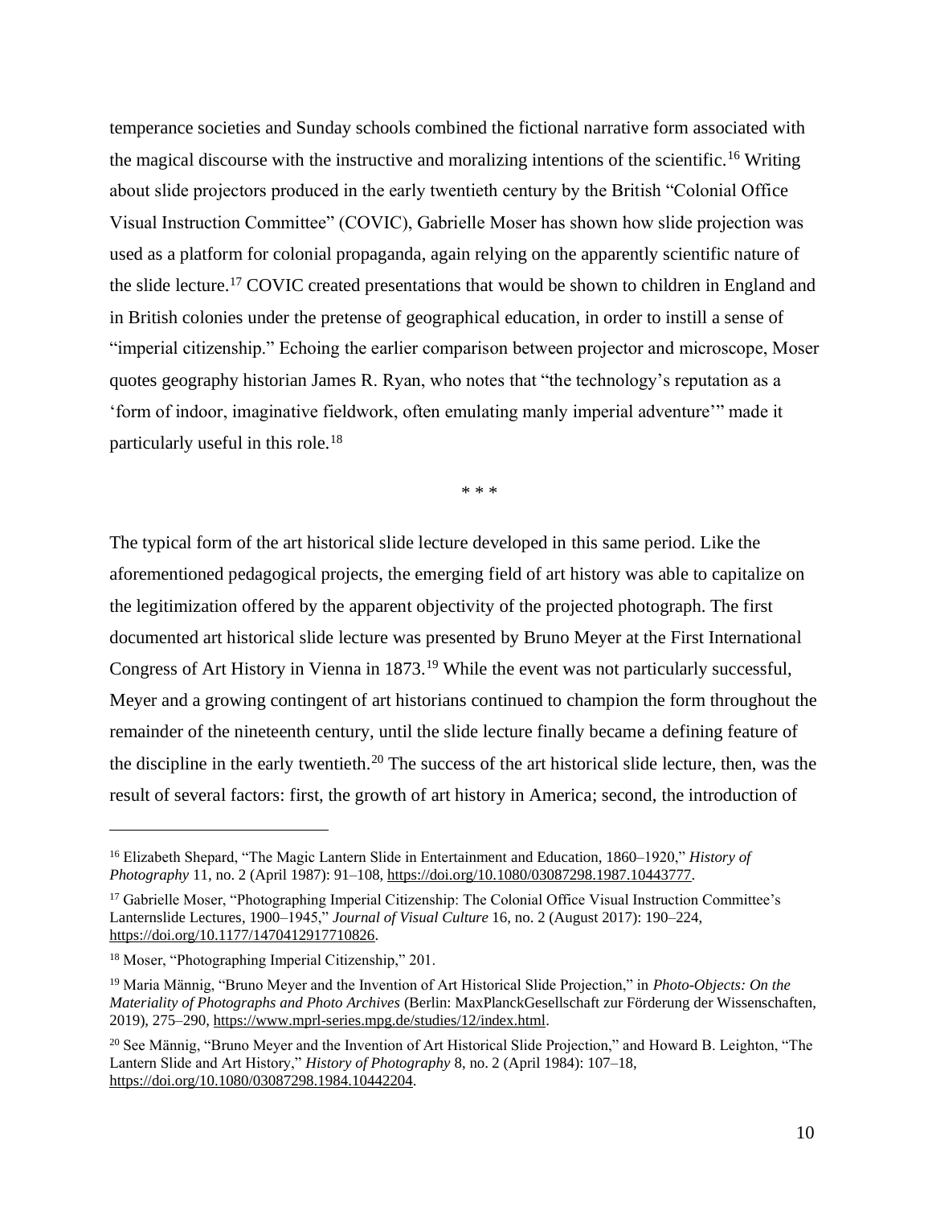temperance societies and Sunday schools combined the fictional narrative form associated with the magical discourse with the instructive and moralizing intentions of the scientific.[16] Writing about slide projectors produced in the early twentieth century by the British "Colonial Office Visual Instruction Committee" (COVIC), Gabrielle Moser has shown how slide projection was used as a platform for colonial propaganda, again relying on the apparently scientific nature of the slide lecture.[17] COVIC created presentations that would be shown to children in England and in British colonies under the pretense of geographical education, in order to instill a sense of "imperial citizenship." Echoing the earlier comparison between projector and microscope, Moser quotes geography historian James R. Ryan, who notes that "the technology's reputation as a 'form of indoor, imaginative fieldwork, often emulating manly imperial adventure'" made it particularly useful in this role.[18]

\* \* \*

The typical form of the art historical slide lecture developed in this same period. Like the aforementioned pedagogical projects, the emerging field of art history was able to capitalize on the legitimization offered by the apparent objectivity of the projected photograph. The first documented art historical slide lecture was presented by Bruno Meyer at the First International Congress of Art History in Vienna in 1873.[19] While the event was not particularly successful, Meyer and a growing contingent of art historians continued to champion the form throughout the remainder of the nineteenth century, until the slide lecture finally became a defining feature of the discipline in the early twentieth.[20] The success of the art historical slide lecture, then, was the result of several factors: first, the growth of art history in America; second, the introduction of

---

[16] Elizabeth Shepard, "The Magic Lantern Slide in Entertainment and Education, 1860–1920," *History of Photography* 11, no. 2 (April 1987): 91–108, https://doi.org/10.1080/03087298.1987.10443777.

[17] Gabrielle Moser, "Photographing Imperial Citizenship: The Colonial Office Visual Instruction Committee's Lanternslide Lectures, 1900–1945," *Journal of Visual Culture* 16, no. 2 (August 2017): 190–224, https://doi.org/10.1177/1470412917710826.

[18] Moser, "Photographing Imperial Citizenship," 201.

[19] Maria Männig, "Bruno Meyer and the Invention of Art Historical Slide Projection," in *Photo-Objects: On the Materiality of Photographs and Photo Archives* (Berlin: MaxPlanckGesellschaft zur Förderung der Wissenschaften, 2019), 275–290, https://www.mprl-series.mpg.de/studies/12/index.html.

[20] See Männig, "Bruno Meyer and the Invention of Art Historical Slide Projection," and Howard B. Leighton, "The Lantern Slide and Art History," *History of Photography* 8, no. 2 (April 1984): 107–18, https://doi.org/10.1080/03087298.1984.10442204.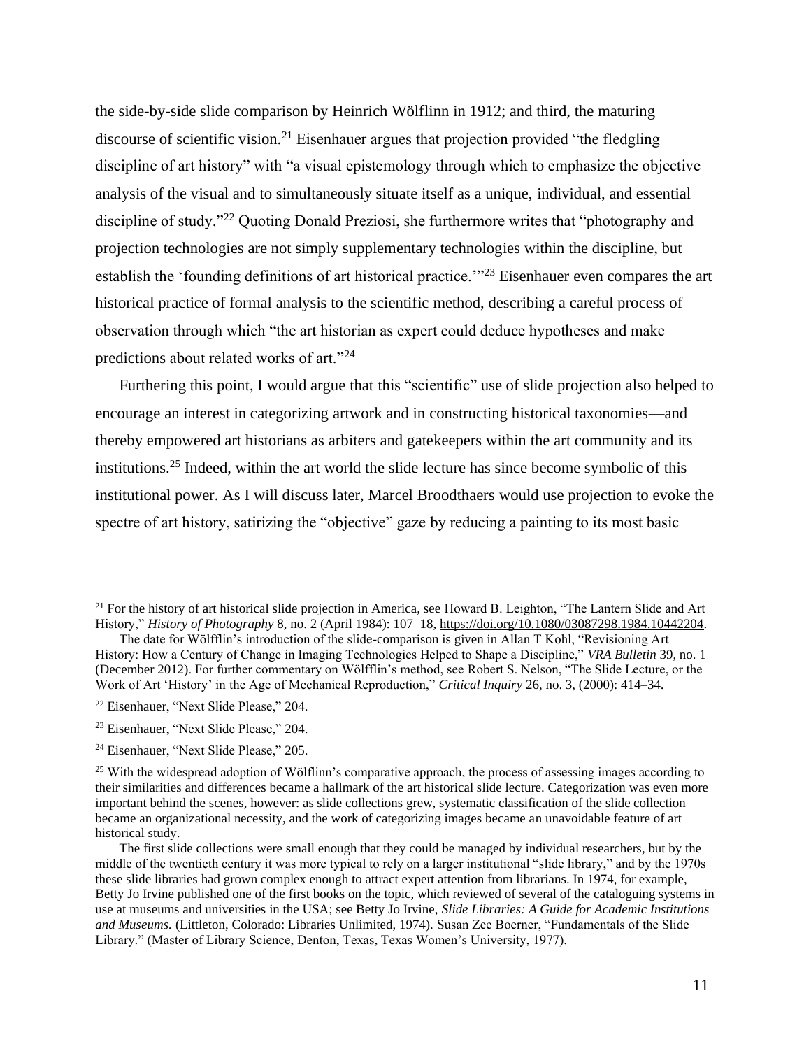the side-by-side slide comparison by Heinrich Wölflinn in 1912; and third, the maturing discourse of scientific vision.[21] Eisenhauer argues that projection provided "the fledgling discipline of art history" with "a visual epistemology through which to emphasize the objective analysis of the visual and to simultaneously situate itself as a unique, individual, and essential discipline of study."[22] Quoting Donald Preziosi, she furthermore writes that "photography and projection technologies are not simply supplementary technologies within the discipline, but establish the 'founding definitions of art historical practice.'"[23] Eisenhauer even compares the art historical practice of formal analysis to the scientific method, describing a careful process of observation through which "the art historian as expert could deduce hypotheses and make predictions about related works of art."[24]

Furthering this point, I would argue that this "scientific" use of slide projection also helped to encourage an interest in categorizing artwork and in constructing historical taxonomies—and thereby empowered art historians as arbiters and gatekeepers within the art community and its institutions.[25] Indeed, within the art world the slide lecture has since become symbolic of this institutional power. As I will discuss later, Marcel Broodthaers would use projection to evoke the spectre of art history, satirizing the "objective" gaze by reducing a painting to its most basic

---

[21] For the history of art historical slide projection in America, see Howard B. Leighton, "The Lantern Slide and Art History," *History of Photography* 8, no. 2 (April 1984): 107–18, https://doi.org/10.1080/03087298.1984.10442204.

The date for Wölfflin's introduction of the slide-comparison is given in Allan T Kohl, "Revisioning Art History: How a Century of Change in Imaging Technologies Helped to Shape a Discipline," *VRA Bulletin* 39, no. 1 (December 2012). For further commentary on Wölfflin's method, see Robert S. Nelson, "The Slide Lecture, or the Work of Art 'History' in the Age of Mechanical Reproduction," *Critical Inquiry* 26, no. 3, (2000): 414–34.

[22] Eisenhauer, "Next Slide Please," 204.

[23] Eisenhauer, "Next Slide Please," 204.

[24] Eisenhauer, "Next Slide Please," 205.

[25] With the widespread adoption of Wölfinn's comparative approach, the process of assessing images according to their similarities and differences became a hallmark of the art historical slide lecture. Categorization was even more important behind the scenes, however: as slide collections grew, systematic classification of the slide collection became an organizational necessity, and the work of categorizing images became an unavoidable feature of art historical study.

The first slide collections were small enough that they could be managed by individual researchers, but by the middle of the twentieth century it was more typical to rely on a larger institutional "slide library," and by the 1970s these slide libraries had grown complex enough to attract expert attention from librarians. In 1974, for example, Betty Jo Irvine published one of the first books on the topic, which reviewed of several of the cataloguing systems in use at museums and universities in the USA; see Betty Jo Irvine, *Slide Libraries: A Guide for Academic Institutions and Museums.* (Littleton, Colorado: Libraries Unlimited, 1974). Susan Zee Boerner, "Fundamentals of the Slide Library." (Master of Library Science, Denton, Texas, Texas Women's University, 1977).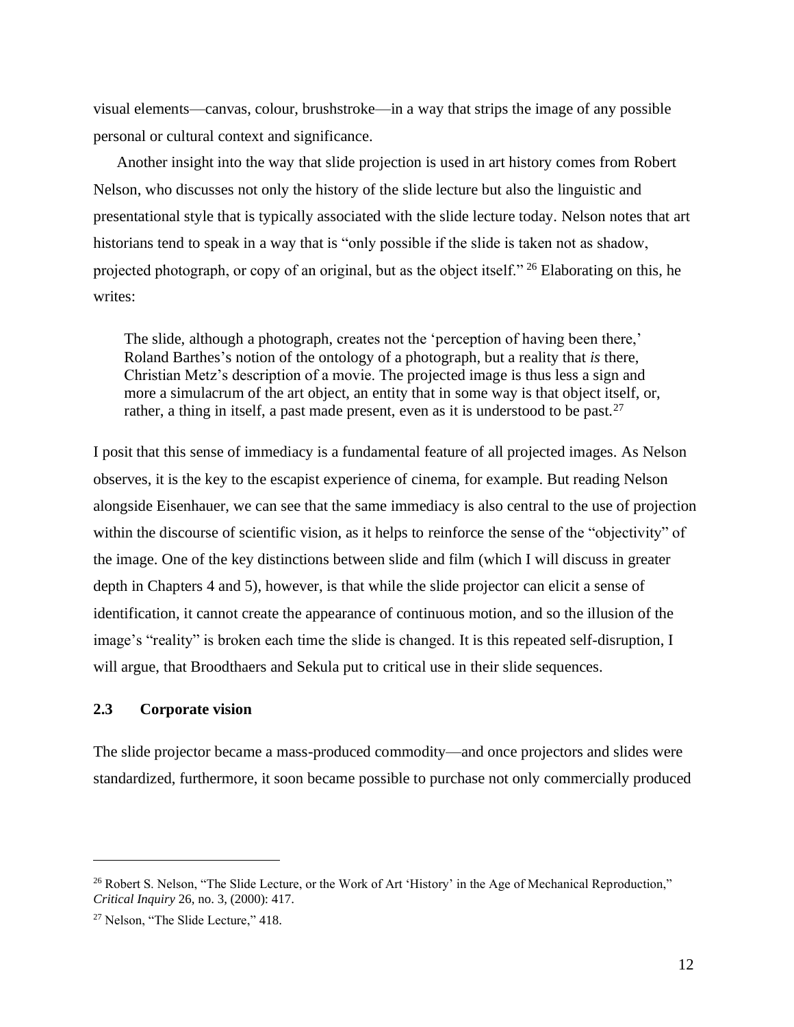visual elements—canvas, colour, brushstroke—in a way that strips the image of any possible personal or cultural context and significance.

Another insight into the way that slide projection is used in art history comes from Robert Nelson, who discusses not only the history of the slide lecture but also the linguistic and presentational style that is typically associated with the slide lecture today. Nelson notes that art historians tend to speak in a way that is "only possible if the slide is taken not as shadow, projected photograph, or copy of an original, but as the object itself." [26] Elaborating on this, he writes:

> The slide, although a photograph, creates not the 'perception of having been there,' Roland Barthes's notion of the ontology of a photograph, but a reality that *is* there, Christian Metz's description of a movie. The projected image is thus less a sign and more a simulacrum of the art object, an entity that in some way is that object itself, or, rather, a thing in itself, a past made present, even as it is understood to be past.[27]

I posit that this sense of immediacy is a fundamental feature of all projected images. As Nelson observes, it is the key to the escapist experience of cinema, for example. But reading Nelson alongside Eisenhauer, we can see that the same immediacy is also central to the use of projection within the discourse of scientific vision, as it helps to reinforce the sense of the "objectivity" of the image. One of the key distinctions between slide and film (which I will discuss in greater depth in Chapters 4 and 5), however, is that while the slide projector can elicit a sense of identification, it cannot create the appearance of continuous motion, and so the illusion of the image's "reality" is broken each time the slide is changed. It is this repeated self-disruption, I will argue, that Broodthaers and Sekula put to critical use in their slide sequences.

## 2.3 Corporate vision

The slide projector became a mass-produced commodity—and once projectors and slides were standardized, furthermore, it soon became possible to purchase not only commercially produced

---

[26] Robert S. Nelson, "The Slide Lecture, or the Work of Art 'History' in the Age of Mechanical Reproduction," *Critical Inquiry* 26, no. 3, (2000): 417.

[27] Nelson, "The Slide Lecture," 418.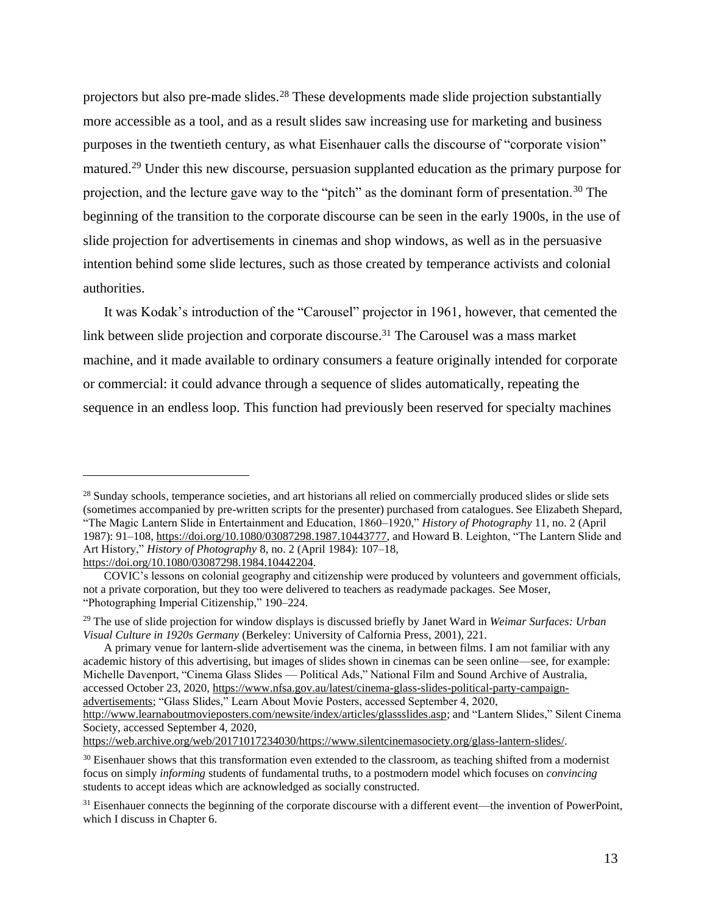projectors but also pre-made slides.[28] These developments made slide projection substantially more accessible as a tool, and as a result slides saw increasing use for marketing and business purposes in the twentieth century, as what Eisenhauer calls the discourse of "corporate vision" matured.[29] Under this new discourse, persuasion supplanted education as the primary purpose for projection, and the lecture gave way to the "pitch" as the dominant form of presentation.[30] The beginning of the transition to the corporate discourse can be seen in the early 1900s, in the use of slide projection for advertisements in cinemas and shop windows, as well as in the persuasive intention behind some slide lectures, such as those created by temperance activists and colonial authorities.

It was Kodak's introduction of the "Carousel" projector in 1961, however, that cemented the link between slide projection and corporate discourse.[31] The Carousel was a mass market machine, and it made available to ordinary consumers a feature originally intended for corporate or commercial: it could advance through a sequence of slides automatically, repeating the sequence in an endless loop. This function had previously been reserved for specialty machines

---

[28] Sunday schools, temperance societies, and art historians all relied on commercially produced slides or slide sets (sometimes accompanied by pre-written scripts for the presenter) purchased from catalogues. See Elizabeth Shepard, "The Magic Lantern Slide in Entertainment and Education, 1860–1920," *History of Photography* 11, no. 2 (April 1987): 91–108, https://doi.org/10.1080/03087298.1987.10443777, and Howard B. Leighton, "The Lantern Slide and Art History," *History of Photography* 8, no. 2 (April 1984): 107–18, https://doi.org/10.1080/03087298.1984.10442204.

COVIC's lessons on colonial geography and citizenship were produced by volunteers and government officials, not a private corporation, but they too were delivered to teachers as readymade packages. See Moser, "Photographing Imperial Citizenship," 190–224.

[29] The use of slide projection for window displays is discussed briefly by Janet Ward in *Weimar Surfaces: Urban Visual Culture in 1920s Germany* (Berkeley: University of Calfornia Press, 2001), 221.

A primary venue for lantern-slide advertisement was the cinema, in between films. I am not familiar with any academic history of this advertising, but images of slides shown in cinemas can be seen online—see, for example: Michelle Davenport, "Cinema Glass Slides — Political Ads," National Film and Sound Archive of Australia, accessed October 23, 2020, https://www.nfsa.gov.au/latest/cinema-glass-slides-political-party-campaign-advertisements; "Glass Slides," Learn About Movie Posters, accessed September 4, 2020, http://www.learnaboutmovieposters.com/newsite/index/articles/glassslides.asp; and "Lantern Slides," Silent Cinema Society, accessed September 4, 2020, https://web.archive.org/web/20171017234030/https://www.silentcinemasociety.org/glass-lantern-slides/.

[30] Eisenhauer shows that this transformation even extended to the classroom, as teaching shifted from a modernist focus on simply *informing* students of fundamental truths, to a postmodern model which focuses on *convincing* students to accept ideas which are acknowledged as socially constructed.

[31] Eisenhauer connects the beginning of the corporate discourse with a different event—the invention of PowerPoint, which I discuss in Chapter 6.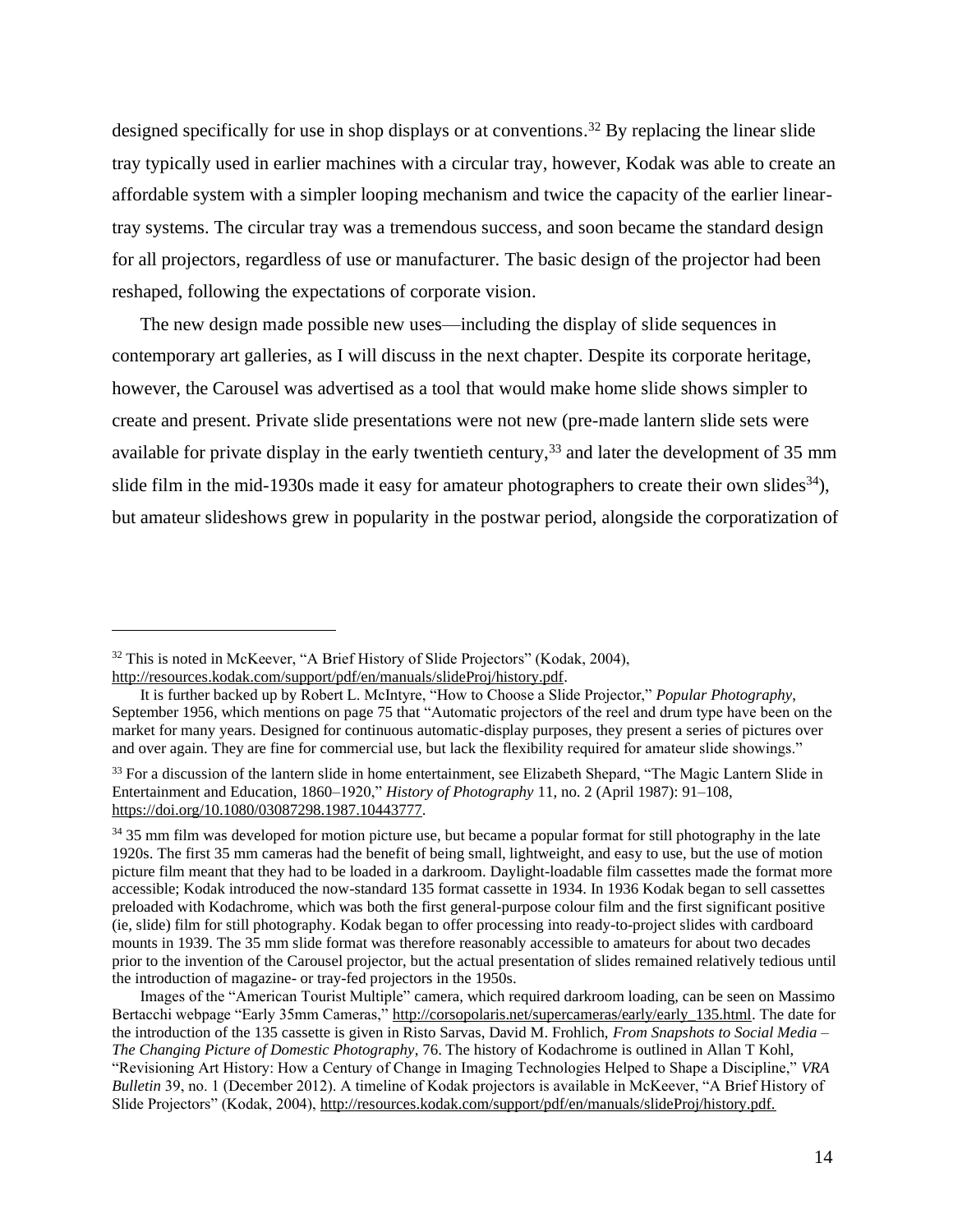designed specifically for use in shop displays or at conventions.[32] By replacing the linear slide tray typically used in earlier machines with a circular tray, however, Kodak was able to create an affordable system with a simpler looping mechanism and twice the capacity of the earlier linear-tray systems. The circular tray was a tremendous success, and soon became the standard design for all projectors, regardless of use or manufacturer. The basic design of the projector had been reshaped, following the expectations of corporate vision.

The new design made possible new uses—including the display of slide sequences in contemporary art galleries, as I will discuss in the next chapter. Despite its corporate heritage, however, the Carousel was advertised as a tool that would make home slide shows simpler to create and present. Private slide presentations were not new (pre-made lantern slide sets were available for private display in the early twentieth century,[33] and later the development of 35 mm slide film in the mid-1930s made it easy for amateur photographers to create their own slides[34]), but amateur slideshows grew in popularity in the postwar period, alongside the corporatization of

---

[32] This is noted in McKeever, "A Brief History of Slide Projectors" (Kodak, 2004), http://resources.kodak.com/support/pdf/en/manuals/slideProj/history.pdf.

It is further backed up by Robert L. McIntyre, "How to Choose a Slide Projector," *Popular Photography*, September 1956, which mentions on page 75 that "Automatic projectors of the reel and drum type have been on the market for many years. Designed for continuous automatic-display purposes, they present a series of pictures over and over again. They are fine for commercial use, but lack the flexibility required for amateur slide showings."

[33] For a discussion of the lantern slide in home entertainment, see Elizabeth Shepard, "The Magic Lantern Slide in Entertainment and Education, 1860–1920," *History of Photography* 11, no. 2 (April 1987): 91–108, https://doi.org/10.1080/03087298.1987.10443777.

[34] 35 mm film was developed for motion picture use, but became a popular format for still photography in the late 1920s. The first 35 mm cameras had the benefit of being small, lightweight, and easy to use, but the use of motion picture film meant that they had to be loaded in a darkroom. Daylight-loadable film cassettes made the format more accessible; Kodak introduced the now-standard 135 format cassette in 1934. In 1936 Kodak began to sell cassettes preloaded with Kodachrome, which was both the first general-purpose colour film and the first significant positive (ie, slide) film for still photography. Kodak began to offer processing into ready-to-project slides with cardboard mounts in 1939. The 35 mm slide format was therefore reasonably accessible to amateurs for about two decades prior to the invention of the Carousel projector, but the actual presentation of slides remained relatively tedious until the introduction of magazine- or tray-fed projectors in the 1950s.

Images of the "American Tourist Multiple" camera, which required darkroom loading, can be seen on Massimo Bertacchi webpage "Early 35mm Cameras," http://corsopolaris.net/supercameras/early/early_135.html. The date for the introduction of the 135 cassette is given in Risto Sarvas, David M. Frohlich, *From Snapshots to Social Media – The Changing Picture of Domestic Photography*, 76. The history of Kodachrome is outlined in Allan T Kohl, "Revisioning Art History: How a Century of Change in Imaging Technologies Helped to Shape a Discipline," *VRA Bulletin* 39, no. 1 (December 2012). A timeline of Kodak projectors is available in McKeever, "A Brief History of Slide Projectors" (Kodak, 2004), http://resources.kodak.com/support/pdf/en/manuals/slideProj/history.pdf.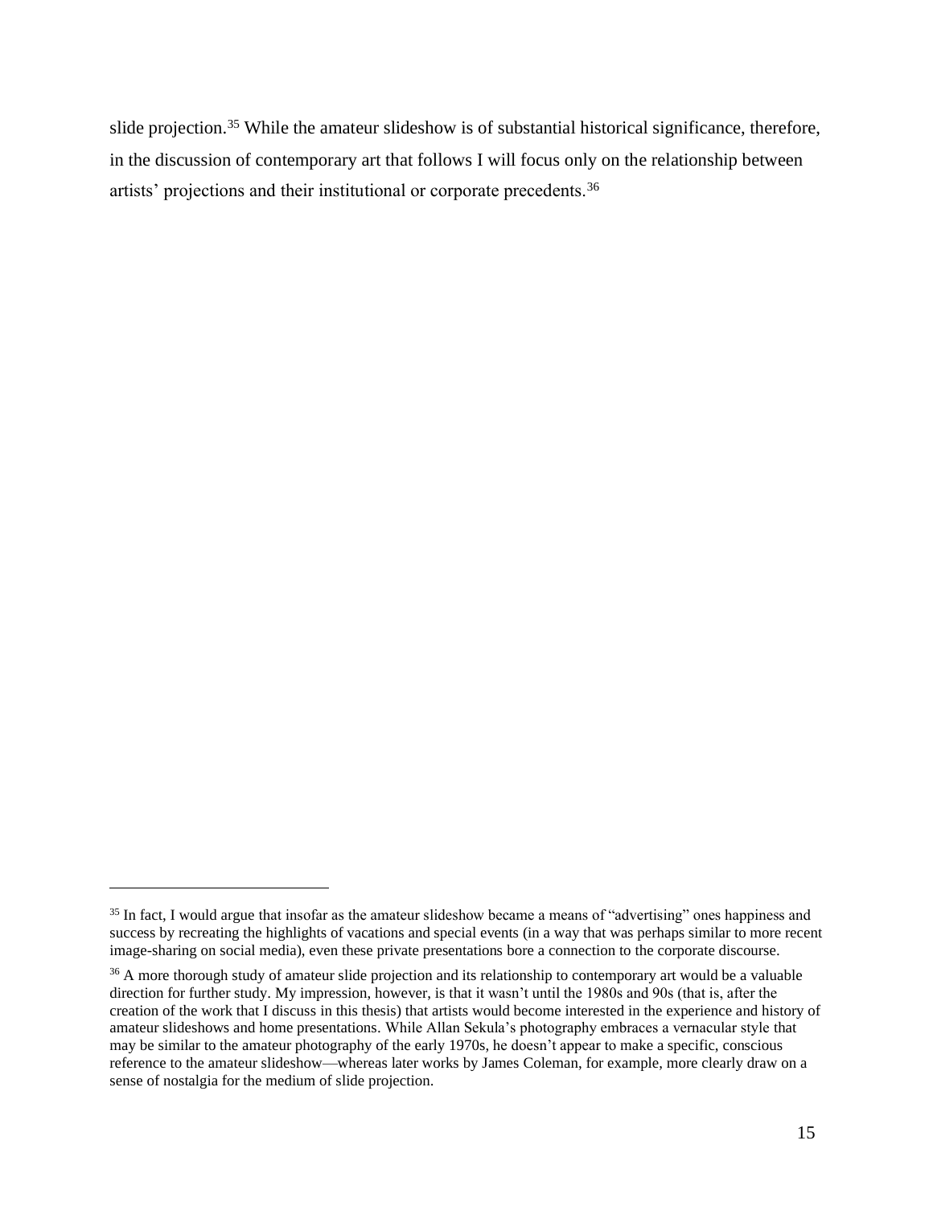slide projection.[35] While the amateur slideshow is of substantial historical significance, therefore, in the discussion of contemporary art that follows I will focus only on the relationship between artists' projections and their institutional or corporate precedents.[36]

---

[35] In fact, I would argue that insofar as the amateur slideshow became a means of "advertising" ones happiness and success by recreating the highlights of vacations and special events (in a way that was perhaps similar to more recent image-sharing on social media), even these private presentations bore a connection to the corporate discourse.

[36] A more thorough study of amateur slide projection and its relationship to contemporary art would be a valuable direction for further study. My impression, however, is that it wasn't until the 1980s and 90s (that is, after the creation of the work that I discuss in this thesis) that artists would become interested in the experience and history of amateur slideshows and home presentations. While Allan Sekula's photography embraces a vernacular style that may be similar to the amateur photography of the early 1970s, he doesn't appear to make a specific, conscious reference to the amateur slideshow—whereas later works by James Coleman, for example, more clearly draw on a sense of nostalgia for the medium of slide projection.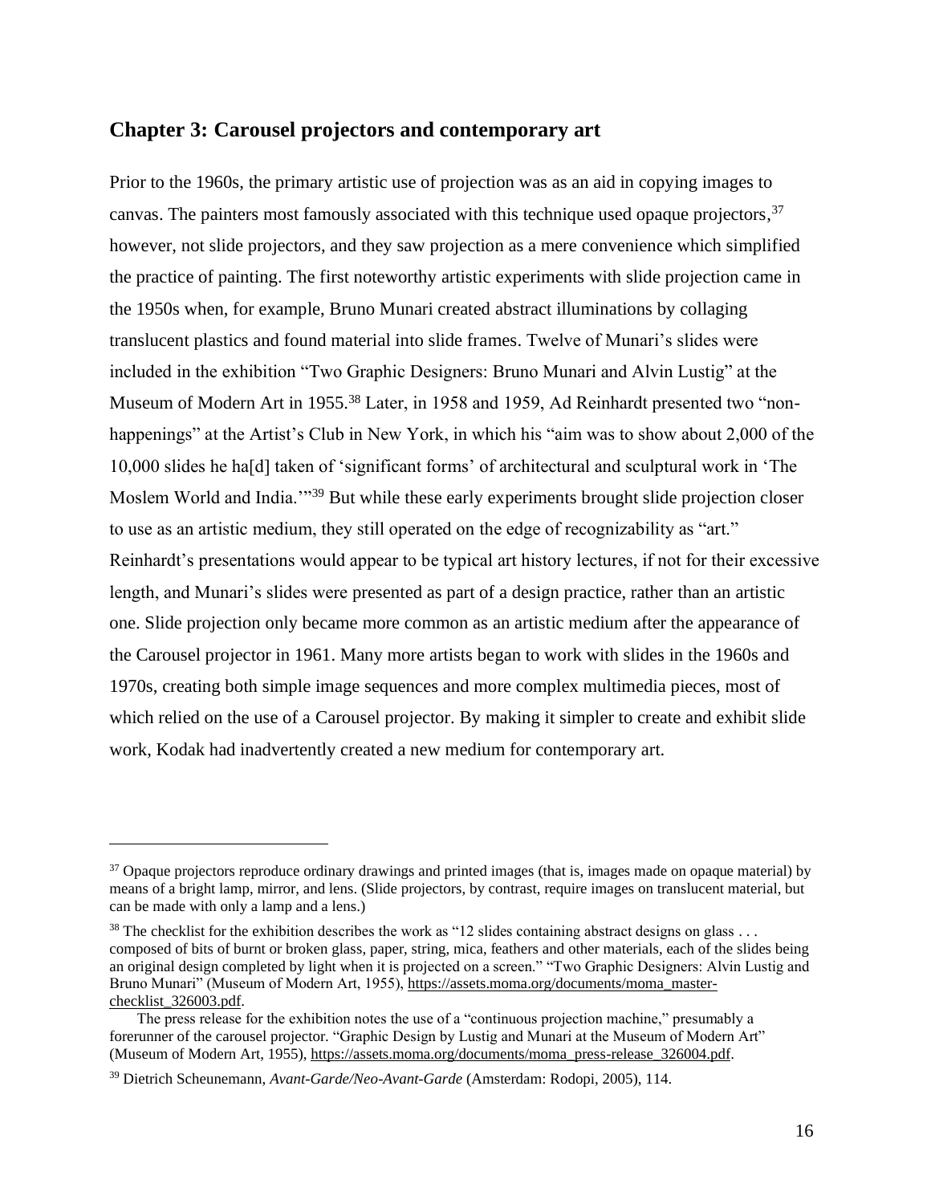## Chapter 3: Carousel projectors and contemporary art

Prior to the 1960s, the primary artistic use of projection was as an aid in copying images to canvas. The painters most famously associated with this technique used opaque projectors,[37] however, not slide projectors, and they saw projection as a mere convenience which simplified the practice of painting. The first noteworthy artistic experiments with slide projection came in the 1950s when, for example, Bruno Munari created abstract illuminations by collaging translucent plastics and found material into slide frames. Twelve of Munari's slides were included in the exhibition "Two Graphic Designers: Bruno Munari and Alvin Lustig" at the Museum of Modern Art in 1955.[38] Later, in 1958 and 1959, Ad Reinhardt presented two "non-happenings" at the Artist's Club in New York, in which his "aim was to show about 2,000 of the 10,000 slides he ha[d] taken of 'significant forms' of architectural and sculptural work in 'The Moslem World and India.'"[39] But while these early experiments brought slide projection closer to use as an artistic medium, they still operated on the edge of recognizability as "art." Reinhardt's presentations would appear to be typical art history lectures, if not for their excessive length, and Munari's slides were presented as part of a design practice, rather than an artistic one. Slide projection only became more common as an artistic medium after the appearance of the Carousel projector in 1961. Many more artists began to work with slides in the 1960s and 1970s, creating both simple image sequences and more complex multimedia pieces, most of which relied on the use of a Carousel projector. By making it simpler to create and exhibit slide work, Kodak had inadvertently created a new medium for contemporary art.

---

[37] Opaque projectors reproduce ordinary drawings and printed images (that is, images made on opaque material) by means of a bright lamp, mirror, and lens. (Slide projectors, by contrast, require images on translucent material, but can be made with only a lamp and a lens.)

[38] The checklist for the exhibition describes the work as "12 slides containing abstract designs on glass . . . composed of bits of burnt or broken glass, paper, string, mica, feathers and other materials, each of the slides being an original design completed by light when it is projected on a screen." "Two Graphic Designers: Alvin Lustig and Bruno Munari" (Museum of Modern Art, 1955), https://assets.moma.org/documents/moma_master-checklist_326003.pdf.

The press release for the exhibition notes the use of a "continuous projection machine," presumably a forerunner of the carousel projector. "Graphic Design by Lustig and Munari at the Museum of Modern Art" (Museum of Modern Art, 1955), https://assets.moma.org/documents/moma_press-release_326004.pdf.

[39] Dietrich Scheunemann, *Avant-Garde/Neo-Avant-Garde* (Amsterdam: Rodopi, 2005), 114.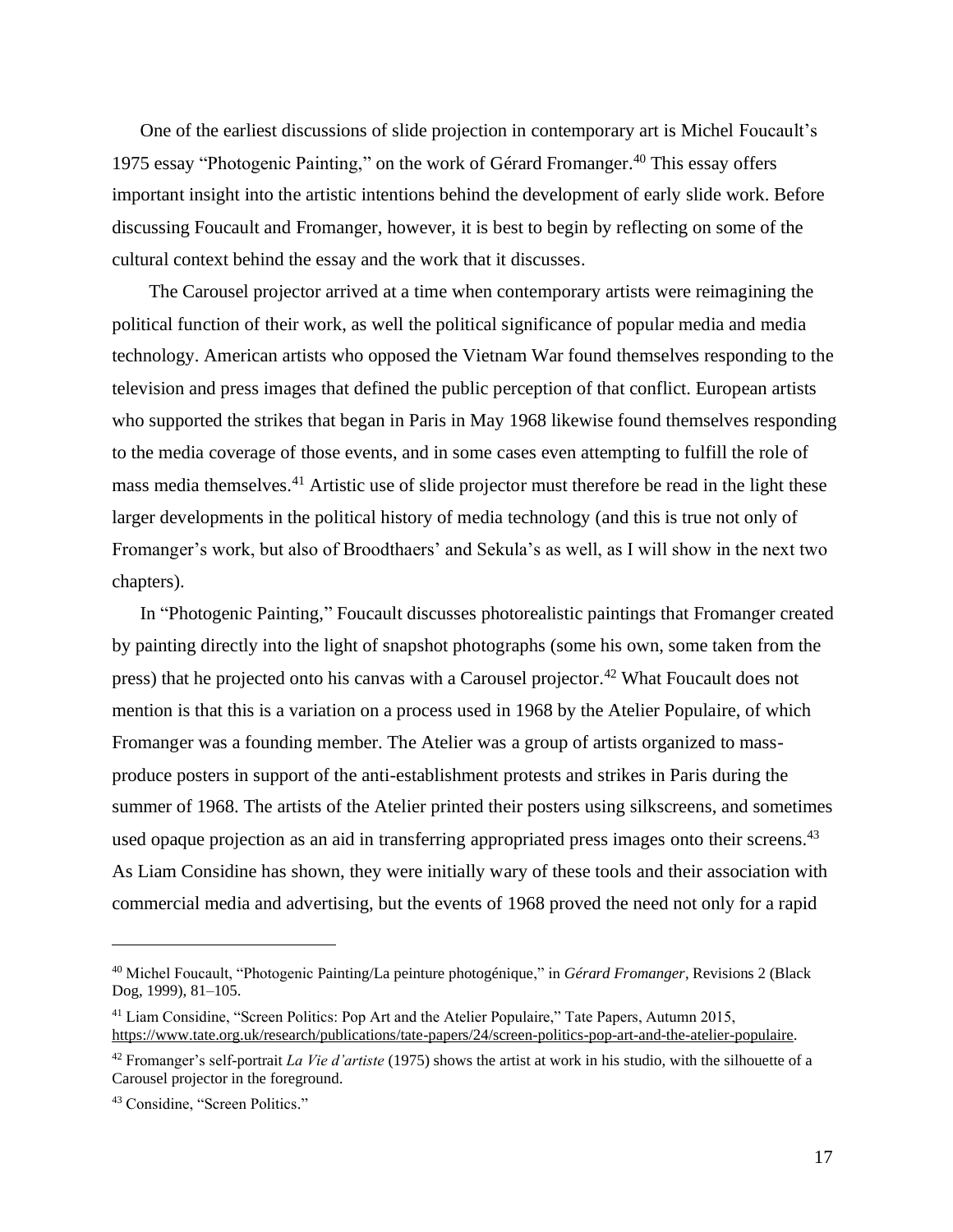One of the earliest discussions of slide projection in contemporary art is Michel Foucault's 1975 essay "Photogenic Painting," on the work of Gérard Fromanger.[40] This essay offers important insight into the artistic intentions behind the development of early slide work. Before discussing Foucault and Fromanger, however, it is best to begin by reflecting on some of the cultural context behind the essay and the work that it discusses.

The Carousel projector arrived at a time when contemporary artists were reimagining the political function of their work, as well the political significance of popular media and media technology. American artists who opposed the Vietnam War found themselves responding to the television and press images that defined the public perception of that conflict. European artists who supported the strikes that began in Paris in May 1968 likewise found themselves responding to the media coverage of those events, and in some cases even attempting to fulfill the role of mass media themselves.[41] Artistic use of slide projector must therefore be read in the light these larger developments in the political history of media technology (and this is true not only of Fromanger's work, but also of Broodthaers' and Sekula's as well, as I will show in the next two chapters).

In "Photogenic Painting," Foucault discusses photorealistic paintings that Fromanger created by painting directly into the light of snapshot photographs (some his own, some taken from the press) that he projected onto his canvas with a Carousel projector.[42] What Foucault does not mention is that this is a variation on a process used in 1968 by the Atelier Populaire, of which Fromanger was a founding member. The Atelier was a group of artists organized to mass-produce posters in support of the anti-establishment protests and strikes in Paris during the summer of 1968. The artists of the Atelier printed their posters using silkscreens, and sometimes used opaque projection as an aid in transferring appropriated press images onto their screens.[43] As Liam Considine has shown, they were initially wary of these tools and their association with commercial media and advertising, but the events of 1968 proved the need not only for a rapid

---

[40] Michel Foucault, "Photogenic Painting/La peinture photogénique," in *Gérard Fromanger*, Revisions 2 (Black Dog, 1999), 81–105.

[41] Liam Considine, "Screen Politics: Pop Art and the Atelier Populaire," Tate Papers, Autumn 2015, https://www.tate.org.uk/research/publications/tate-papers/24/screen-politics-pop-art-and-the-atelier-populaire.

[42] Fromanger's self-portrait *La Vie d'artiste* (1975) shows the artist at work in his studio, with the silhouette of a Carousel projector in the foreground.

[43] Considine, "Screen Politics."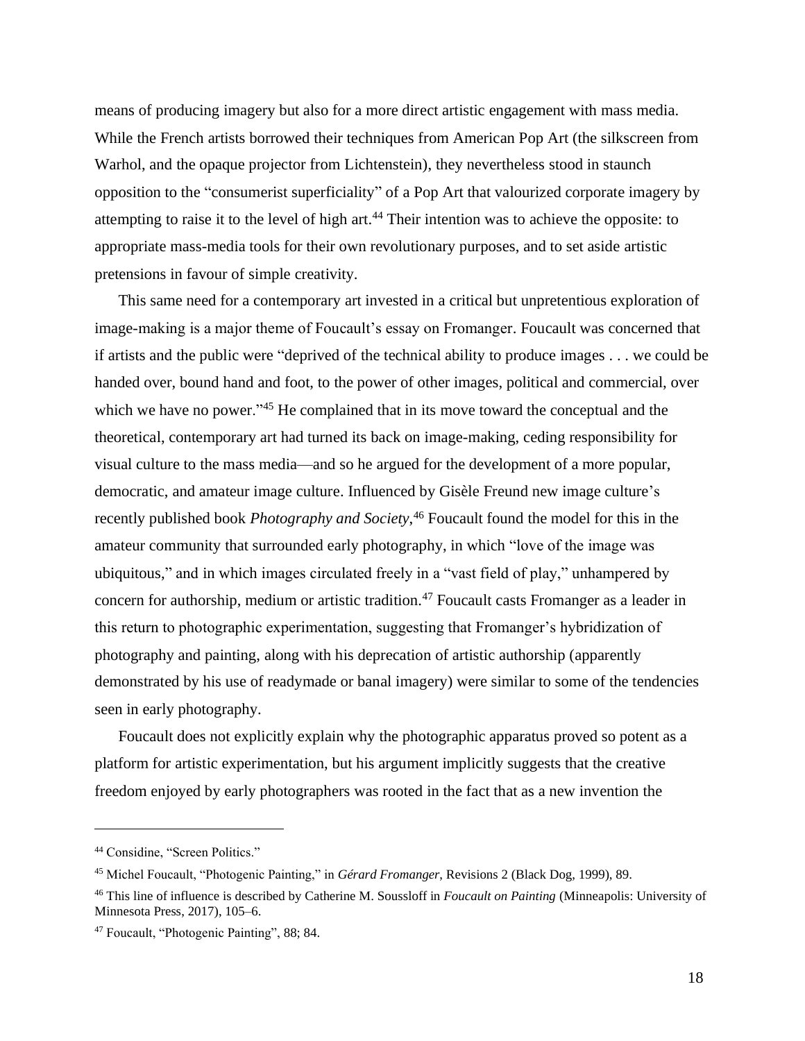means of producing imagery but also for a more direct artistic engagement with mass media. While the French artists borrowed their techniques from American Pop Art (the silkscreen from Warhol, and the opaque projector from Lichtenstein), they nevertheless stood in staunch opposition to the "consumerist superficiality" of a Pop Art that valourized corporate imagery by attempting to raise it to the level of high art.[44] Their intention was to achieve the opposite: to appropriate mass-media tools for their own revolutionary purposes, and to set aside artistic pretensions in favour of simple creativity.

This same need for a contemporary art invested in a critical but unpretentious exploration of image-making is a major theme of Foucault's essay on Fromanger. Foucault was concerned that if artists and the public were "deprived of the technical ability to produce images . . . we could be handed over, bound hand and foot, to the power of other images, political and commercial, over which we have no power."[45] He complained that in its move toward the conceptual and the theoretical, contemporary art had turned its back on image-making, ceding responsibility for visual culture to the mass media—and so he argued for the development of a more popular, democratic, and amateur image culture. Influenced by Gisèle Freund new image culture's recently published book *Photography and Society*,[46] Foucault found the model for this in the amateur community that surrounded early photography, in which "love of the image was ubiquitous," and in which images circulated freely in a "vast field of play," unhampered by concern for authorship, medium or artistic tradition.[47] Foucault casts Fromanger as a leader in this return to photographic experimentation, suggesting that Fromanger's hybridization of photography and painting, along with his deprecation of artistic authorship (apparently demonstrated by his use of readymade or banal imagery) were similar to some of the tendencies seen in early photography.

Foucault does not explicitly explain why the photographic apparatus proved so potent as a platform for artistic experimentation, but his argument implicitly suggests that the creative freedom enjoyed by early photographers was rooted in the fact that as a new invention the

---

[44] Considine, "Screen Politics."

[45] Michel Foucault, "Photogenic Painting," in *Gérard Fromanger*, Revisions 2 (Black Dog, 1999), 89.

[46] This line of influence is described by Catherine M. Soussloff in *Foucault on Painting* (Minneapolis: University of Minnesota Press, 2017), 105–6.

[47] Foucault, "Photogenic Painting", 88; 84.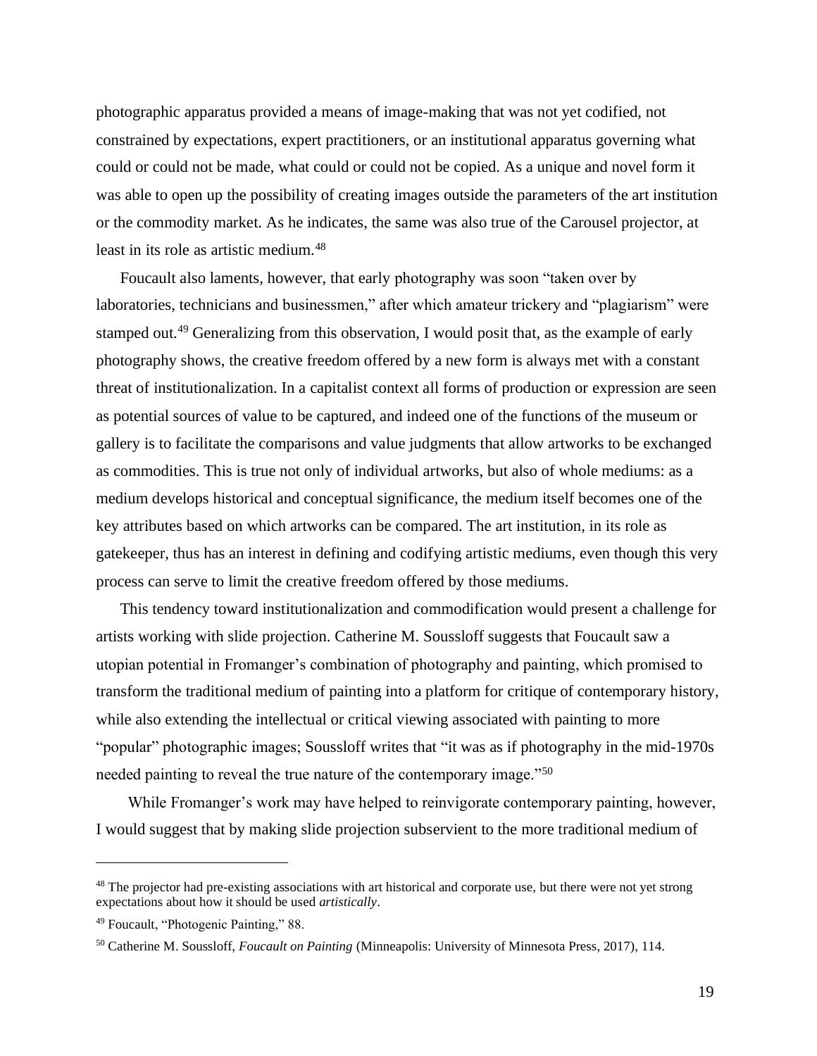photographic apparatus provided a means of image-making that was not yet codified, not constrained by expectations, expert practitioners, or an institutional apparatus governing what could or could not be made, what could or could not be copied. As a unique and novel form it was able to open up the possibility of creating images outside the parameters of the art institution or the commodity market. As he indicates, the same was also true of the Carousel projector, at least in its role as artistic medium.[48]

Foucault also laments, however, that early photography was soon "taken over by laboratories, technicians and businessmen," after which amateur trickery and "plagiarism" were stamped out.[49] Generalizing from this observation, I would posit that, as the example of early photography shows, the creative freedom offered by a new form is always met with a constant threat of institutionalization. In a capitalist context all forms of production or expression are seen as potential sources of value to be captured, and indeed one of the functions of the museum or gallery is to facilitate the comparisons and value judgments that allow artworks to be exchanged as commodities. This is true not only of individual artworks, but also of whole mediums: as a medium develops historical and conceptual significance, the medium itself becomes one of the key attributes based on which artworks can be compared. The art institution, in its role as gatekeeper, thus has an interest in defining and codifying artistic mediums, even though this very process can serve to limit the creative freedom offered by those mediums.

This tendency toward institutionalization and commodification would present a challenge for artists working with slide projection. Catherine M. Soussloff suggests that Foucault saw a utopian potential in Fromanger's combination of photography and painting, which promised to transform the traditional medium of painting into a platform for critique of contemporary history, while also extending the intellectual or critical viewing associated with painting to more "popular" photographic images; Soussloff writes that "it was as if photography in the mid-1970s needed painting to reveal the true nature of the contemporary image."[50]

While Fromanger's work may have helped to reinvigorate contemporary painting, however, I would suggest that by making slide projection subservient to the more traditional medium of

---

[48] The projector had pre-existing associations with art historical and corporate use, but there were not yet strong expectations about how it should be used *artistically*.

[49] Foucault, "Photogenic Painting," 88.

[50] Catherine M. Soussloff, *Foucault on Painting* (Minneapolis: University of Minnesota Press, 2017), 114.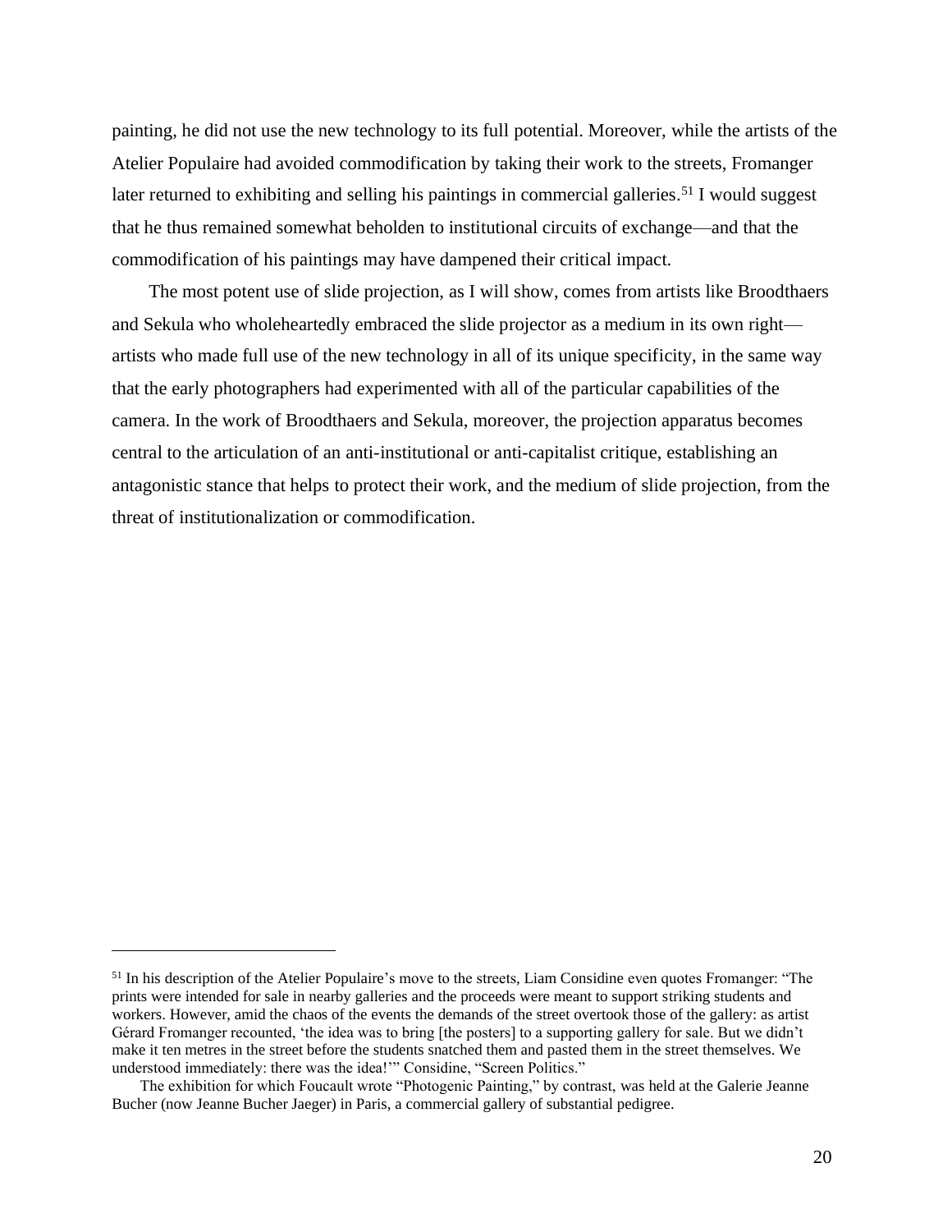painting, he did not use the new technology to its full potential. Moreover, while the artists of the Atelier Populaire had avoided commodification by taking their work to the streets, Fromanger later returned to exhibiting and selling his paintings in commercial galleries.[51] I would suggest that he thus remained somewhat beholden to institutional circuits of exchange—and that the commodification of his paintings may have dampened their critical impact.

The most potent use of slide projection, as I will show, comes from artists like Broodthaers and Sekula who wholeheartedly embraced the slide projector as a medium in its own right—artists who made full use of the new technology in all of its unique specificity, in the same way that the early photographers had experimented with all of the particular capabilities of the camera. In the work of Broodthaers and Sekula, moreover, the projection apparatus becomes central to the articulation of an anti-institutional or anti-capitalist critique, establishing an antagonistic stance that helps to protect their work, and the medium of slide projection, from the threat of institutionalization or commodification.

---

[51] In his description of the Atelier Populaire's move to the streets, Liam Considine even quotes Fromanger: "The prints were intended for sale in nearby galleries and the proceeds were meant to support striking students and workers. However, amid the chaos of the events the demands of the street overtook those of the gallery: as artist Gérard Fromanger recounted, 'the idea was to bring [the posters] to a supporting gallery for sale. But we didn't make it ten metres in the street before the students snatched them and pasted them in the street themselves. We understood immediately: there was the idea!'" Considine, "Screen Politics."

The exhibition for which Foucault wrote "Photogenic Painting," by contrast, was held at the Galerie Jeanne Bucher (now Jeanne Bucher Jaeger) in Paris, a commercial gallery of substantial pedigree.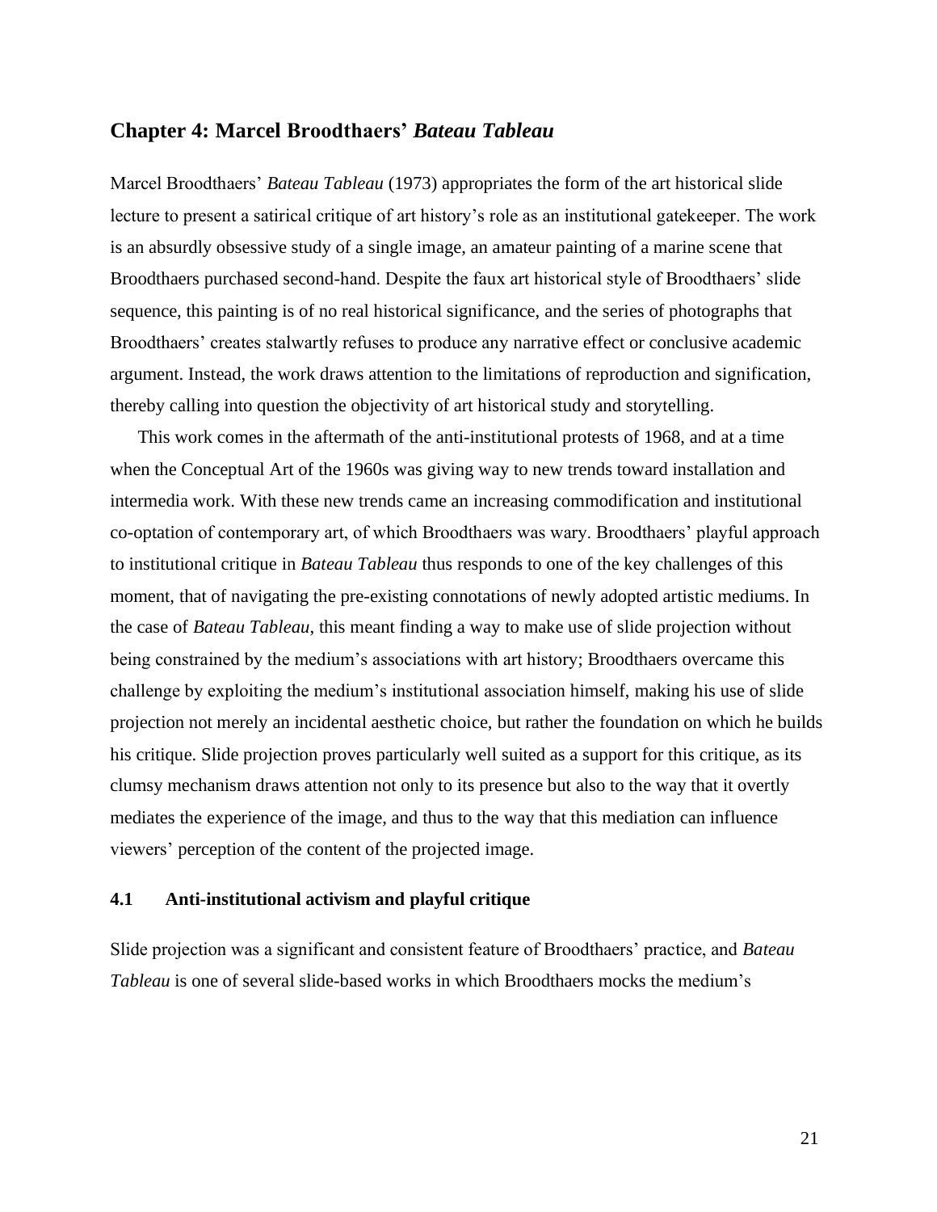## Chapter 4: Marcel Broodthaers' *Bateau Tableau*

Marcel Broodthaers' *Bateau Tableau* (1973) appropriates the form of the art historical slide lecture to present a satirical critique of art history's role as an institutional gatekeeper. The work is an absurdly obsessive study of a single image, an amateur painting of a marine scene that Broodthaers purchased second-hand. Despite the faux art historical style of Broodthaers' slide sequence, this painting is of no real historical significance, and the series of photographs that Broodthaers' creates stalwartly refuses to produce any narrative effect or conclusive academic argument. Instead, the work draws attention to the limitations of reproduction and signification, thereby calling into question the objectivity of art historical study and storytelling.

This work comes in the aftermath of the anti-institutional protests of 1968, and at a time when the Conceptual Art of the 1960s was giving way to new trends toward installation and intermedia work. With these new trends came an increasing commodification and institutional co-optation of contemporary art, of which Broodthaers was wary. Broodthaers' playful approach to institutional critique in *Bateau Tableau* thus responds to one of the key challenges of this moment, that of navigating the pre-existing connotations of newly adopted artistic mediums. In the case of *Bateau Tableau*, this meant finding a way to make use of slide projection without being constrained by the medium's associations with art history; Broodthaers overcame this challenge by exploiting the medium's institutional association himself, making his use of slide projection not merely an incidental aesthetic choice, but rather the foundation on which he builds his critique. Slide projection proves particularly well suited as a support for this critique, as its clumsy mechanism draws attention not only to its presence but also to the way that it overtly mediates the experience of the image, and thus to the way that this mediation can influence viewers' perception of the content of the projected image.

### 4.1 Anti-institutional activism and playful critique

Slide projection was a significant and consistent feature of Broodthaers' practice, and *Bateau Tableau* is one of several slide-based works in which Broodthaers mocks the medium's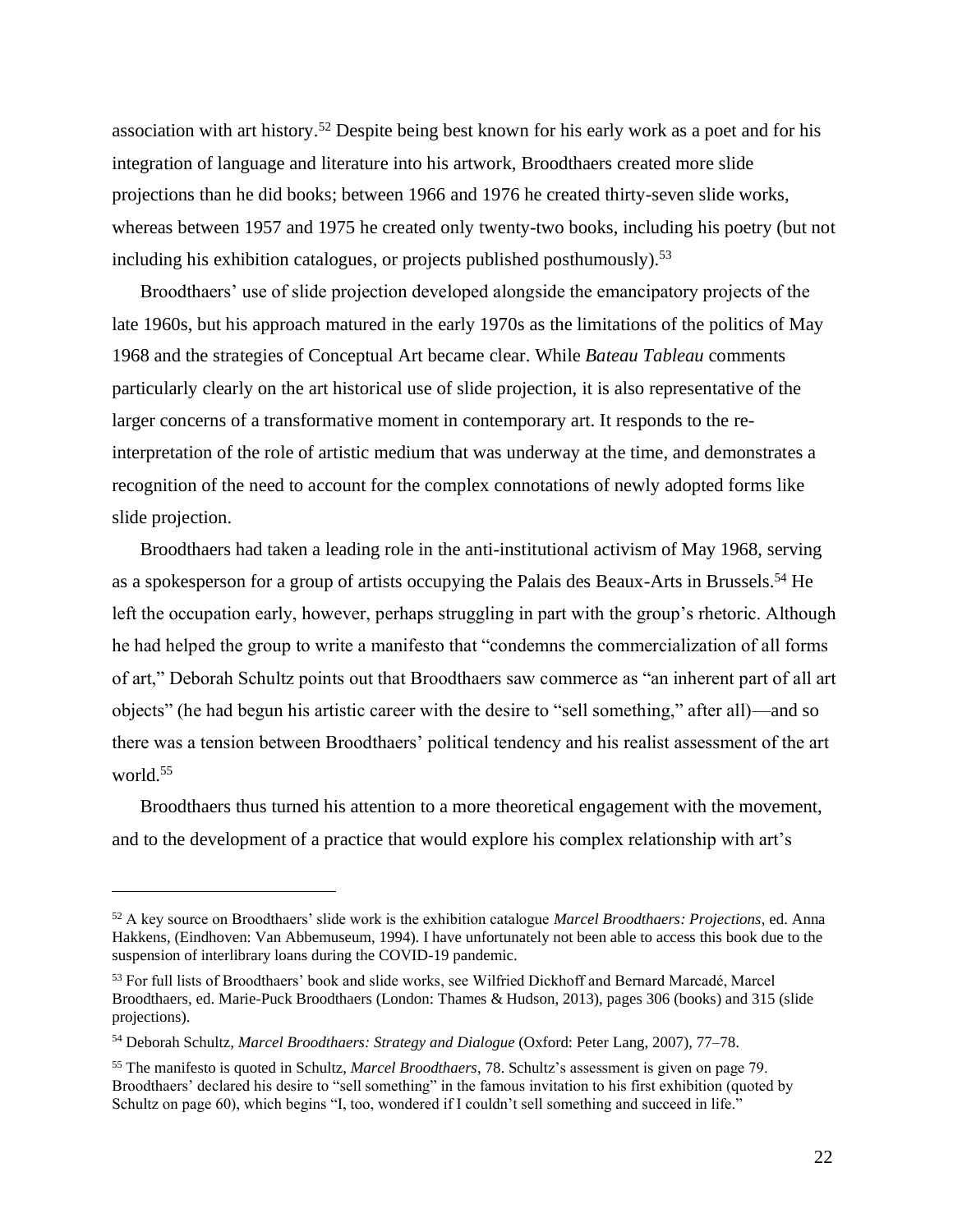association with art history.[52] Despite being best known for his early work as a poet and for his integration of language and literature into his artwork, Broodthaers created more slide projections than he did books; between 1966 and 1976 he created thirty-seven slide works, whereas between 1957 and 1975 he created only twenty-two books, including his poetry (but not including his exhibition catalogues, or projects published posthumously).[53]

Broodthaers' use of slide projection developed alongside the emancipatory projects of the late 1960s, but his approach matured in the early 1970s as the limitations of the politics of May 1968 and the strategies of Conceptual Art became clear. While *Bateau Tableau* comments particularly clearly on the art historical use of slide projection, it is also representative of the larger concerns of a transformative moment in contemporary art. It responds to the re-interpretation of the role of artistic medium that was underway at the time, and demonstrates a recognition of the need to account for the complex connotations of newly adopted forms like slide projection.

Broodthaers had taken a leading role in the anti-institutional activism of May 1968, serving as a spokesperson for a group of artists occupying the Palais des Beaux-Arts in Brussels.[54] He left the occupation early, however, perhaps struggling in part with the group's rhetoric. Although he had helped the group to write a manifesto that "condemns the commercialization of all forms of art," Deborah Schultz points out that Broodthaers saw commerce as "an inherent part of all art objects" (he had begun his artistic career with the desire to "sell something," after all)—and so there was a tension between Broodthaers' political tendency and his realist assessment of the art world.[55]

Broodthaers thus turned his attention to a more theoretical engagement with the movement, and to the development of a practice that would explore his complex relationship with art's

---

[52] A key source on Broodthaers' slide work is the exhibition catalogue *Marcel Broodthaers: Projections*, ed. Anna Hakkens, (Eindhoven: Van Abbemuseum, 1994). I have unfortunately not been able to access this book due to the suspension of interlibrary loans during the COVID-19 pandemic.

[53] For full lists of Broodthaers' book and slide works, see Wilfried Dickhoff and Bernard Marcadé, Marcel Broodthaers, ed. Marie-Puck Broodthaers (London: Thames & Hudson, 2013), pages 306 (books) and 315 (slide projections).

[54] Deborah Schultz, *Marcel Broodthaers: Strategy and Dialogue* (Oxford: Peter Lang, 2007), 77–78.

[55] The manifesto is quoted in Schultz, *Marcel Broodthaers*, 78. Schultz's assessment is given on page 79. Broodthaers' declared his desire to "sell something" in the famous invitation to his first exhibition (quoted by Schultz on page 60), which begins "I, too, wondered if I couldn't sell something and succeed in life."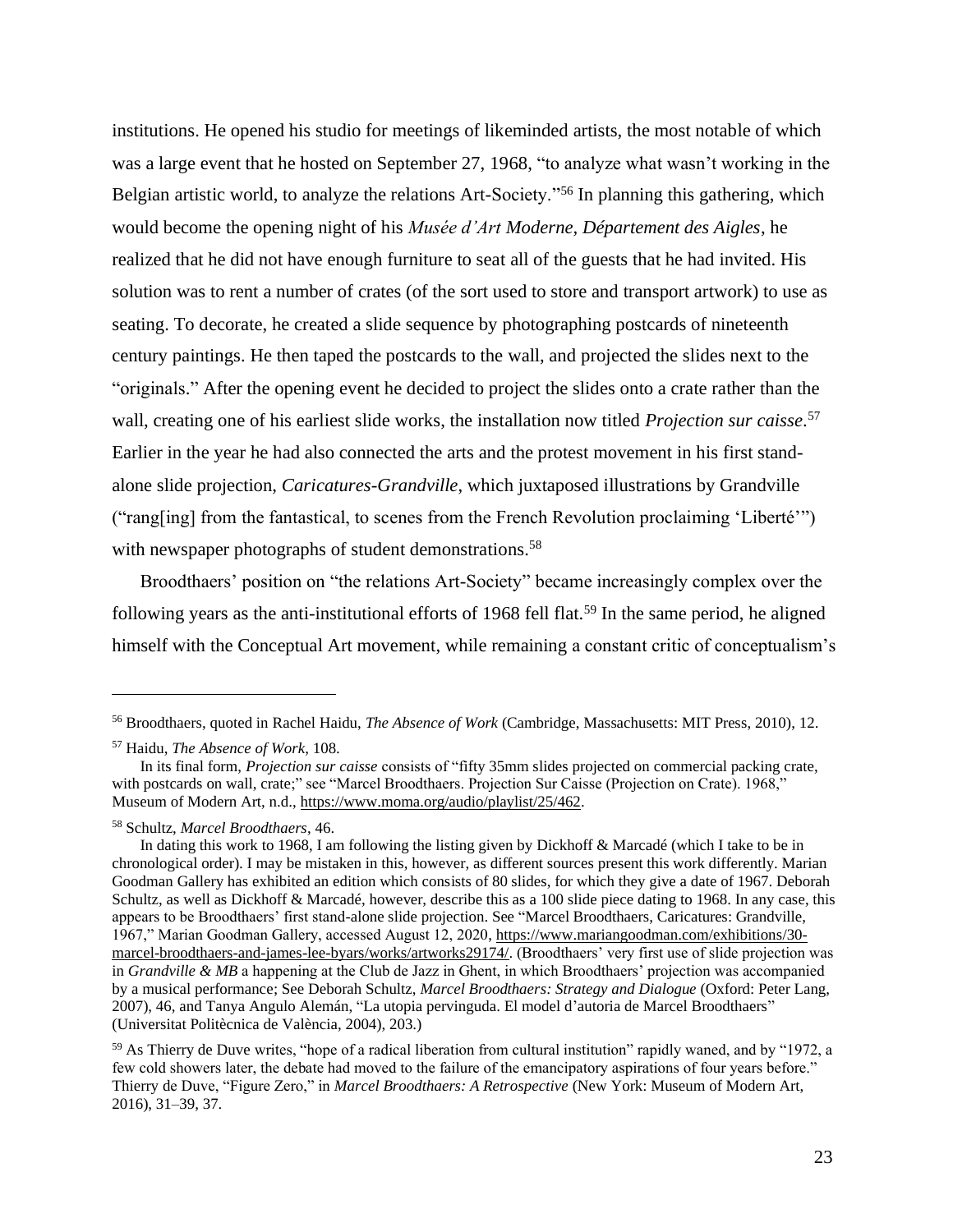institutions. He opened his studio for meetings of likeminded artists, the most notable of which was a large event that he hosted on September 27, 1968, "to analyze what wasn't working in the Belgian artistic world, to analyze the relations Art-Society."[56] In planning this gathering, which would become the opening night of his *Musée d'Art Moderne, Département des Aigles*, he realized that he did not have enough furniture to seat all of the guests that he had invited. His solution was to rent a number of crates (of the sort used to store and transport artwork) to use as seating. To decorate, he created a slide sequence by photographing postcards of nineteenth century paintings. He then taped the postcards to the wall, and projected the slides next to the "originals." After the opening event he decided to project the slides onto a crate rather than the wall, creating one of his earliest slide works, the installation now titled *Projection sur caisse*.[57] Earlier in the year he had also connected the arts and the protest movement in his first stand-alone slide projection, *Caricatures-Grandville*, which juxtaposed illustrations by Grandville ("rang[ing] from the fantastical, to scenes from the French Revolution proclaiming 'Liberté'") with newspaper photographs of student demonstrations.[58]

Broodthaers' position on "the relations Art-Society" became increasingly complex over the following years as the anti-institutional efforts of 1968 fell flat.[59] In the same period, he aligned himself with the Conceptual Art movement, while remaining a constant critic of conceptualism's

---

[56] Broodthaers, quoted in Rachel Haidu, *The Absence of Work* (Cambridge, Massachusetts: MIT Press, 2010), 12.

[57] Haidu, *The Absence of Work*, 108.

In its final form, *Projection sur caisse* consists of "fifty 35mm slides projected on commercial packing crate, with postcards on wall, crate;" see "Marcel Broodthaers. Projection Sur Caisse (Projection on Crate). 1968," Museum of Modern Art, n.d., https://www.moma.org/audio/playlist/25/462.

[58] Schultz, *Marcel Broodthaers*, 46.

In dating this work to 1968, I am following the listing given by Dickhoff & Marcadé (which I take to be in chronological order). I may be mistaken in this, however, as different sources present this work differently. Marian Goodman Gallery has exhibited an edition which consists of 80 slides, for which they give a date of 1967. Deborah Schultz, as well as Dickhoff & Marcadé, however, describe this as a 100 slide piece dating to 1968. In any case, this appears to be Broodthaers' first stand-alone slide projection. See "Marcel Broodthaers, Caricatures: Grandville, 1967," Marian Goodman Gallery, accessed August 12, 2020, https://www.mariangoodman.com/exhibitions/30-marcel-broodthaers-and-james-lee-byars/works/artworks29174/. (Broodthaers' very first use of slide projection was in *Grandville & MB* a happening at the Club de Jazz in Ghent, in which Broodthaers' projection was accompanied by a musical performance; See Deborah Schultz, *Marcel Broodthaers: Strategy and Dialogue* (Oxford: Peter Lang, 2007), 46, and Tanya Angulo Alemán, "La utopia pervinguda. El model d'autoria de Marcel Broodthaers" (Universitat Politècnica de València, 2004), 203.)

[59] As Thierry de Duve writes, "hope of a radical liberation from cultural institution" rapidly waned, and by "1972, a few cold showers later, the debate had moved to the failure of the emancipatory aspirations of four years before." Thierry de Duve, "Figure Zero," in *Marcel Broodthaers: A Retrospective* (New York: Museum of Modern Art, 2016), 31–39, 37.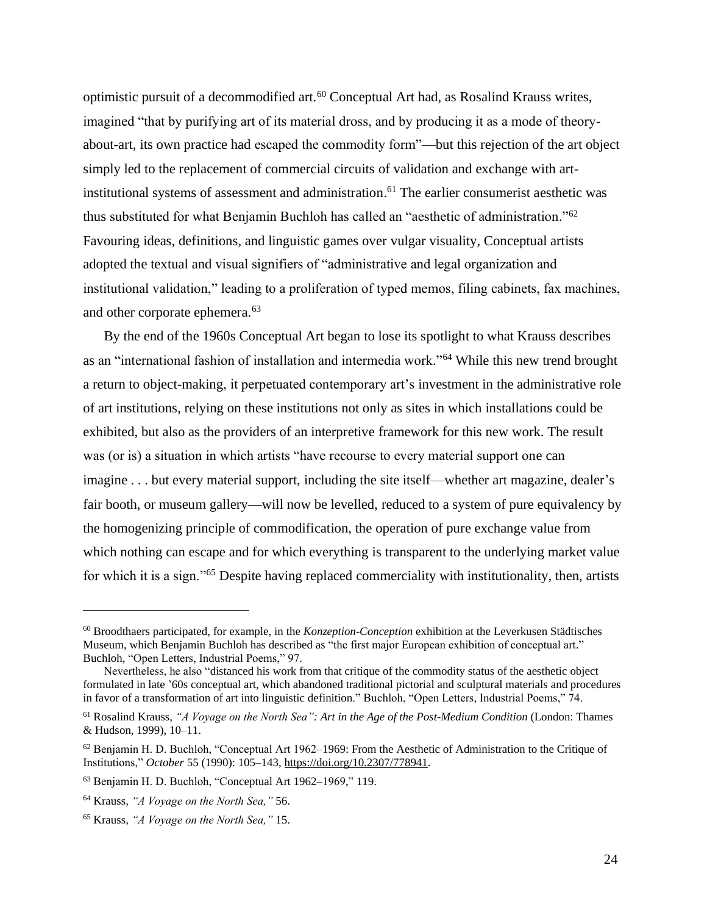optimistic pursuit of a decommodified art.[60] Conceptual Art had, as Rosalind Krauss writes, imagined "that by purifying art of its material dross, and by producing it as a mode of theory-about-art, its own practice had escaped the commodity form"—but this rejection of the art object simply led to the replacement of commercial circuits of validation and exchange with art-institutional systems of assessment and administration.[61] The earlier consumerist aesthetic was thus substituted for what Benjamin Buchloh has called an "aesthetic of administration."[62] Favouring ideas, definitions, and linguistic games over vulgar visuality, Conceptual artists adopted the textual and visual signifiers of "administrative and legal organization and institutional validation," leading to a proliferation of typed memos, filing cabinets, fax machines, and other corporate ephemera.[63]

By the end of the 1960s Conceptual Art began to lose its spotlight to what Krauss describes as an "international fashion of installation and intermedia work."[64] While this new trend brought a return to object-making, it perpetuated contemporary art's investment in the administrative role of art institutions, relying on these institutions not only as sites in which installations could be exhibited, but also as the providers of an interpretive framework for this new work. The result was (or is) a situation in which artists "have recourse to every material support one can imagine . . . but every material support, including the site itself—whether art magazine, dealer's fair booth, or museum gallery—will now be levelled, reduced to a system of pure equivalency by the homogenizing principle of commodification, the operation of pure exchange value from which nothing can escape and for which everything is transparent to the underlying market value for which it is a sign."[65] Despite having replaced commerciality with institutionality, then, artists

---

[60] Broodthaers participated, for example, in the *Konzeption-Conception* exhibition at the Leverkusen Städtisches Museum, which Benjamin Buchloh has described as "the first major European exhibition of conceptual art." Buchloh, "Open Letters, Industrial Poems," 97.

Nevertheless, he also "distanced his work from that critique of the commodity status of the aesthetic object formulated in late '60s conceptual art, which abandoned traditional pictorial and sculptural materials and procedures in favor of a transformation of art into linguistic definition." Buchloh, "Open Letters, Industrial Poems," 74.

[61] Rosalind Krauss, *"A Voyage on the North Sea": Art in the Age of the Post-Medium Condition* (London: Thames & Hudson, 1999), 10–11.

[62] Benjamin H. D. Buchloh, "Conceptual Art 1962–1969: From the Aesthetic of Administration to the Critique of Institutions," *October* 55 (1990): 105–143, https://doi.org/10.2307/778941.

[63] Benjamin H. D. Buchloh, "Conceptual Art 1962–1969," 119.

[64] Krauss, *"A Voyage on the North Sea,"* 56.

[65] Krauss, *"A Voyage on the North Sea,"* 15.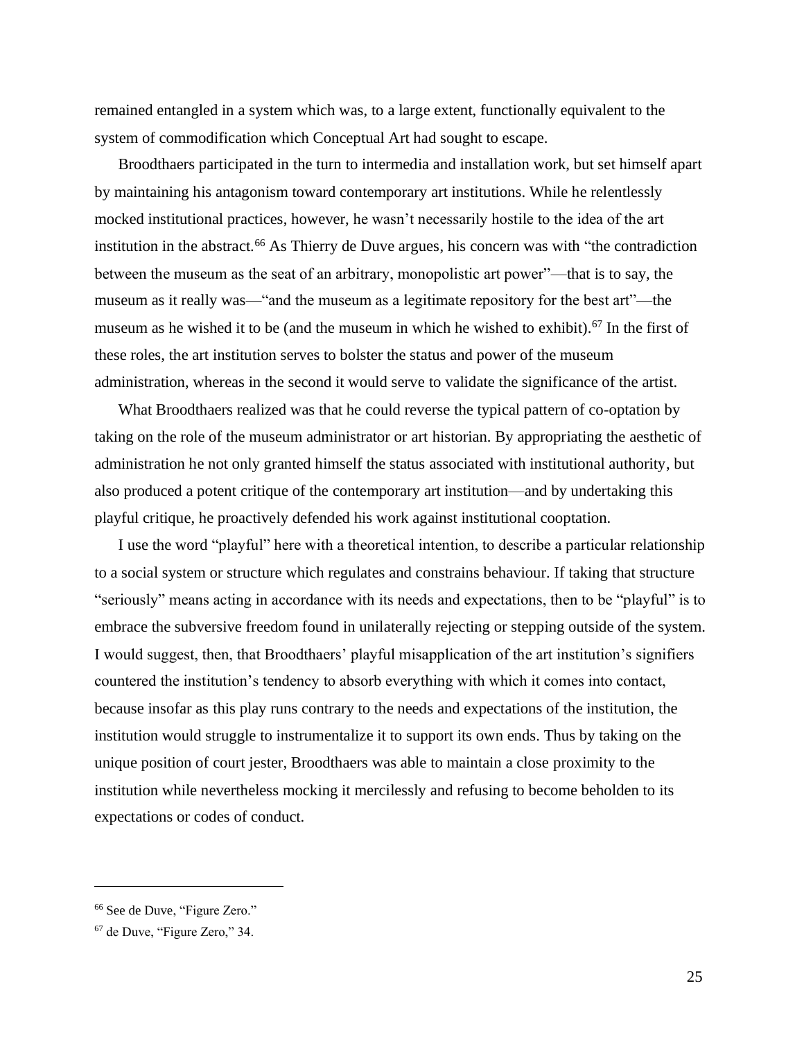remained entangled in a system which was, to a large extent, functionally equivalent to the system of commodification which Conceptual Art had sought to escape.

Broodthaers participated in the turn to intermedia and installation work, but set himself apart by maintaining his antagonism toward contemporary art institutions. While he relentlessly mocked institutional practices, however, he wasn't necessarily hostile to the idea of the art institution in the abstract.[66] As Thierry de Duve argues, his concern was with "the contradiction between the museum as the seat of an arbitrary, monopolistic art power"—that is to say, the museum as it really was—"and the museum as a legitimate repository for the best art"—the museum as he wished it to be (and the museum in which he wished to exhibit).[67] In the first of these roles, the art institution serves to bolster the status and power of the museum administration, whereas in the second it would serve to validate the significance of the artist.

What Broodthaers realized was that he could reverse the typical pattern of co-optation by taking on the role of the museum administrator or art historian. By appropriating the aesthetic of administration he not only granted himself the status associated with institutional authority, but also produced a potent critique of the contemporary art institution—and by undertaking this playful critique, he proactively defended his work against institutional cooptation.

I use the word "playful" here with a theoretical intention, to describe a particular relationship to a social system or structure which regulates and constrains behaviour. If taking that structure "seriously" means acting in accordance with its needs and expectations, then to be "playful" is to embrace the subversive freedom found in unilaterally rejecting or stepping outside of the system. I would suggest, then, that Broodthaers' playful misapplication of the art institution's signifiers countered the institution's tendency to absorb everything with which it comes into contact, because insofar as this play runs contrary to the needs and expectations of the institution, the institution would struggle to instrumentalize it to support its own ends. Thus by taking on the unique position of court jester, Broodthaers was able to maintain a close proximity to the institution while nevertheless mocking it mercilessly and refusing to become beholden to its expectations or codes of conduct.

---

[66] See de Duve, "Figure Zero."

[67] de Duve, "Figure Zero," 34.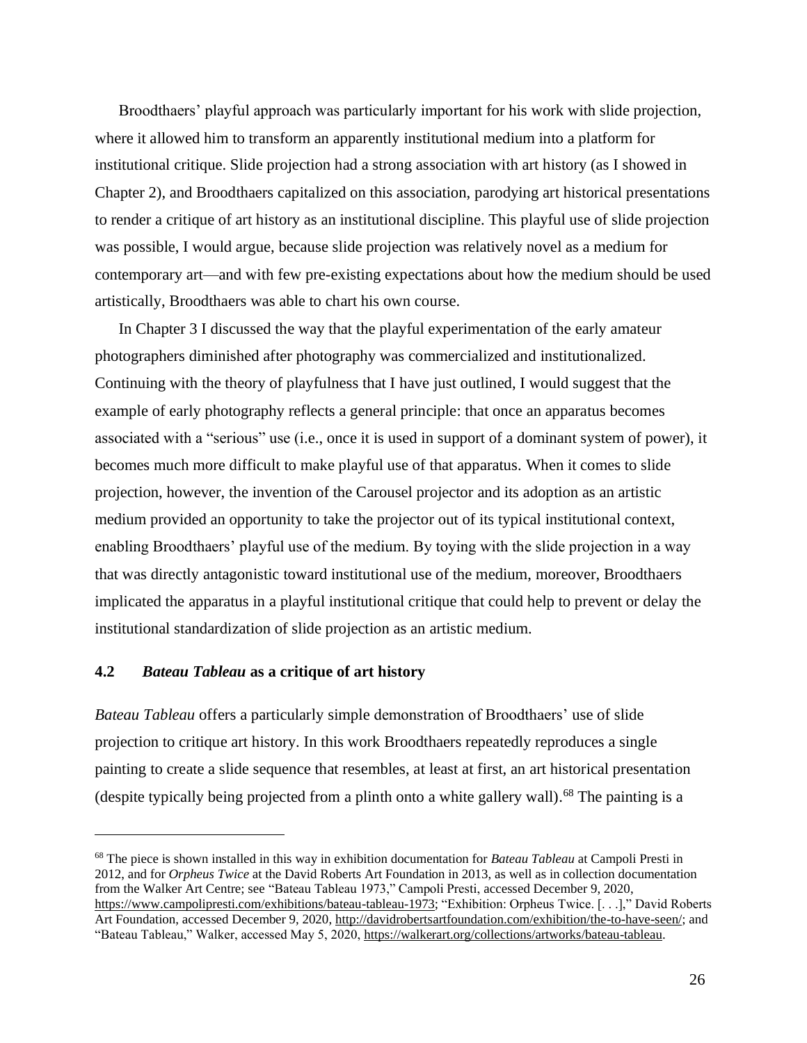Broodthaers' playful approach was particularly important for his work with slide projection, where it allowed him to transform an apparently institutional medium into a platform for institutional critique. Slide projection had a strong association with art history (as I showed in Chapter 2), and Broodthaers capitalized on this association, parodying art historical presentations to render a critique of art history as an institutional discipline. This playful use of slide projection was possible, I would argue, because slide projection was relatively novel as a medium for contemporary art—and with few pre-existing expectations about how the medium should be used artistically, Broodthaers was able to chart his own course.

In Chapter 3 I discussed the way that the playful experimentation of the early amateur photographers diminished after photography was commercialized and institutionalized. Continuing with the theory of playfulness that I have just outlined, I would suggest that the example of early photography reflects a general principle: that once an apparatus becomes associated with a "serious" use (i.e., once it is used in support of a dominant system of power), it becomes much more difficult to make playful use of that apparatus. When it comes to slide projection, however, the invention of the Carousel projector and its adoption as an artistic medium provided an opportunity to take the projector out of its typical institutional context, enabling Broodthaers' playful use of the medium. By toying with the slide projection in a way that was directly antagonistic toward institutional use of the medium, moreover, Broodthaers implicated the apparatus in a playful institutional critique that could help to prevent or delay the institutional standardization of slide projection as an artistic medium.

## 4.2 *Bateau Tableau* as a critique of art history

*Bateau Tableau* offers a particularly simple demonstration of Broodthaers' use of slide projection to critique art history. In this work Broodthaers repeatedly reproduces a single painting to create a slide sequence that resembles, at least at first, an art historical presentation (despite typically being projected from a plinth onto a white gallery wall).[68] The painting is a

---

[68] The piece is shown installed in this way in exhibition documentation for *Bateau Tableau* at Campoli Presti in 2012, and for *Orpheus Twice* at the David Roberts Art Foundation in 2013, as well as in collection documentation from the Walker Art Centre; see "Bateau Tableau 1973," Campoli Presti, accessed December 9, 2020, https://www.campolipresti.com/exhibitions/bateau-tableau-1973; "Exhibition: Orpheus Twice. [. . .]," David Roberts Art Foundation, accessed December 9, 2020, http://davidrobertsartfoundation.com/exhibition/the-to-have-seen/; and "Bateau Tableau," Walker, accessed May 5, 2020, https://walkerart.org/collections/artworks/bateau-tableau.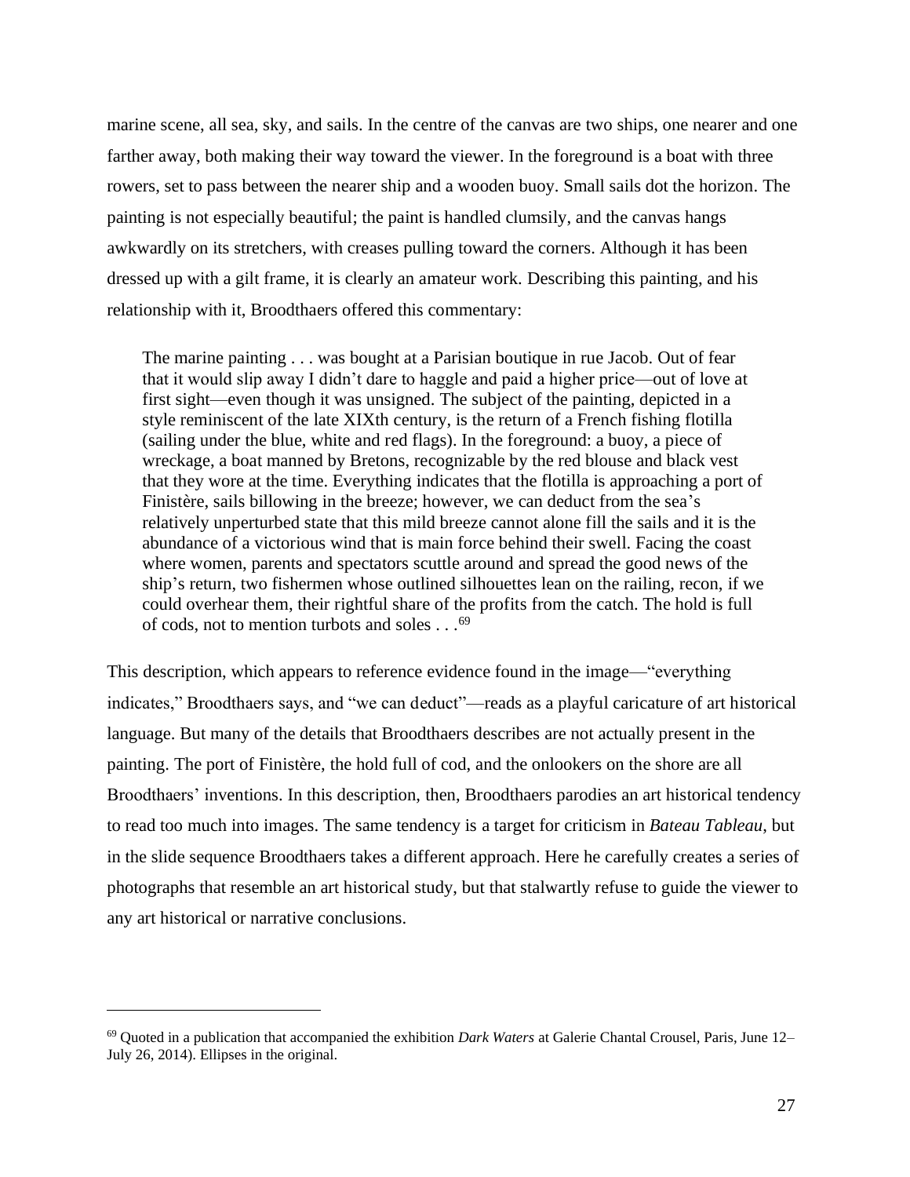marine scene, all sea, sky, and sails. In the centre of the canvas are two ships, one nearer and one farther away, both making their way toward the viewer. In the foreground is a boat with three rowers, set to pass between the nearer ship and a wooden buoy. Small sails dot the horizon. The painting is not especially beautiful; the paint is handled clumsily, and the canvas hangs awkwardly on its stretchers, with creases pulling toward the corners. Although it has been dressed up with a gilt frame, it is clearly an amateur work. Describing this painting, and his relationship with it, Broodthaers offered this commentary:

> The marine painting . . . was bought at a Parisian boutique in rue Jacob. Out of fear that it would slip away I didn't dare to haggle and paid a higher price—out of love at first sight—even though it was unsigned. The subject of the painting, depicted in a style reminiscent of the late XIXth century, is the return of a French fishing flotilla (sailing under the blue, white and red flags). In the foreground: a buoy, a piece of wreckage, a boat manned by Bretons, recognizable by the red blouse and black vest that they wore at the time. Everything indicates that the flotilla is approaching a port of Finistère, sails billowing in the breeze; however, we can deduct from the sea's relatively unperturbed state that this mild breeze cannot alone fill the sails and it is the abundance of a victorious wind that is main force behind their swell. Facing the coast where women, parents and spectators scuttle around and spread the good news of the ship's return, two fishermen whose outlined silhouettes lean on the railing, recon, if we could overhear them, their rightful share of the profits from the catch. The hold is full of cods, not to mention turbots and soles . . .[69]

This description, which appears to reference evidence found in the image—"everything indicates," Broodthaers says, and "we can deduct"—reads as a playful caricature of art historical language. But many of the details that Broodthaers describes are not actually present in the painting. The port of Finistère, the hold full of cod, and the onlookers on the shore are all Broodthaers' inventions. In this description, then, Broodthaers parodies an art historical tendency to read too much into images. The same tendency is a target for criticism in *Bateau Tableau*, but in the slide sequence Broodthaers takes a different approach. Here he carefully creates a series of photographs that resemble an art historical study, but that stalwartly refuse to guide the viewer to any art historical or narrative conclusions.

---

[69] Quoted in a publication that accompanied the exhibition *Dark Waters* at Galerie Chantal Crousel, Paris, June 12–July 26, 2014). Ellipses in the original.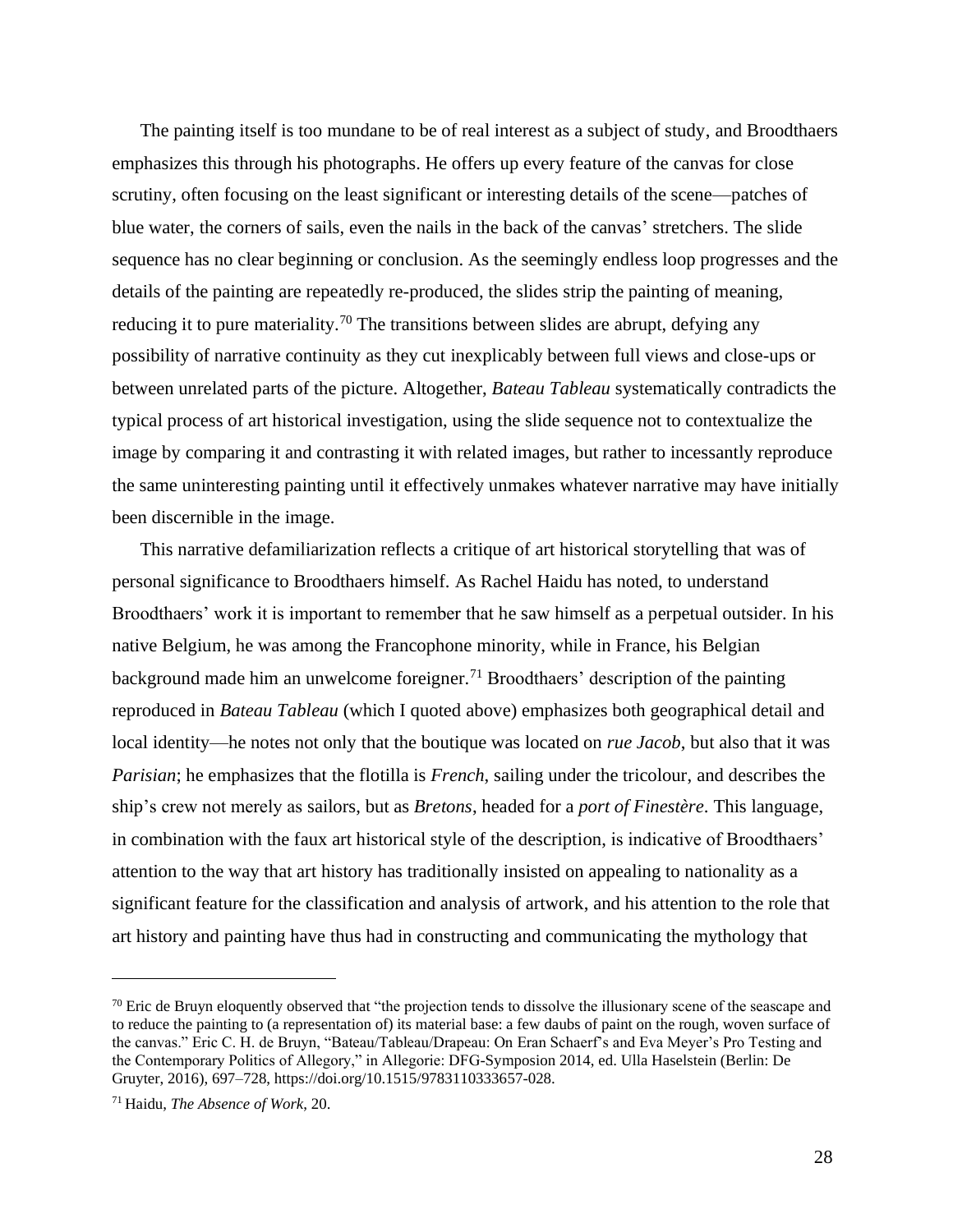The painting itself is too mundane to be of real interest as a subject of study, and Broodthaers emphasizes this through his photographs. He offers up every feature of the canvas for close scrutiny, often focusing on the least significant or interesting details of the scene—patches of blue water, the corners of sails, even the nails in the back of the canvas' stretchers. The slide sequence has no clear beginning or conclusion. As the seemingly endless loop progresses and the details of the painting are repeatedly re-produced, the slides strip the painting of meaning, reducing it to pure materiality.[70] The transitions between slides are abrupt, defying any possibility of narrative continuity as they cut inexplicably between full views and close-ups or between unrelated parts of the picture. Altogether, *Bateau Tableau* systematically contradicts the typical process of art historical investigation, using the slide sequence not to contextualize the image by comparing it and contrasting it with related images, but rather to incessantly reproduce the same uninteresting painting until it effectively unmakes whatever narrative may have initially been discernible in the image.

This narrative defamiliarization reflects a critique of art historical storytelling that was of personal significance to Broodthaers himself. As Rachel Haidu has noted, to understand Broodthaers' work it is important to remember that he saw himself as a perpetual outsider. In his native Belgium, he was among the Francophone minority, while in France, his Belgian background made him an unwelcome foreigner.[71] Broodthaers' description of the painting reproduced in *Bateau Tableau* (which I quoted above) emphasizes both geographical detail and local identity—he notes not only that the boutique was located on *rue Jacob*, but also that it was *Parisian*; he emphasizes that the flotilla is *French*, sailing under the tricolour, and describes the ship's crew not merely as sailors, but as *Bretons*, headed for a *port of Finestère*. This language, in combination with the faux art historical style of the description, is indicative of Broodthaers' attention to the way that art history has traditionally insisted on appealing to nationality as a significant feature for the classification and analysis of artwork, and his attention to the role that art history and painting have thus had in constructing and communicating the mythology that

---

[70] Eric de Bruyn eloquently observed that "the projection tends to dissolve the illusionary scene of the seascape and to reduce the painting to (a representation of) its material base: a few daubs of paint on the rough, woven surface of the canvas." Eric C. H. de Bruyn, "Bateau/Tableau/Drapeau: On Eran Schaerf's and Eva Meyer's Pro Testing and the Contemporary Politics of Allegory," in Allegorie: DFG-Symposion 2014, ed. Ulla Haselstein (Berlin: De Gruyter, 2016), 697–728, https://doi.org/10.1515/9783110333657-028.

[71] Haidu, *The Absence of Work*, 20.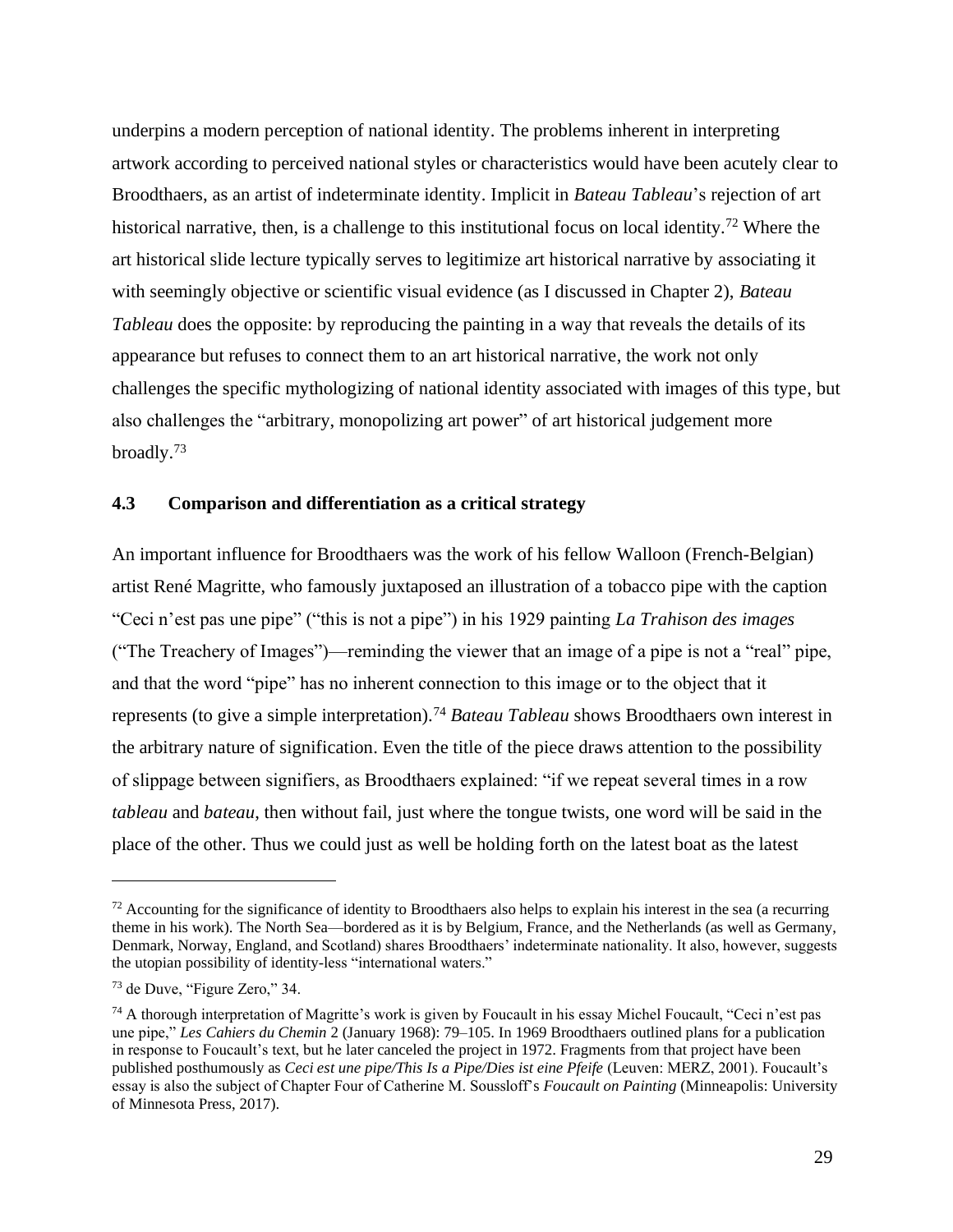underpins a modern perception of national identity. The problems inherent in interpreting artwork according to perceived national styles or characteristics would have been acutely clear to Broodthaers, as an artist of indeterminate identity. Implicit in *Bateau Tableau*'s rejection of art historical narrative, then, is a challenge to this institutional focus on local identity.[72] Where the art historical slide lecture typically serves to legitimize art historical narrative by associating it with seemingly objective or scientific visual evidence (as I discussed in Chapter 2), *Bateau Tableau* does the opposite: by reproducing the painting in a way that reveals the details of its appearance but refuses to connect them to an art historical narrative, the work not only challenges the specific mythologizing of national identity associated with images of this type, but also challenges the "arbitrary, monopolizing art power" of art historical judgement more broadly.[73]

### 4.3 Comparison and differentiation as a critical strategy

An important influence for Broodthaers was the work of his fellow Walloon (French-Belgian) artist René Magritte, who famously juxtaposed an illustration of a tobacco pipe with the caption "Ceci n'est pas une pipe" ("this is not a pipe") in his 1929 painting *La Trahison des images* ("The Treachery of Images")—reminding the viewer that an image of a pipe is not a "real" pipe, and that the word "pipe" has no inherent connection to this image or to the object that it represents (to give a simple interpretation).[74] *Bateau Tableau* shows Broodthaers own interest in the arbitrary nature of signification. Even the title of the piece draws attention to the possibility of slippage between signifiers, as Broodthaers explained: "if we repeat several times in a row *tableau* and *bateau*, then without fail, just where the tongue twists, one word will be said in the place of the other. Thus we could just as well be holding forth on the latest boat as the latest

---

[72] Accounting for the significance of identity to Broodthaers also helps to explain his interest in the sea (a recurring theme in his work). The North Sea—bordered as it is by Belgium, France, and the Netherlands (as well as Germany, Denmark, Norway, England, and Scotland) shares Broodthaers' indeterminate nationality. It also, however, suggests the utopian possibility of identity-less "international waters."

[73] de Duve, "Figure Zero," 34.

[74] A thorough interpretation of Magritte's work is given by Foucault in his essay Michel Foucault, "Ceci n'est pas une pipe," *Les Cahiers du Chemin* 2 (January 1968): 79–105. In 1969 Broodthaers outlined plans for a publication in response to Foucault's text, but he later canceled the project in 1972. Fragments from that project have been published posthumously as *Ceci est une pipe/This Is a Pipe/Dies ist eine Pfeife* (Leuven: MERZ, 2001). Foucault's essay is also the subject of Chapter Four of Catherine M. Soussloff's *Foucault on Painting* (Minneapolis: University of Minnesota Press, 2017).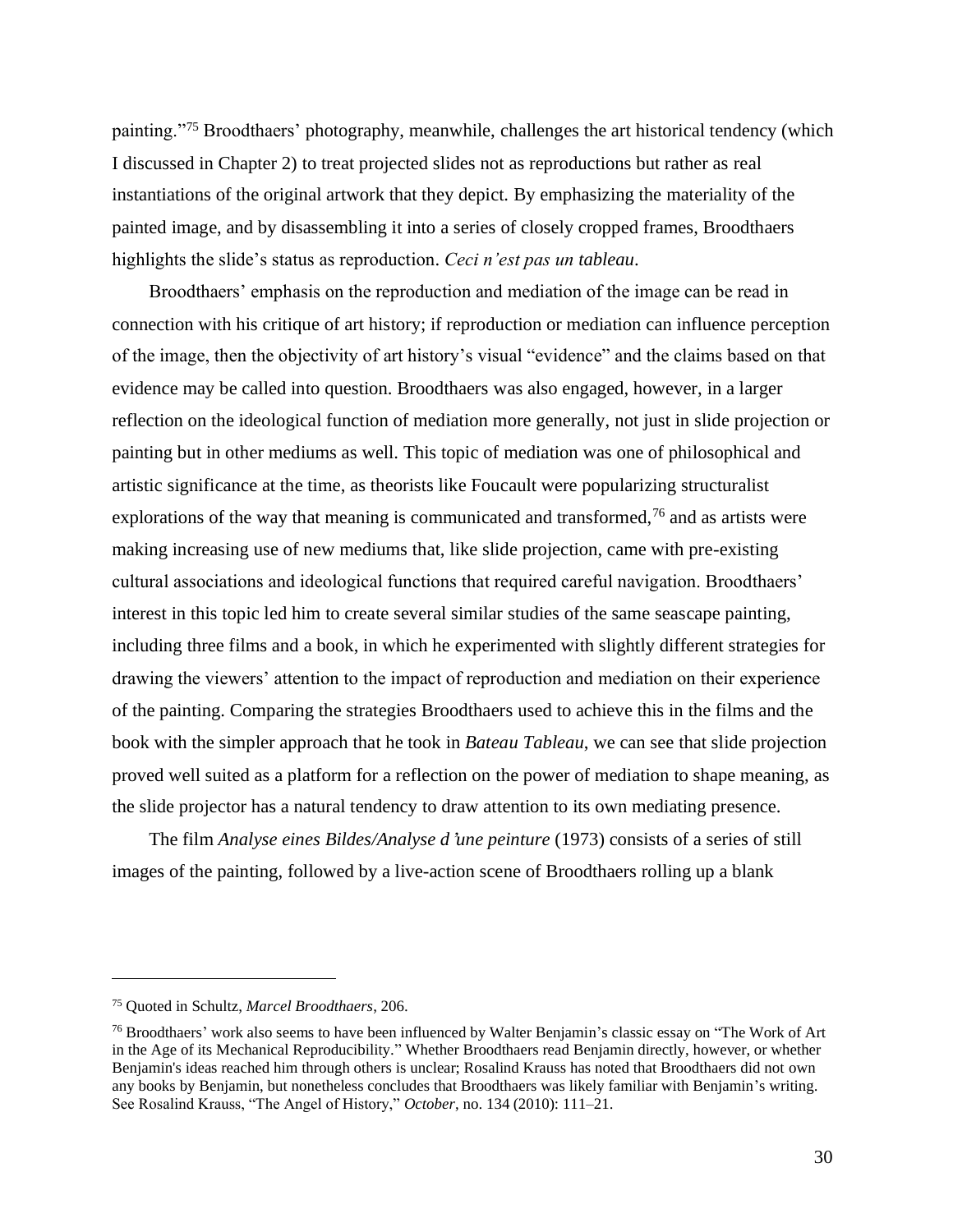painting."[75] Broodthaers' photography, meanwhile, challenges the art historical tendency (which I discussed in Chapter 2) to treat projected slides not as reproductions but rather as real instantiations of the original artwork that they depict. By emphasizing the materiality of the painted image, and by disassembling it into a series of closely cropped frames, Broodthaers highlights the slide's status as reproduction. *Ceci n'est pas un tableau*.

Broodthaers' emphasis on the reproduction and mediation of the image can be read in connection with his critique of art history; if reproduction or mediation can influence perception of the image, then the objectivity of art history's visual "evidence" and the claims based on that evidence may be called into question. Broodthaers was also engaged, however, in a larger reflection on the ideological function of mediation more generally, not just in slide projection or painting but in other mediums as well. This topic of mediation was one of philosophical and artistic significance at the time, as theorists like Foucault were popularizing structuralist explorations of the way that meaning is communicated and transformed,[76] and as artists were making increasing use of new mediums that, like slide projection, came with pre-existing cultural associations and ideological functions that required careful navigation. Broodthaers' interest in this topic led him to create several similar studies of the same seascape painting, including three films and a book, in which he experimented with slightly different strategies for drawing the viewers' attention to the impact of reproduction and mediation on their experience of the painting. Comparing the strategies Broodthaers used to achieve this in the films and the book with the simpler approach that he took in *Bateau Tableau*, we can see that slide projection proved well suited as a platform for a reflection on the power of mediation to shape meaning, as the slide projector has a natural tendency to draw attention to its own mediating presence.

The film *Analyse eines Bildes/Analyse d'une peinture* (1973) consists of a series of still images of the painting, followed by a live-action scene of Broodthaers rolling up a blank

---

[75] Quoted in Schultz, *Marcel Broodthaers*, 206.

[76] Broodthaers' work also seems to have been influenced by Walter Benjamin's classic essay on "The Work of Art in the Age of its Mechanical Reproducibility." Whether Broodthaers read Benjamin directly, however, or whether Benjamin's ideas reached him through others is unclear; Rosalind Krauss has noted that Broodthaers did not own any books by Benjamin, but nonetheless concludes that Broodthaers was likely familiar with Benjamin's writing. See Rosalind Krauss, "The Angel of History," *October*, no. 134 (2010): 111–21.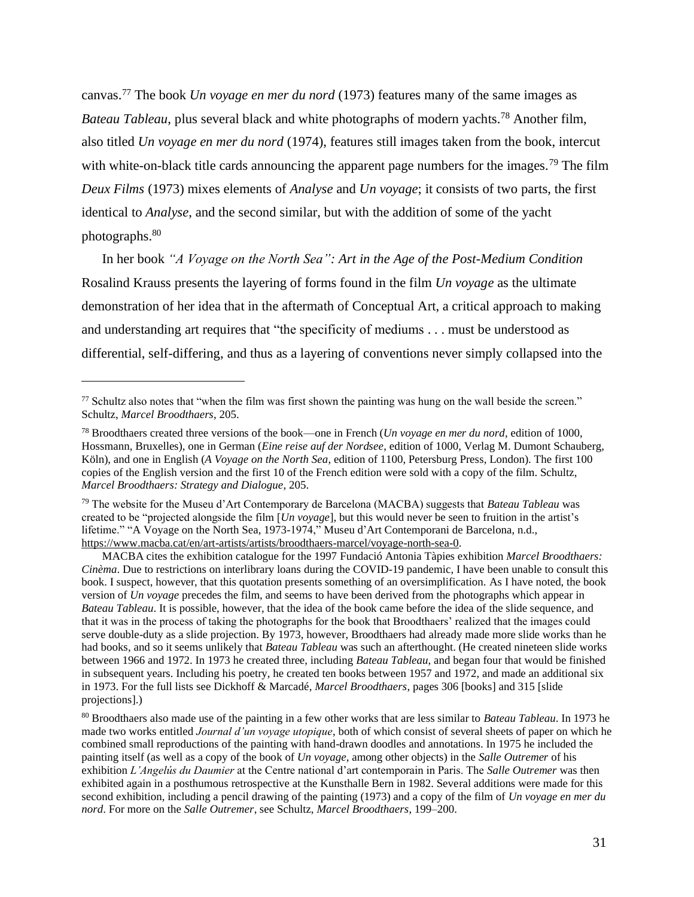canvas.[77] The book *Un voyage en mer du nord* (1973) features many of the same images as *Bateau Tableau*, plus several black and white photographs of modern yachts.[78] Another film, also titled *Un voyage en mer du nord* (1974), features still images taken from the book, intercut with white-on-black title cards announcing the apparent page numbers for the images.[79] The film *Deux Films* (1973) mixes elements of *Analyse* and *Un voyage*; it consists of two parts, the first identical to *Analyse*, and the second similar, but with the addition of some of the yacht photographs.[80]

In her book *"A Voyage on the North Sea": Art in the Age of the Post-Medium Condition* Rosalind Krauss presents the layering of forms found in the film *Un voyage* as the ultimate demonstration of her idea that in the aftermath of Conceptual Art, a critical approach to making and understanding art requires that "the specificity of mediums . . . must be understood as differential, self-differing, and thus as a layering of conventions never simply collapsed into the

---

[77] Schultz also notes that "when the film was first shown the painting was hung on the wall beside the screen." Schultz, *Marcel Broodthaers*, 205.

[78] Broodthaers created three versions of the book—one in French (*Un voyage en mer du nord*, edition of 1000, Hossmann, Bruxelles), one in German (*Eine reise auf der Nordsee*, edition of 1000, Verlag M. Dumont Schauberg, Köln), and one in English (*A Voyage on the North Sea*, edition of 1100, Petersburg Press, London). The first 100 copies of the English version and the first 10 of the French edition were sold with a copy of the film. Schultz, *Marcel Broodthaers: Strategy and Dialogue*, 205.

[79] The website for the Museu d'Art Contemporary de Barcelona (MACBA) suggests that *Bateau Tableau* was created to be "projected alongside the film [*Un voyage*], but this would never be seen to fruition in the artist's lifetime." "A Voyage on the North Sea, 1973-1974," Museu d'Art Contemporani de Barcelona, n.d., https://www.macba.cat/en/art-artists/artists/broodthaers-marcel/voyage-north-sea-0.

MACBA cites the exhibition catalogue for the 1997 Fundació Antonia Tàpies exhibition *Marcel Broodthaers: Cinèma*. Due to restrictions on interlibrary loans during the COVID-19 pandemic, I have been unable to consult this book. I suspect, however, that this quotation presents something of an oversimplification. As I have noted, the book version of *Un voyage* precedes the film, and seems to have been derived from the photographs which appear in *Bateau Tableau*. It is possible, however, that the idea of the book came before the idea of the slide sequence, and that it was in the process of taking the photographs for the book that Broodthaers' realized that the images could serve double-duty as a slide projection. By 1973, however, Broodthaers had already made more slide works than he had books, and so it seems unlikely that *Bateau Tableau* was such an afterthought. (He created nineteen slide works between 1966 and 1972. In 1973 he created three, including *Bateau Tableau*, and began four that would be finished in subsequent years. Including his poetry, he created ten books between 1957 and 1972, and made an additional six in 1973. For the full lists see Dickhoff & Marcadé, *Marcel Broodthaers*, pages 306 [books] and 315 [slide projections].)

[80] Broodthaers also made use of the painting in a few other works that are less similar to *Bateau Tableau*. In 1973 he made two works entitled *Journal d'un voyage utopique*, both of which consist of several sheets of paper on which he combined small reproductions of the painting with hand-drawn doodles and annotations. In 1975 he included the painting itself (as well as a copy of the book of *Un voyage*, among other objects) in the *Salle Outremer* of his exhibition *L'Angelús du Daumier* at the Centre national d'art contemporain in Paris. The *Salle Outremer* was then exhibited again in a posthumous retrospective at the Kunsthalle Bern in 1982. Several additions were made for this second exhibition, including a pencil drawing of the painting (1973) and a copy of the film of *Un voyage en mer du nord*. For more on the *Salle Outremer*, see Schultz, *Marcel Broodthaers*, 199–200.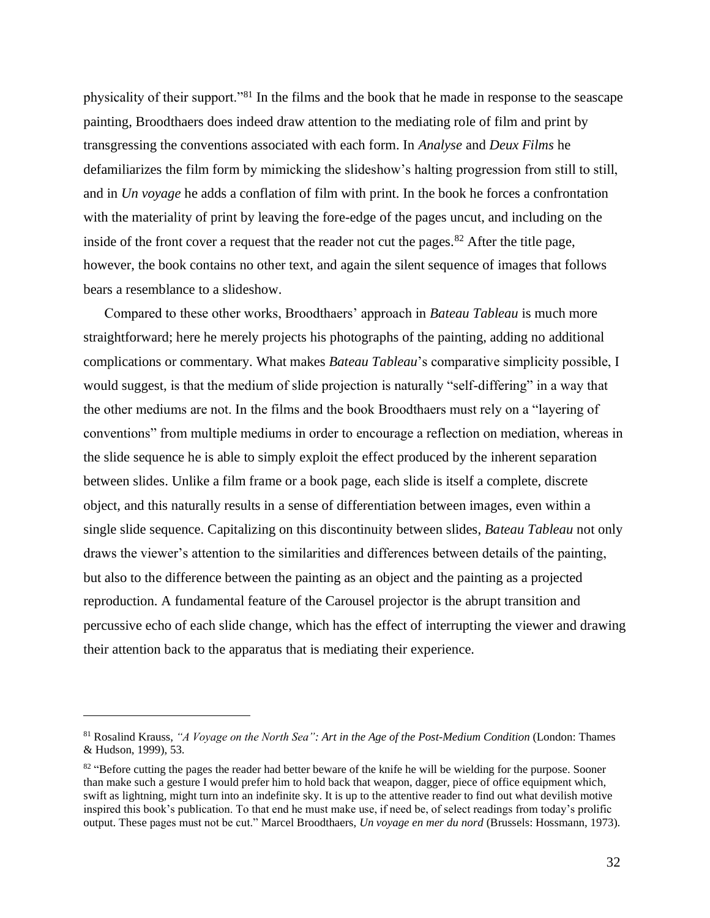physicality of their support."[81] In the films and the book that he made in response to the seascape painting, Broodthaers does indeed draw attention to the mediating role of film and print by transgressing the conventions associated with each form. In *Analyse* and *Deux Films* he defamiliarizes the film form by mimicking the slideshow's halting progression from still to still, and in *Un voyage* he adds a conflation of film with print. In the book he forces a confrontation with the materiality of print by leaving the fore-edge of the pages uncut, and including on the inside of the front cover a request that the reader not cut the pages.[82] After the title page, however, the book contains no other text, and again the silent sequence of images that follows bears a resemblance to a slideshow.

Compared to these other works, Broodthaers' approach in *Bateau Tableau* is much more straightforward; here he merely projects his photographs of the painting, adding no additional complications or commentary. What makes *Bateau Tableau*'s comparative simplicity possible, I would suggest, is that the medium of slide projection is naturally "self-differing" in a way that the other mediums are not. In the films and the book Broodthaers must rely on a "layering of conventions" from multiple mediums in order to encourage a reflection on mediation, whereas in the slide sequence he is able to simply exploit the effect produced by the inherent separation between slides. Unlike a film frame or a book page, each slide is itself a complete, discrete object, and this naturally results in a sense of differentiation between images, even within a single slide sequence. Capitalizing on this discontinuity between slides, *Bateau Tableau* not only draws the viewer's attention to the similarities and differences between details of the painting, but also to the difference between the painting as an object and the painting as a projected reproduction. A fundamental feature of the Carousel projector is the abrupt transition and percussive echo of each slide change, which has the effect of interrupting the viewer and drawing their attention back to the apparatus that is mediating their experience.

---

[81] Rosalind Krauss, *"A Voyage on the North Sea": Art in the Age of the Post-Medium Condition* (London: Thames & Hudson, 1999), 53.

[82] "Before cutting the pages the reader had better beware of the knife he will be wielding for the purpose. Sooner than make such a gesture I would prefer him to hold back that weapon, dagger, piece of office equipment which, swift as lightning, might turn into an indefinite sky. It is up to the attentive reader to find out what devilish motive inspired this book's publication. To that end he must make use, if need be, of select readings from today's prolific output. These pages must not be cut." Marcel Broodthaers, *Un voyage en mer du nord* (Brussels: Hossmann, 1973).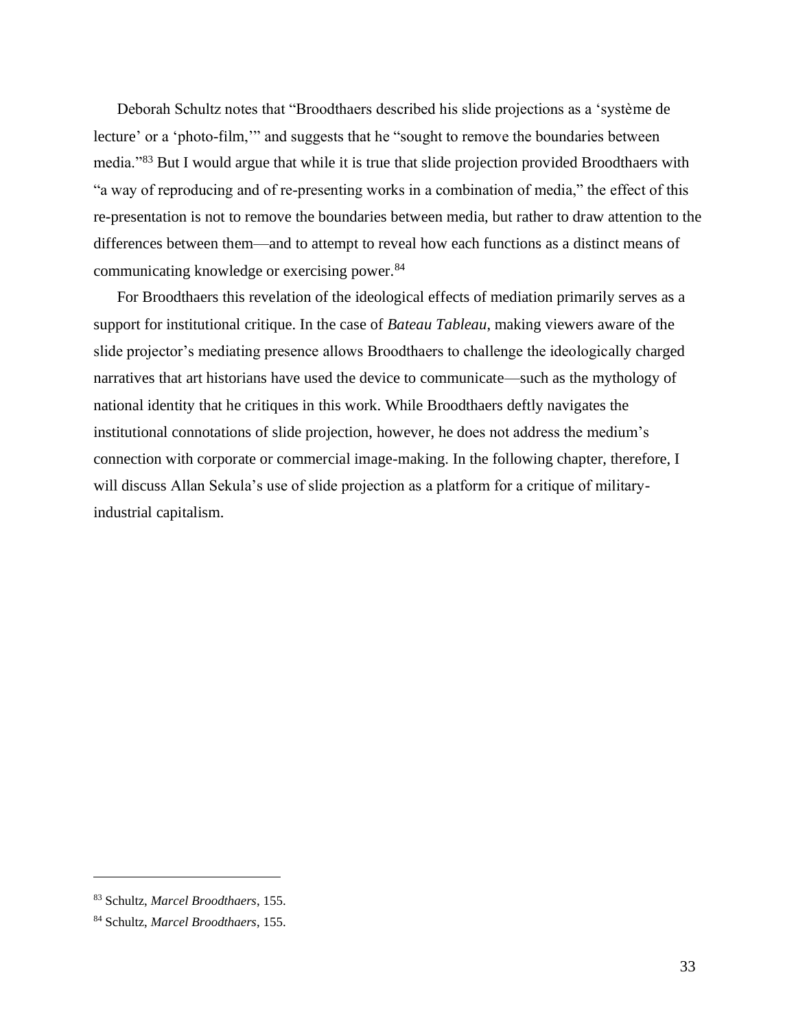Deborah Schultz notes that "Broodthaers described his slide projections as a 'système de lecture' or a 'photo-film,'" and suggests that he "sought to remove the boundaries between media."[83] But I would argue that while it is true that slide projection provided Broodthaers with "a way of reproducing and of re-presenting works in a combination of media," the effect of this re-presentation is not to remove the boundaries between media, but rather to draw attention to the differences between them—and to attempt to reveal how each functions as a distinct means of communicating knowledge or exercising power.[84]

For Broodthaers this revelation of the ideological effects of mediation primarily serves as a support for institutional critique. In the case of *Bateau Tableau*, making viewers aware of the slide projector's mediating presence allows Broodthaers to challenge the ideologically charged narratives that art historians have used the device to communicate—such as the mythology of national identity that he critiques in this work. While Broodthaers deftly navigates the institutional connotations of slide projection, however, he does not address the medium's connection with corporate or commercial image-making. In the following chapter, therefore, I will discuss Allan Sekula's use of slide projection as a platform for a critique of military-industrial capitalism.

---

[83] Schultz, *Marcel Broodthaers*, 155.

[84] Schultz, *Marcel Broodthaers*, 155.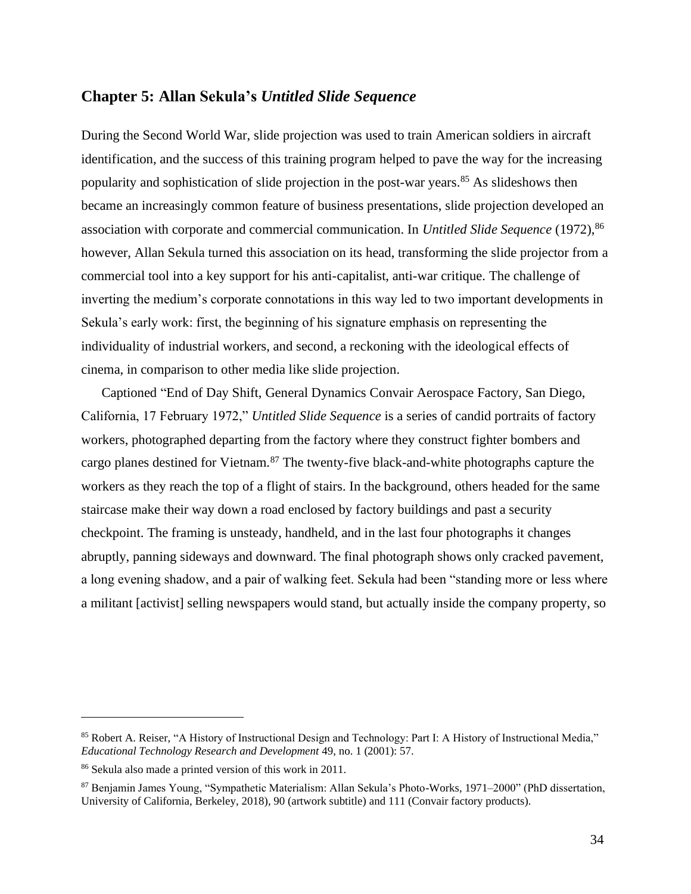## Chapter 5: Allan Sekula's *Untitled Slide Sequence*

During the Second World War, slide projection was used to train American soldiers in aircraft identification, and the success of this training program helped to pave the way for the increasing popularity and sophistication of slide projection in the post-war years.[85] As slideshows then became an increasingly common feature of business presentations, slide projection developed an association with corporate and commercial communication. In *Untitled Slide Sequence* (1972),[86] however, Allan Sekula turned this association on its head, transforming the slide projector from a commercial tool into a key support for his anti-capitalist, anti-war critique. The challenge of inverting the medium's corporate connotations in this way led to two important developments in Sekula's early work: first, the beginning of his signature emphasis on representing the individuality of industrial workers, and second, a reckoning with the ideological effects of cinema, in comparison to other media like slide projection.

Captioned "End of Day Shift, General Dynamics Convair Aerospace Factory, San Diego, California, 17 February 1972," *Untitled Slide Sequence* is a series of candid portraits of factory workers, photographed departing from the factory where they construct fighter bombers and cargo planes destined for Vietnam.[87] The twenty-five black-and-white photographs capture the workers as they reach the top of a flight of stairs. In the background, others headed for the same staircase make their way down a road enclosed by factory buildings and past a security checkpoint. The framing is unsteady, handheld, and in the last four photographs it changes abruptly, panning sideways and downward. The final photograph shows only cracked pavement, a long evening shadow, and a pair of walking feet. Sekula had been "standing more or less where a militant [activist] selling newspapers would stand, but actually inside the company property, so

---

[85] Robert A. Reiser, "A History of Instructional Design and Technology: Part I: A History of Instructional Media," *Educational Technology Research and Development* 49, no. 1 (2001): 57.

[86] Sekula also made a printed version of this work in 2011.

[87] Benjamin James Young, "Sympathetic Materialism: Allan Sekula's Photo-Works, 1971–2000" (PhD dissertation, University of California, Berkeley, 2018), 90 (artwork subtitle) and 111 (Convair factory products).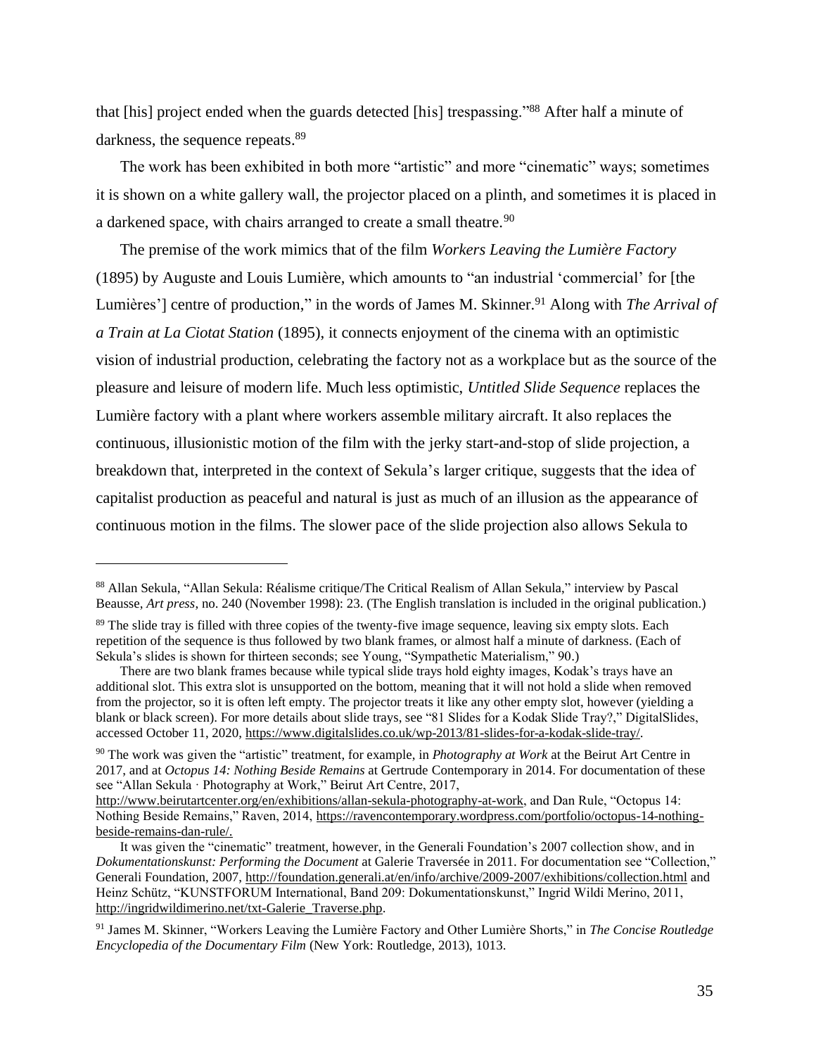that [his] project ended when the guards detected [his] trespassing."[88] After half a minute of darkness, the sequence repeats.[89]

The work has been exhibited in both more "artistic" and more "cinematic" ways; sometimes it is shown on a white gallery wall, the projector placed on a plinth, and sometimes it is placed in a darkened space, with chairs arranged to create a small theatre.[90]

The premise of the work mimics that of the film *Workers Leaving the Lumière Factory* (1895) by Auguste and Louis Lumière, which amounts to "an industrial 'commercial' for [the Lumières'] centre of production," in the words of James M. Skinner.[91] Along with *The Arrival of a Train at La Ciotat Station* (1895), it connects enjoyment of the cinema with an optimistic vision of industrial production, celebrating the factory not as a workplace but as the source of the pleasure and leisure of modern life. Much less optimistic, *Untitled Slide Sequence* replaces the Lumière factory with a plant where workers assemble military aircraft. It also replaces the continuous, illusionistic motion of the film with the jerky start-and-stop of slide projection, a breakdown that, interpreted in the context of Sekula's larger critique, suggests that the idea of capitalist production as peaceful and natural is just as much of an illusion as the appearance of continuous motion in the films. The slower pace of the slide projection also allows Sekula to

---

[88] Allan Sekula, "Allan Sekula: Réalisme critique/The Critical Realism of Allan Sekula," interview by Pascal Beausse, *Art press*, no. 240 (November 1998): 23. (The English translation is included in the original publication.)

[89] The slide tray is filled with three copies of the twenty-five image sequence, leaving six empty slots. Each repetition of the sequence is thus followed by two blank frames, or almost half a minute of darkness. (Each of Sekula's slides is shown for thirteen seconds; see Young, "Sympathetic Materialism," 90.)

There are two blank frames because while typical slide trays hold eighty images, Kodak's trays have an additional slot. This extra slot is unsupported on the bottom, meaning that it will not hold a slide when removed from the projector, so it is often left empty. The projector treats it like any other empty slot, however (yielding a blank or black screen). For more details about slide trays, see "81 Slides for a Kodak Slide Tray?," DigitalSlides, accessed October 11, 2020, https://www.digitalslides.co.uk/wp-2013/81-slides-for-a-kodak-slide-tray/.

[90] The work was given the "artistic" treatment, for example, in *Photography at Work* at the Beirut Art Centre in 2017, and at *Octopus 14: Nothing Beside Remains* at Gertrude Contemporary in 2014. For documentation of these see "Allan Sekula · Photography at Work," Beirut Art Centre, 2017, http://www.beirutartcenter.org/en/exhibitions/allan-sekula-photography-at-work, and Dan Rule, "Octopus 14: Nothing Beside Remains," Raven, 2014, https://ravencontemporary.wordpress.com/portfolio/octopus-14-nothing-beside-remains-dan-rule/.

It was given the "cinematic" treatment, however, in the Generali Foundation's 2007 collection show, and in *Dokumentationskunst: Performing the Document* at Galerie Traversée in 2011. For documentation see "Collection," Generali Foundation, 2007, http://foundation.generali.at/en/info/archive/2009-2007/exhibitions/collection.html and Heinz Schütz, "KUNSTFORUM International, Band 209: Dokumentationskunst," Ingrid Wildi Merino, 2011, http://ingridwildimerino.net/txt-Galerie_Traverse.php.

[91] James M. Skinner, "Workers Leaving the Lumière Factory and Other Lumière Shorts," in *The Concise Routledge Encyclopedia of the Documentary Film* (New York: Routledge, 2013), 1013.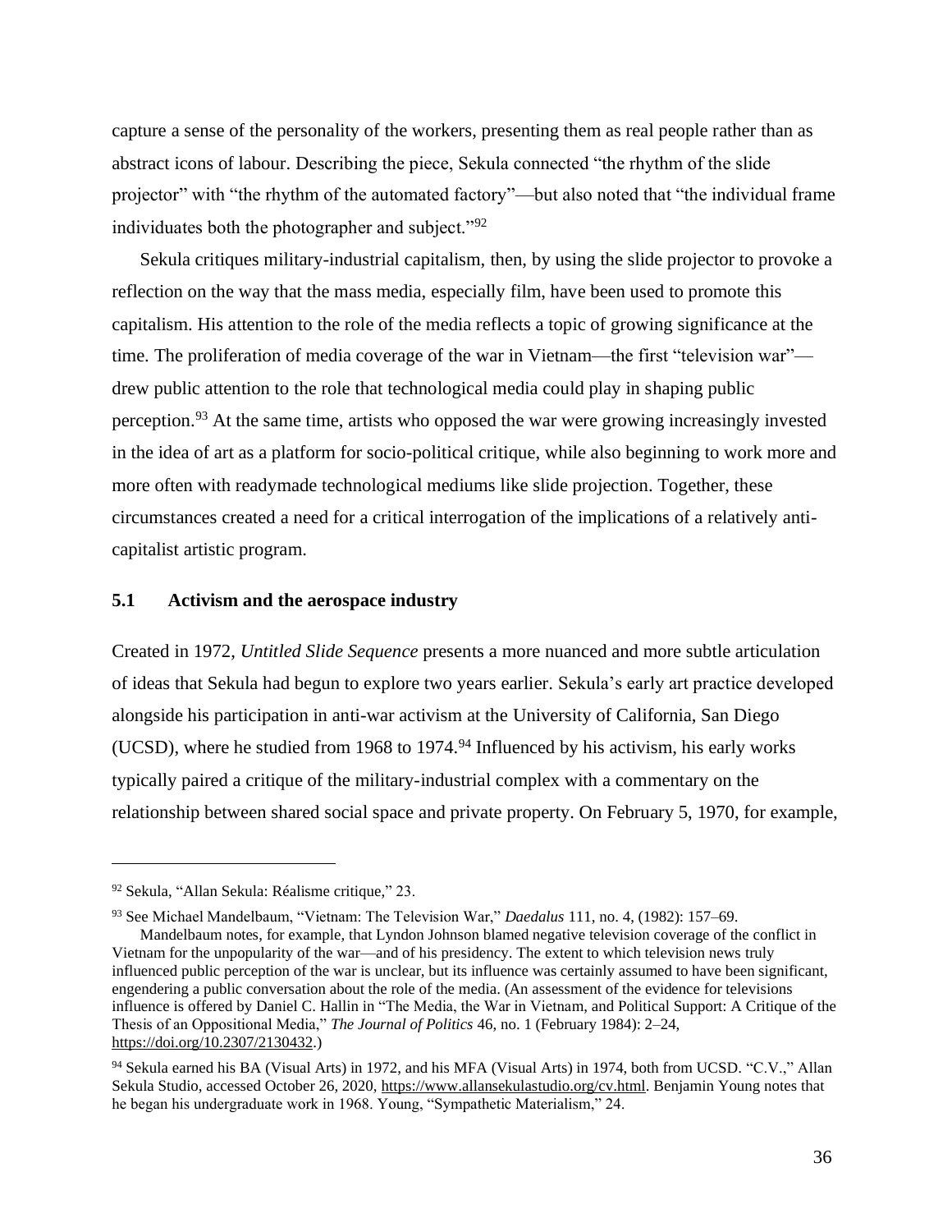capture a sense of the personality of the workers, presenting them as real people rather than as abstract icons of labour. Describing the piece, Sekula connected "the rhythm of the slide projector" with "the rhythm of the automated factory"—but also noted that "the individual frame individuates both the photographer and subject."[92]

Sekula critiques military-industrial capitalism, then, by using the slide projector to provoke a reflection on the way that the mass media, especially film, have been used to promote this capitalism. His attention to the role of the media reflects a topic of growing significance at the time. The proliferation of media coverage of the war in Vietnam—the first "television war"—drew public attention to the role that technological media could play in shaping public perception.[93] At the same time, artists who opposed the war were growing increasingly invested in the idea of art as a platform for socio-political critique, while also beginning to work more and more often with readymade technological mediums like slide projection. Together, these circumstances created a need for a critical interrogation of the implications of a relatively anti-capitalist artistic program.

## 5.1 Activism and the aerospace industry

Created in 1972, *Untitled Slide Sequence* presents a more nuanced and more subtle articulation of ideas that Sekula had begun to explore two years earlier. Sekula's early art practice developed alongside his participation in anti-war activism at the University of California, San Diego (UCSD), where he studied from 1968 to 1974.[94] Influenced by his activism, his early works typically paired a critique of the military-industrial complex with a commentary on the relationship between shared social space and private property. On February 5, 1970, for example,

---

[92] Sekula, "Allan Sekula: Réalisme critique," 23.

[93] See Michael Mandelbaum, "Vietnam: The Television War," *Daedalus* 111, no. 4, (1982): 157–69.
Mandelbaum notes, for example, that Lyndon Johnson blamed negative television coverage of the conflict in Vietnam for the unpopularity of the war—and of his presidency. The extent to which television news truly influenced public perception of the war is unclear, but its influence was certainly assumed to have been significant, engendering a public conversation about the role of the media. (An assessment of the evidence for televisions influence is offered by Daniel C. Hallin in "The Media, the War in Vietnam, and Political Support: A Critique of the Thesis of an Oppositional Media," *The Journal of Politics* 46, no. 1 (February 1984): 2–24, https://doi.org/10.2307/2130432.)

[94] Sekula earned his BA (Visual Arts) in 1972, and his MFA (Visual Arts) in 1974, both from UCSD. "C.V.," Allan Sekula Studio, accessed October 26, 2020, https://www.allansekulastudio.org/cv.html. Benjamin Young notes that he began his undergraduate work in 1968. Young, "Sympathetic Materialism," 24.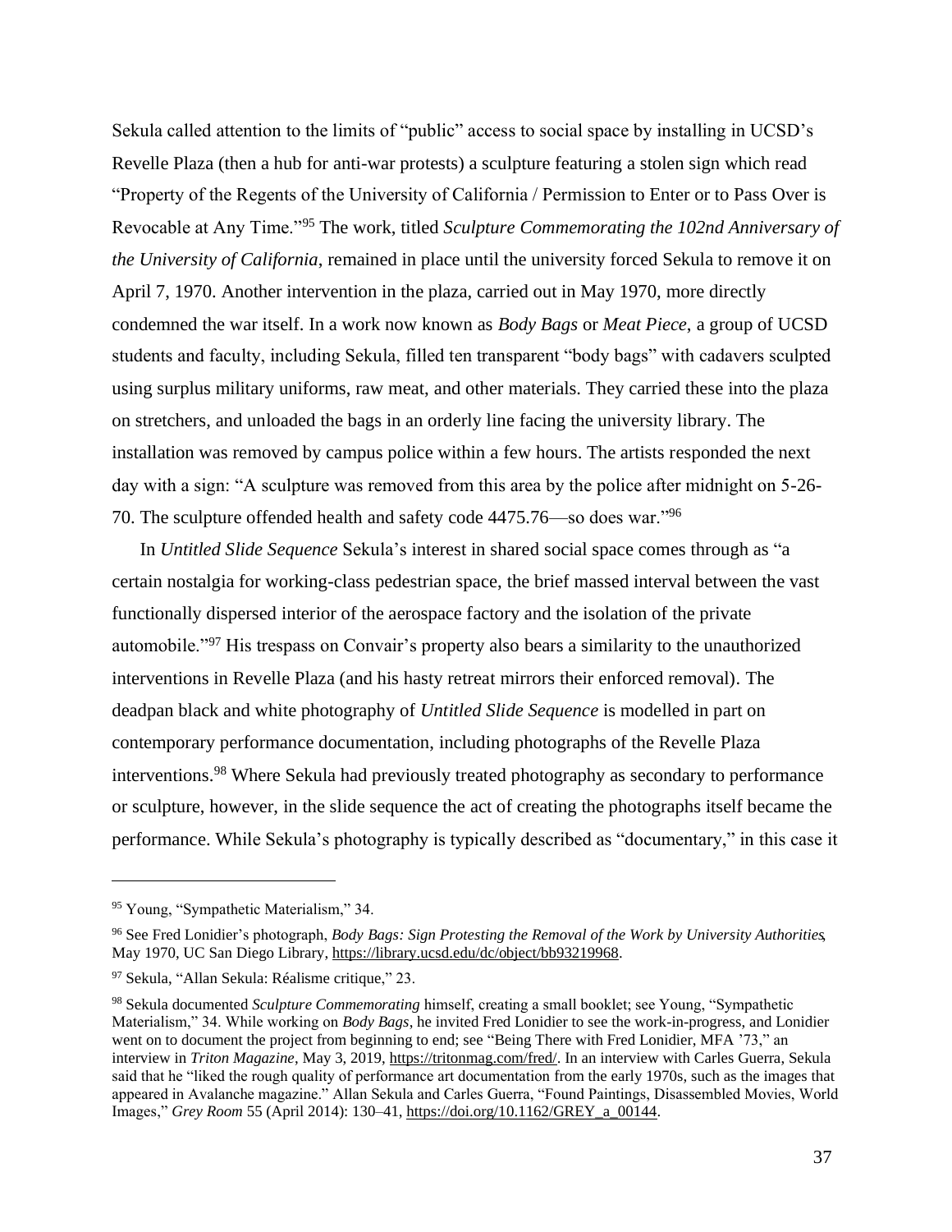Sekula called attention to the limits of "public" access to social space by installing in UCSD's Revelle Plaza (then a hub for anti-war protests) a sculpture featuring a stolen sign which read "Property of the Regents of the University of California / Permission to Enter or to Pass Over is Revocable at Any Time."[95] The work, titled *Sculpture Commemorating the 102nd Anniversary of the University of California*, remained in place until the university forced Sekula to remove it on April 7, 1970. Another intervention in the plaza, carried out in May 1970, more directly condemned the war itself. In a work now known as *Body Bags* or *Meat Piece*, a group of UCSD students and faculty, including Sekula, filled ten transparent "body bags" with cadavers sculpted using surplus military uniforms, raw meat, and other materials. They carried these into the plaza on stretchers, and unloaded the bags in an orderly line facing the university library. The installation was removed by campus police within a few hours. The artists responded the next day with a sign: "A sculpture was removed from this area by the police after midnight on 5-26-70. The sculpture offended health and safety code 4475.76—so does war."[96]

In *Untitled Slide Sequence* Sekula's interest in shared social space comes through as "a certain nostalgia for working-class pedestrian space, the brief massed interval between the vast functionally dispersed interior of the aerospace factory and the isolation of the private automobile."[97] His trespass on Convair's property also bears a similarity to the unauthorized interventions in Revelle Plaza (and his hasty retreat mirrors their enforced removal). The deadpan black and white photography of *Untitled Slide Sequence* is modelled in part on contemporary performance documentation, including photographs of the Revelle Plaza interventions.[98] Where Sekula had previously treated photography as secondary to performance or sculpture, however, in the slide sequence the act of creating the photographs itself became the performance. While Sekula's photography is typically described as "documentary," in this case it

---

[95] Young, "Sympathetic Materialism," 34.

[96] See Fred Lonidier's photograph, *Body Bags: Sign Protesting the Removal of the Work by University Authorities*, May 1970, UC San Diego Library, https://library.ucsd.edu/dc/object/bb93219968.

[97] Sekula, "Allan Sekula: Réalisme critique," 23.

[98] Sekula documented *Sculpture Commemorating* himself, creating a small booklet; see Young, "Sympathetic Materialism," 34. While working on *Body Bags*, he invited Fred Lonidier to see the work-in-progress, and Lonidier went on to document the project from beginning to end; see "Being There with Fred Lonidier, MFA '73," an interview in *Triton Magazine*, May 3, 2019, https://tritonmag.com/fred/. In an interview with Carles Guerra, Sekula said that he "liked the rough quality of performance art documentation from the early 1970s, such as the images that appeared in Avalanche magazine." Allan Sekula and Carles Guerra, "Found Paintings, Disassembled Movies, World Images," *Grey Room* 55 (April 2014): 130–41, https://doi.org/10.1162/GREY_a_00144.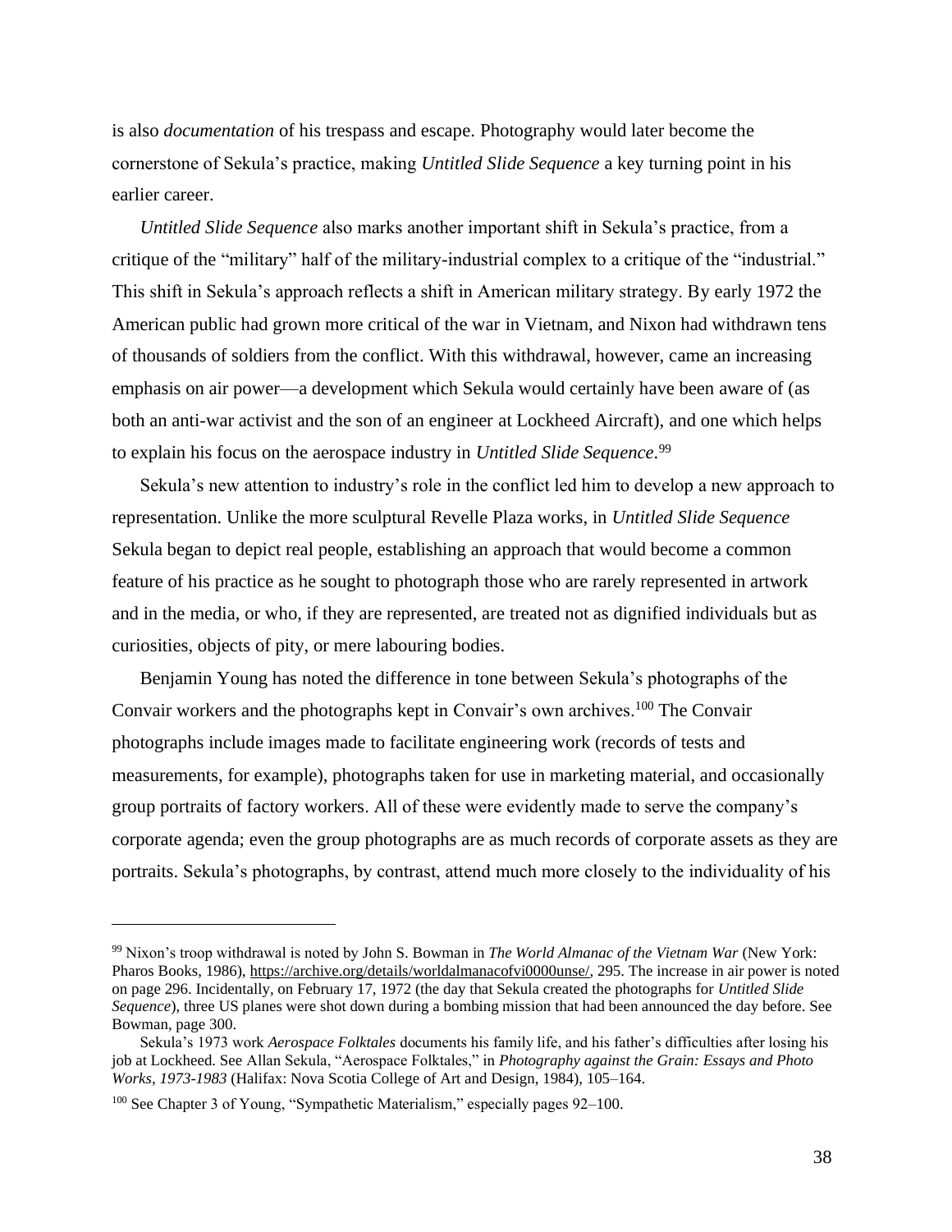is also *documentation* of his trespass and escape. Photography would later become the cornerstone of Sekula's practice, making *Untitled Slide Sequence* a key turning point in his earlier career.

*Untitled Slide Sequence* also marks another important shift in Sekula's practice, from a critique of the "military" half of the military-industrial complex to a critique of the "industrial." This shift in Sekula's approach reflects a shift in American military strategy. By early 1972 the American public had grown more critical of the war in Vietnam, and Nixon had withdrawn tens of thousands of soldiers from the conflict. With this withdrawal, however, came an increasing emphasis on air power—a development which Sekula would certainly have been aware of (as both an anti-war activist and the son of an engineer at Lockheed Aircraft), and one which helps to explain his focus on the aerospace industry in *Untitled Slide Sequence*.[99]

Sekula's new attention to industry's role in the conflict led him to develop a new approach to representation. Unlike the more sculptural Revelle Plaza works, in *Untitled Slide Sequence* Sekula began to depict real people, establishing an approach that would become a common feature of his practice as he sought to photograph those who are rarely represented in artwork and in the media, or who, if they are represented, are treated not as dignified individuals but as curiosities, objects of pity, or mere labouring bodies.

Benjamin Young has noted the difference in tone between Sekula's photographs of the Convair workers and the photographs kept in Convair's own archives.[100] The Convair photographs include images made to facilitate engineering work (records of tests and measurements, for example), photographs taken for use in marketing material, and occasionally group portraits of factory workers. All of these were evidently made to serve the company's corporate agenda; even the group photographs are as much records of corporate assets as they are portraits. Sekula's photographs, by contrast, attend much more closely to the individuality of his

---

[99] Nixon's troop withdrawal is noted by John S. Bowman in *The World Almanac of the Vietnam War* (New York: Pharos Books, 1986), https://archive.org/details/worldalmanacofvi0000unse/, 295. The increase in air power is noted on page 296. Incidentally, on February 17, 1972 (the day that Sekula created the photographs for *Untitled Slide Sequence*), three US planes were shot down during a bombing mission that had been announced the day before. See Bowman, page 300.

Sekula's 1973 work *Aerospace Folktales* documents his family life, and his father's difficulties after losing his job at Lockheed. See Allan Sekula, "Aerospace Folktales," in *Photography against the Grain: Essays and Photo Works, 1973-1983* (Halifax: Nova Scotia College of Art and Design, 1984), 105–164.

[100] See Chapter 3 of Young, "Sympathetic Materialism," especially pages 92–100.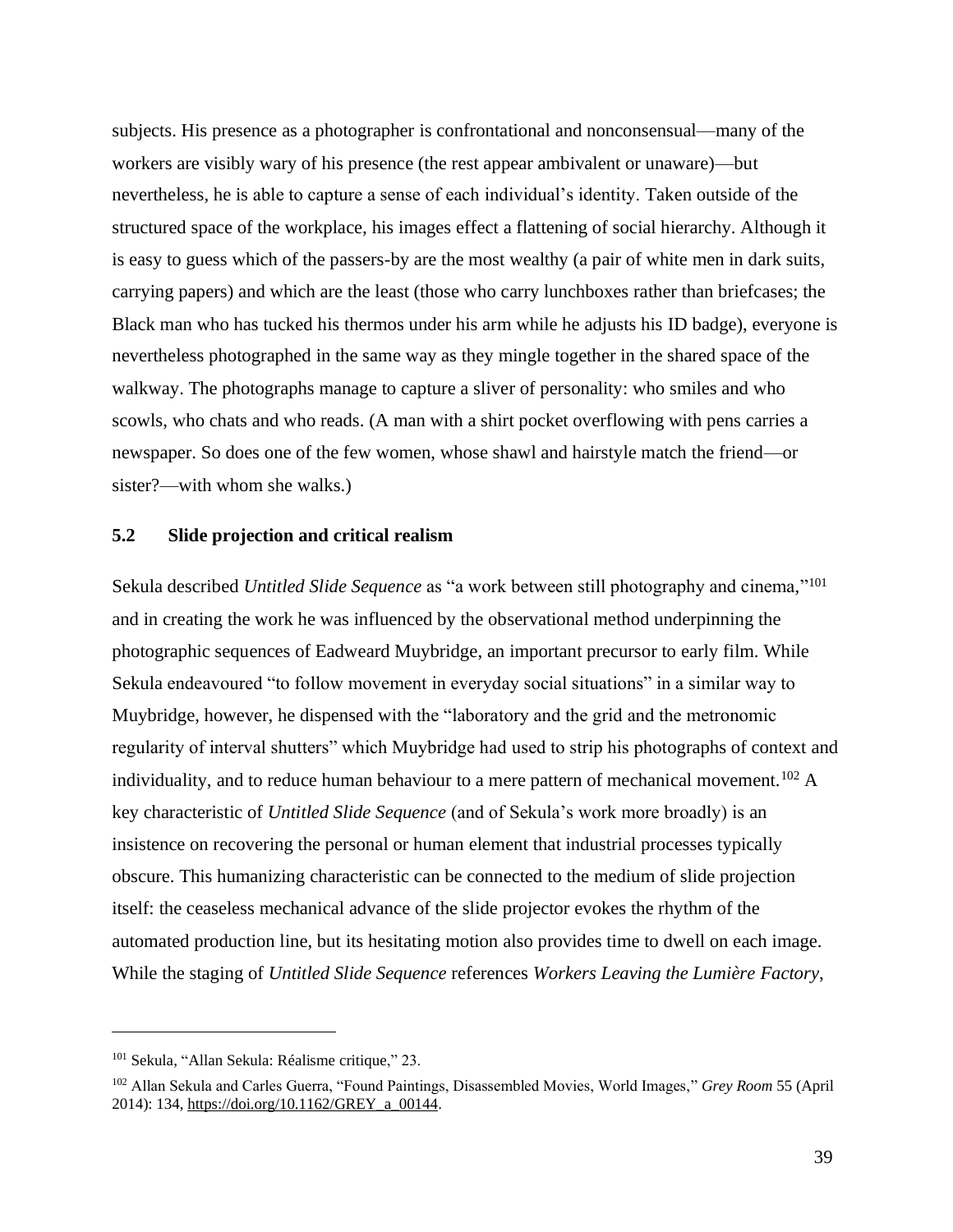subjects. His presence as a photographer is confrontational and nonconsensual—many of the workers are visibly wary of his presence (the rest appear ambivalent or unaware)—but nevertheless, he is able to capture a sense of each individual's identity. Taken outside of the structured space of the workplace, his images effect a flattening of social hierarchy. Although it is easy to guess which of the passers-by are the most wealthy (a pair of white men in dark suits, carrying papers) and which are the least (those who carry lunchboxes rather than briefcases; the Black man who has tucked his thermos under his arm while he adjusts his ID badge), everyone is nevertheless photographed in the same way as they mingle together in the shared space of the walkway. The photographs manage to capture a sliver of personality: who smiles and who scowls, who chats and who reads. (A man with a shirt pocket overflowing with pens carries a newspaper. So does one of the few women, whose shawl and hairstyle match the friend—or sister?—with whom she walks.)

## 5.2 Slide projection and critical realism

Sekula described *Untitled Slide Sequence* as "a work between still photography and cinema,"[101] and in creating the work he was influenced by the observational method underpinning the photographic sequences of Eadweard Muybridge, an important precursor to early film. While Sekula endeavoured "to follow movement in everyday social situations" in a similar way to Muybridge, however, he dispensed with the "laboratory and the grid and the metronomic regularity of interval shutters" which Muybridge had used to strip his photographs of context and individuality, and to reduce human behaviour to a mere pattern of mechanical movement.[102] A key characteristic of *Untitled Slide Sequence* (and of Sekula's work more broadly) is an insistence on recovering the personal or human element that industrial processes typically obscure. This humanizing characteristic can be connected to the medium of slide projection itself: the ceaseless mechanical advance of the slide projector evokes the rhythm of the automated production line, but its hesitating motion also provides time to dwell on each image. While the staging of *Untitled Slide Sequence* references *Workers Leaving the Lumière Factory*,

---

[101] Sekula, "Allan Sekula: Réalisme critique," 23.

[102] Allan Sekula and Carles Guerra, "Found Paintings, Disassembled Movies, World Images," *Grey Room* 55 (April 2014): 134, https://doi.org/10.1162/GREY_a_00144.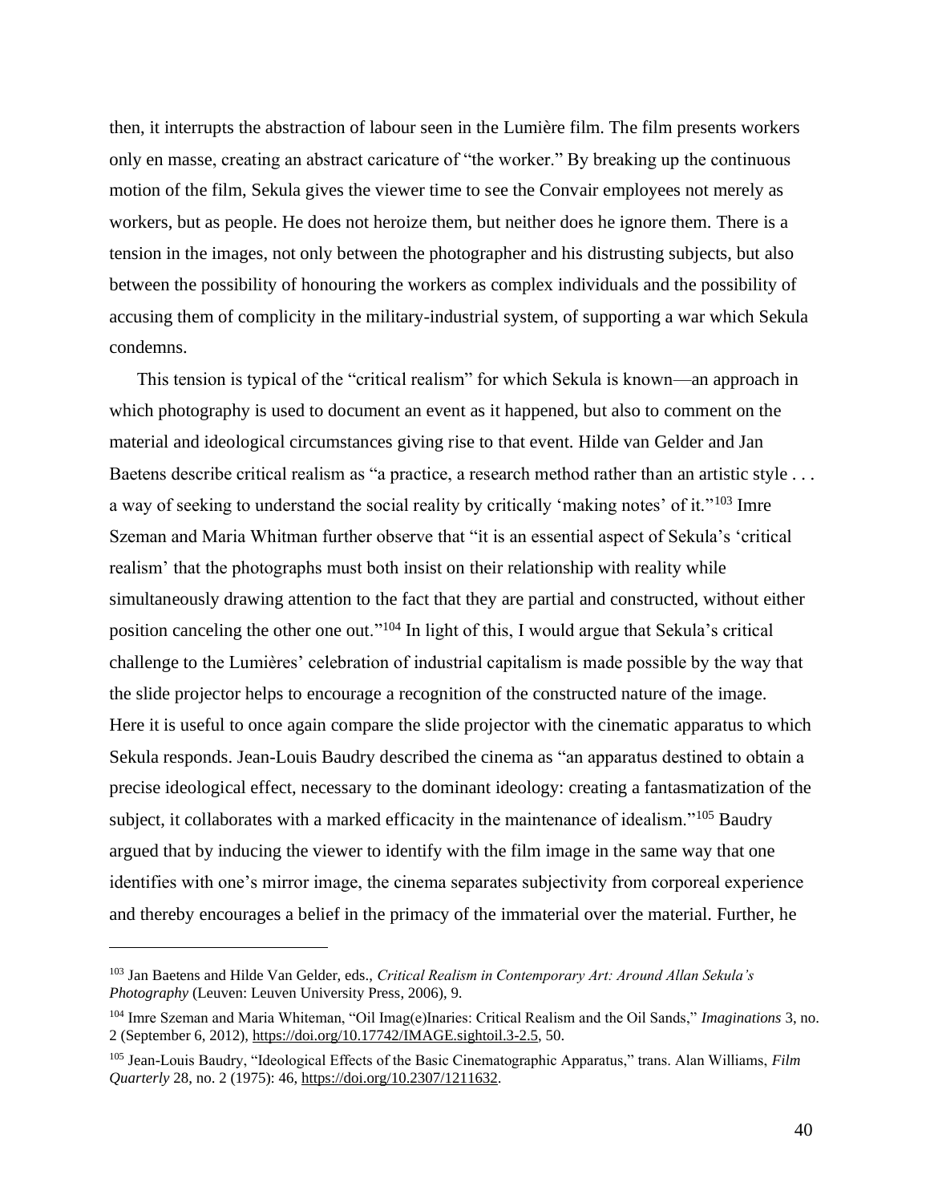then, it interrupts the abstraction of labour seen in the Lumière film. The film presents workers only en masse, creating an abstract caricature of "the worker." By breaking up the continuous motion of the film, Sekula gives the viewer time to see the Convair employees not merely as workers, but as people. He does not heroize them, but neither does he ignore them. There is a tension in the images, not only between the photographer and his distrusting subjects, but also between the possibility of honouring the workers as complex individuals and the possibility of accusing them of complicity in the military-industrial system, of supporting a war which Sekula condemns.

This tension is typical of the "critical realism" for which Sekula is known—an approach in which photography is used to document an event as it happened, but also to comment on the material and ideological circumstances giving rise to that event. Hilde van Gelder and Jan Baetens describe critical realism as "a practice, a research method rather than an artistic style . . . a way of seeking to understand the social reality by critically 'making notes' of it."[103] Imre Szeman and Maria Whitman further observe that "it is an essential aspect of Sekula's 'critical realism' that the photographs must both insist on their relationship with reality while simultaneously drawing attention to the fact that they are partial and constructed, without either position canceling the other one out."[104] In light of this, I would argue that Sekula's critical challenge to the Lumières' celebration of industrial capitalism is made possible by the way that the slide projector helps to encourage a recognition of the constructed nature of the image. Here it is useful to once again compare the slide projector with the cinematic apparatus to which Sekula responds. Jean-Louis Baudry described the cinema as "an apparatus destined to obtain a precise ideological effect, necessary to the dominant ideology: creating a fantasmatization of the subject, it collaborates with a marked efficacity in the maintenance of idealism."[105] Baudry argued that by inducing the viewer to identify with the film image in the same way that one identifies with one's mirror image, the cinema separates subjectivity from corporeal experience and thereby encourages a belief in the primacy of the immaterial over the material. Further, he

---

[103] Jan Baetens and Hilde Van Gelder, eds., *Critical Realism in Contemporary Art: Around Allan Sekula's Photography* (Leuven: Leuven University Press, 2006), 9.

[104] Imre Szeman and Maria Whiteman, "Oil Imag(e)Inaries: Critical Realism and the Oil Sands," *Imaginations* 3, no. 2 (September 6, 2012), https://doi.org/10.17742/IMAGE.sightoil.3-2.5, 50.

[105] Jean-Louis Baudry, "Ideological Effects of the Basic Cinematographic Apparatus," trans. Alan Williams, *Film Quarterly* 28, no. 2 (1975): 46, https://doi.org/10.2307/1211632.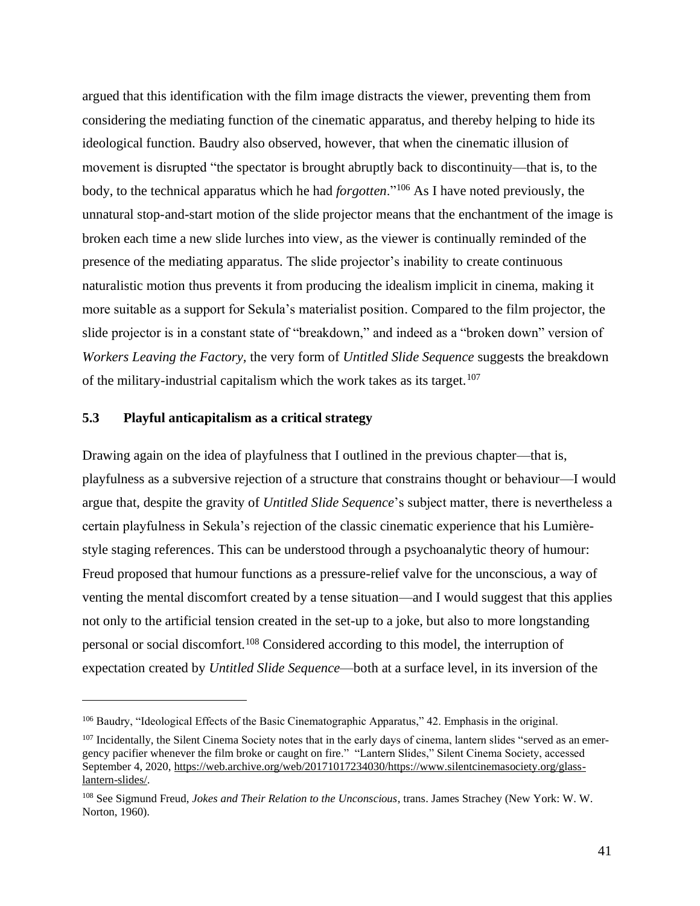argued that this identification with the film image distracts the viewer, preventing them from considering the mediating function of the cinematic apparatus, and thereby helping to hide its ideological function. Baudry also observed, however, that when the cinematic illusion of movement is disrupted "the spectator is brought abruptly back to discontinuity—that is, to the body, to the technical apparatus which he had *forgotten*."[106] As I have noted previously, the unnatural stop-and-start motion of the slide projector means that the enchantment of the image is broken each time a new slide lurches into view, as the viewer is continually reminded of the presence of the mediating apparatus. The slide projector's inability to create continuous naturalistic motion thus prevents it from producing the idealism implicit in cinema, making it more suitable as a support for Sekula's materialist position. Compared to the film projector, the slide projector is in a constant state of "breakdown," and indeed as a "broken down" version of *Workers Leaving the Factory*, the very form of *Untitled Slide Sequence* suggests the breakdown of the military-industrial capitalism which the work takes as its target.[107]

### 5.3 Playful anticapitalism as a critical strategy

Drawing again on the idea of playfulness that I outlined in the previous chapter—that is, playfulness as a subversive rejection of a structure that constrains thought or behaviour—I would argue that, despite the gravity of *Untitled Slide Sequence*'s subject matter, there is nevertheless a certain playfulness in Sekula's rejection of the classic cinematic experience that his Lumière-style staging references. This can be understood through a psychoanalytic theory of humour: Freud proposed that humour functions as a pressure-relief valve for the unconscious, a way of venting the mental discomfort created by a tense situation—and I would suggest that this applies not only to the artificial tension created in the set-up to a joke, but also to more longstanding personal or social discomfort.[108] Considered according to this model, the interruption of expectation created by *Untitled Slide Sequence*—both at a surface level, in its inversion of the

---

[106] Baudry, "Ideological Effects of the Basic Cinematographic Apparatus," 42. Emphasis in the original.

[107] Incidentally, the Silent Cinema Society notes that in the early days of cinema, lantern slides "served as an emergency pacifier whenever the film broke or caught on fire." "Lantern Slides," Silent Cinema Society, accessed September 4, 2020, https://web.archive.org/web/20171017234030/https://www.silentcinemasociety.org/glass-lantern-slides/.

[108] See Sigmund Freud, *Jokes and Their Relation to the Unconscious*, trans. James Strachey (New York: W. W. Norton, 1960).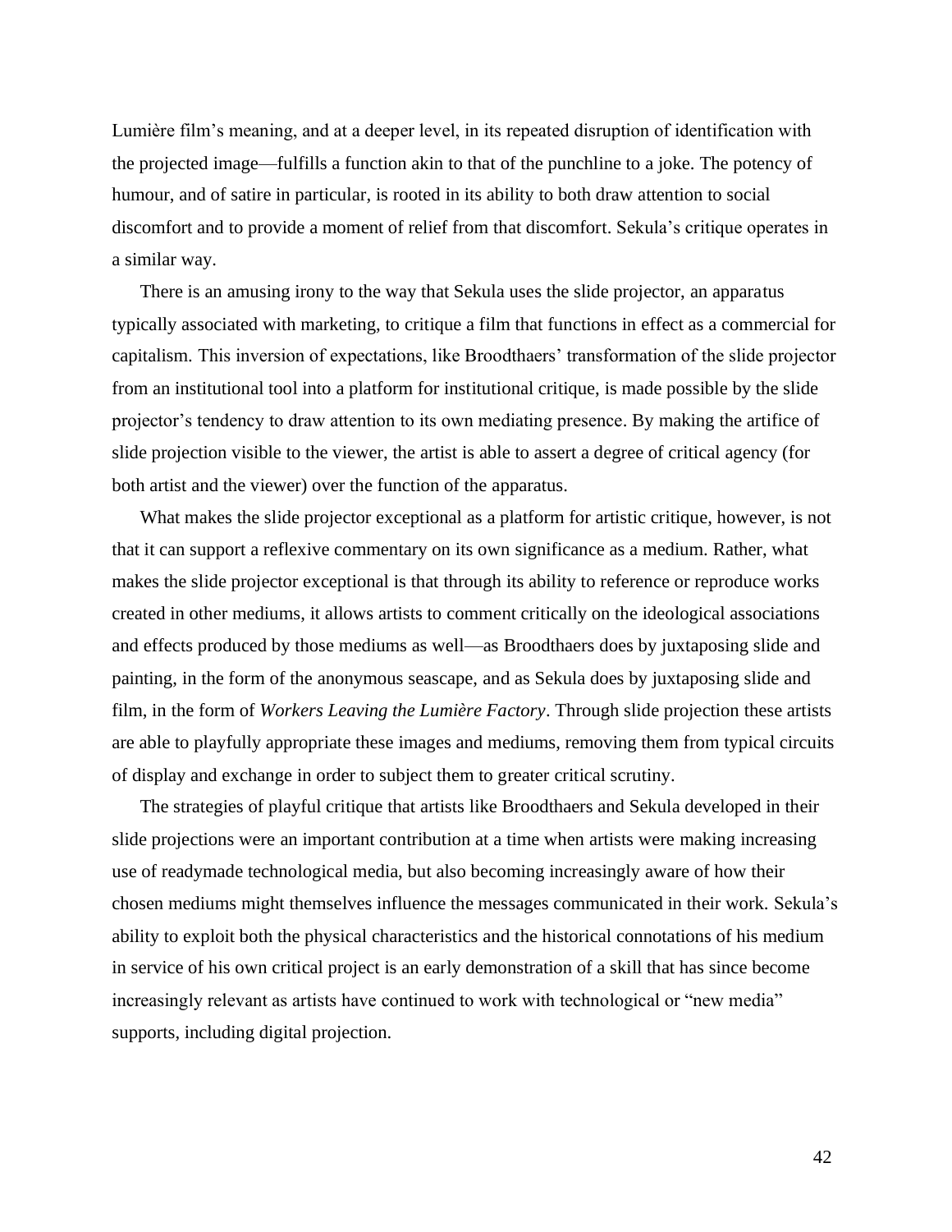Lumière film's meaning, and at a deeper level, in its repeated disruption of identification with the projected image—fulfills a function akin to that of the punchline to a joke. The potency of humour, and of satire in particular, is rooted in its ability to both draw attention to social discomfort and to provide a moment of relief from that discomfort. Sekula's critique operates in a similar way.

There is an amusing irony to the way that Sekula uses the slide projector, an apparatus typically associated with marketing, to critique a film that functions in effect as a commercial for capitalism. This inversion of expectations, like Broodthaers' transformation of the slide projector from an institutional tool into a platform for institutional critique, is made possible by the slide projector's tendency to draw attention to its own mediating presence. By making the artifice of slide projection visible to the viewer, the artist is able to assert a degree of critical agency (for both artist and the viewer) over the function of the apparatus.

What makes the slide projector exceptional as a platform for artistic critique, however, is not that it can support a reflexive commentary on its own significance as a medium. Rather, what makes the slide projector exceptional is that through its ability to reference or reproduce works created in other mediums, it allows artists to comment critically on the ideological associations and effects produced by those mediums as well—as Broodthaers does by juxtaposing slide and painting, in the form of the anonymous seascape, and as Sekula does by juxtaposing slide and film, in the form of *Workers Leaving the Lumière Factory*. Through slide projection these artists are able to playfully appropriate these images and mediums, removing them from typical circuits of display and exchange in order to subject them to greater critical scrutiny.

The strategies of playful critique that artists like Broodthaers and Sekula developed in their slide projections were an important contribution at a time when artists were making increasing use of readymade technological media, but also becoming increasingly aware of how their chosen mediums might themselves influence the messages communicated in their work. Sekula's ability to exploit both the physical characteristics and the historical connotations of his medium in service of his own critical project is an early demonstration of a skill that has since become increasingly relevant as artists have continued to work with technological or "new media" supports, including digital projection.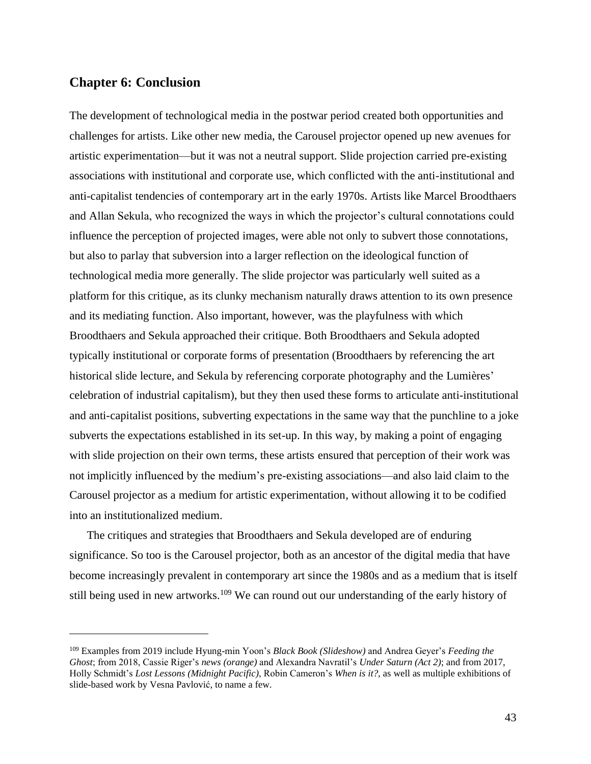## Chapter 6: Conclusion

The development of technological media in the postwar period created both opportunities and challenges for artists. Like other new media, the Carousel projector opened up new avenues for artistic experimentation—but it was not a neutral support. Slide projection carried pre-existing associations with institutional and corporate use, which conflicted with the anti-institutional and anti-capitalist tendencies of contemporary art in the early 1970s. Artists like Marcel Broodthaers and Allan Sekula, who recognized the ways in which the projector's cultural connotations could influence the perception of projected images, were able not only to subvert those connotations, but also to parlay that subversion into a larger reflection on the ideological function of technological media more generally. The slide projector was particularly well suited as a platform for this critique, as its clunky mechanism naturally draws attention to its own presence and its mediating function. Also important, however, was the playfulness with which Broodthaers and Sekula approached their critique. Both Broodthaers and Sekula adopted typically institutional or corporate forms of presentation (Broodthaers by referencing the art historical slide lecture, and Sekula by referencing corporate photography and the Lumières' celebration of industrial capitalism), but they then used these forms to articulate anti-institutional and anti-capitalist positions, subverting expectations in the same way that the punchline to a joke subverts the expectations established in its set-up. In this way, by making a point of engaging with slide projection on their own terms, these artists ensured that perception of their work was not implicitly influenced by the medium's pre-existing associations—and also laid claim to the Carousel projector as a medium for artistic experimentation, without allowing it to be codified into an institutionalized medium.

The critiques and strategies that Broodthaers and Sekula developed are of enduring significance. So too is the Carousel projector, both as an ancestor of the digital media that have become increasingly prevalent in contemporary art since the 1980s and as a medium that is itself still being used in new artworks.[109] We can round out our understanding of the early history of

[109] Examples from 2019 include Hyung-min Yoon's *Black Book (Slideshow)* and Andrea Geyer's *Feeding the Ghost*; from 2018, Cassie Riger's *news (orange)* and Alexandra Navratil's *Under Saturn (Act 2)*; and from 2017, Holly Schmidt's *Lost Lessons (Midnight Pacific)*, Robin Cameron's *When is it?*, as well as multiple exhibitions of slide-based work by Vesna Pavlović, to name a few.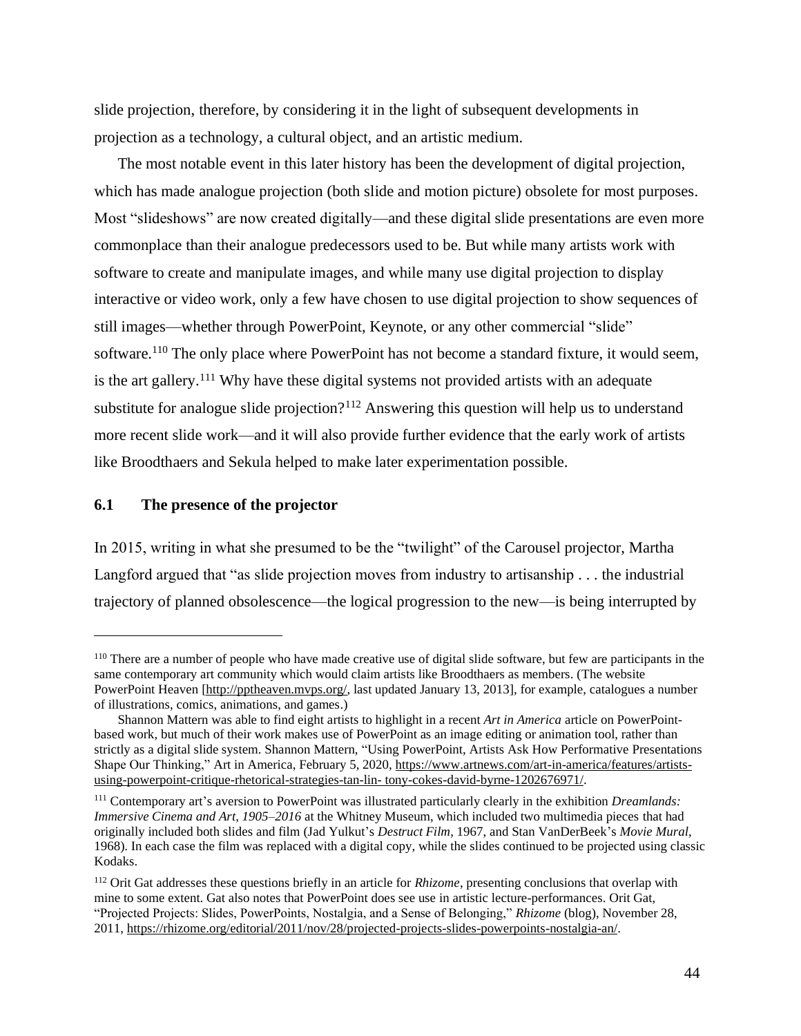slide projection, therefore, by considering it in the light of subsequent developments in projection as a technology, a cultural object, and an artistic medium.

The most notable event in this later history has been the development of digital projection, which has made analogue projection (both slide and motion picture) obsolete for most purposes. Most "slideshows" are now created digitally—and these digital slide presentations are even more commonplace than their analogue predecessors used to be. But while many artists work with software to create and manipulate images, and while many use digital projection to display interactive or video work, only a few have chosen to use digital projection to show sequences of still images—whether through PowerPoint, Keynote, or any other commercial "slide" software.[110] The only place where PowerPoint has not become a standard fixture, it would seem, is the art gallery.[111] Why have these digital systems not provided artists with an adequate substitute for analogue slide projection?[112] Answering this question will help us to understand more recent slide work—and it will also provide further evidence that the early work of artists like Broodthaers and Sekula helped to make later experimentation possible.

## 6.1 The presence of the projector

In 2015, writing in what she presumed to be the "twilight" of the Carousel projector, Martha Langford argued that "as slide projection moves from industry to artisanship . . . the industrial trajectory of planned obsolescence—the logical progression to the new—is being interrupted by

---

[110] There are a number of people who have made creative use of digital slide software, but few are participants in the same contemporary art community which would claim artists like Broodthaers as members. (The website PowerPoint Heaven [http://pptheaven.mvps.org/, last updated January 13, 2013], for example, catalogues a number of illustrations, comics, animations, and games.)

Shannon Mattern was able to find eight artists to highlight in a recent *Art in America* article on PowerPoint-based work, but much of their work makes use of PowerPoint as an image editing or animation tool, rather than strictly as a digital slide system. Shannon Mattern, "Using PowerPoint, Artists Ask How Performative Presentations Shape Our Thinking," Art in America, February 5, 2020, https://www.artnews.com/art-in-america/features/artists-using-powerpoint-critique-rhetorical-strategies-tan-lin- tony-cokes-david-byrne-1202676971/.

[111] Contemporary art's aversion to PowerPoint was illustrated particularly clearly in the exhibition *Dreamlands: Immersive Cinema and Art, 1905–2016* at the Whitney Museum, which included two multimedia pieces that had originally included both slides and film (Jad Yulkut's *Destruct Film*, 1967, and Stan VanDerBeek's *Movie Mural*, 1968). In each case the film was replaced with a digital copy, while the slides continued to be projected using classic Kodaks.

[112] Orit Gat addresses these questions briefly in an article for *Rhizome*, presenting conclusions that overlap with mine to some extent. Gat also notes that PowerPoint does see use in artistic lecture-performances. Orit Gat, "Projected Projects: Slides, PowerPoints, Nostalgia, and a Sense of Belonging," *Rhizome* (blog), November 28, 2011, https://rhizome.org/editorial/2011/nov/28/projected-projects-slides-powerpoints-nostalgia-an/.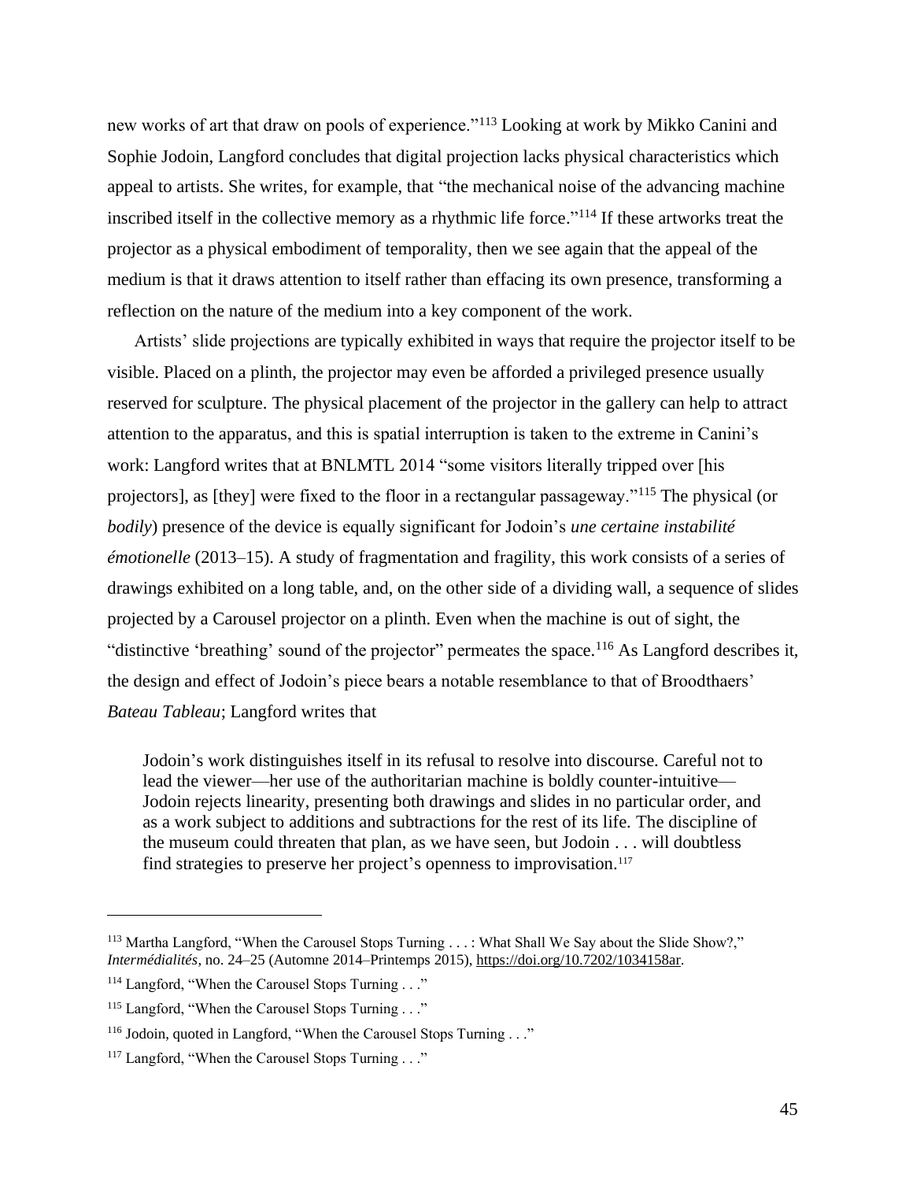new works of art that draw on pools of experience."[113] Looking at work by Mikko Canini and Sophie Jodoin, Langford concludes that digital projection lacks physical characteristics which appeal to artists. She writes, for example, that "the mechanical noise of the advancing machine inscribed itself in the collective memory as a rhythmic life force."[114] If these artworks treat the projector as a physical embodiment of temporality, then we see again that the appeal of the medium is that it draws attention to itself rather than effacing its own presence, transforming a reflection on the nature of the medium into a key component of the work.

Artists' slide projections are typically exhibited in ways that require the projector itself to be visible. Placed on a plinth, the projector may even be afforded a privileged presence usually reserved for sculpture. The physical placement of the projector in the gallery can help to attract attention to the apparatus, and this is spatial interruption is taken to the extreme in Canini's work: Langford writes that at BNLMTL 2014 "some visitors literally tripped over [his projectors], as [they] were fixed to the floor in a rectangular passageway."[115] The physical (or *bodily*) presence of the device is equally significant for Jodoin's *une certaine instabilité émotionelle* (2013–15). A study of fragmentation and fragility, this work consists of a series of drawings exhibited on a long table, and, on the other side of a dividing wall, a sequence of slides projected by a Carousel projector on a plinth. Even when the machine is out of sight, the "distinctive 'breathing' sound of the projector" permeates the space.[116] As Langford describes it, the design and effect of Jodoin's piece bears a notable resemblance to that of Broodthaers' *Bateau Tableau*; Langford writes that

> Jodoin's work distinguishes itself in its refusal to resolve into discourse. Careful not to lead the viewer—her use of the authoritarian machine is boldly counter-intuitive—Jodoin rejects linearity, presenting both drawings and slides in no particular order, and as a work subject to additions and subtractions for the rest of its life. The discipline of the museum could threaten that plan, as we have seen, but Jodoin . . . will doubtless find strategies to preserve her project's openness to improvisation.[117]

---

[113] Martha Langford, "When the Carousel Stops Turning . . . : What Shall We Say about the Slide Show?," *Intermédialités*, no. 24–25 (Automne 2014–Printemps 2015), https://doi.org/10.7202/1034158ar.

[114] Langford, "When the Carousel Stops Turning . . ."

[115] Langford, "When the Carousel Stops Turning . . ."

[116] Jodoin, quoted in Langford, "When the Carousel Stops Turning . . ."

[117] Langford, "When the Carousel Stops Turning . . ."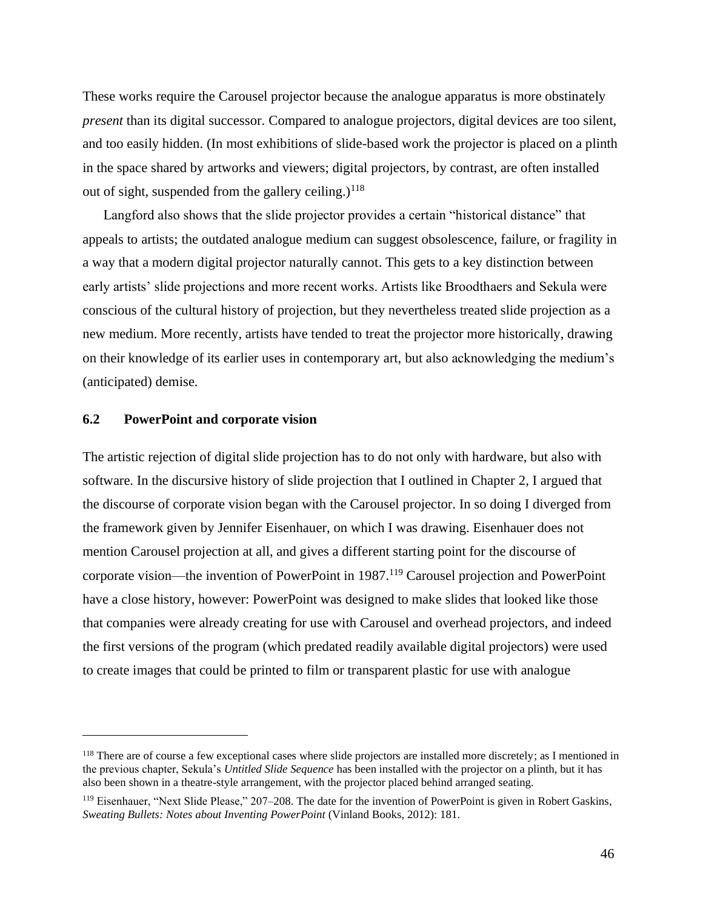These works require the Carousel projector because the analogue apparatus is more obstinately *present* than its digital successor. Compared to analogue projectors, digital devices are too silent, and too easily hidden. (In most exhibitions of slide-based work the projector is placed on a plinth in the space shared by artworks and viewers; digital projectors, by contrast, are often installed out of sight, suspended from the gallery ceiling.)[118]

Langford also shows that the slide projector provides a certain "historical distance" that appeals to artists; the outdated analogue medium can suggest obsolescence, failure, or fragility in a way that a modern digital projector naturally cannot. This gets to a key distinction between early artists' slide projections and more recent works. Artists like Broodthaers and Sekula were conscious of the cultural history of projection, but they nevertheless treated slide projection as a new medium. More recently, artists have tended to treat the projector more historically, drawing on their knowledge of its earlier uses in contemporary art, but also acknowledging the medium's (anticipated) demise.

### 6.2 PowerPoint and corporate vision

The artistic rejection of digital slide projection has to do not only with hardware, but also with software. In the discursive history of slide projection that I outlined in Chapter 2, I argued that the discourse of corporate vision began with the Carousel projector. In so doing I diverged from the framework given by Jennifer Eisenhauer, on which I was drawing. Eisenhauer does not mention Carousel projection at all, and gives a different starting point for the discourse of corporate vision—the invention of PowerPoint in 1987.[119] Carousel projection and PowerPoint have a close history, however: PowerPoint was designed to make slides that looked like those that companies were already creating for use with Carousel and overhead projectors, and indeed the first versions of the program (which predated readily available digital projectors) were used to create images that could be printed to film or transparent plastic for use with analogue

---

[118] There are of course a few exceptional cases where slide projectors are installed more discretely; as I mentioned in the previous chapter, Sekula's *Untitled Slide Sequence* has been installed with the projector on a plinth, but it has also been shown in a theatre-style arrangement, with the projector placed behind arranged seating.

[119] Eisenhauer, "Next Slide Please," 207–208. The date for the invention of PowerPoint is given in Robert Gaskins, *Sweating Bullets: Notes about Inventing PowerPoint* (Vinland Books, 2012): 181.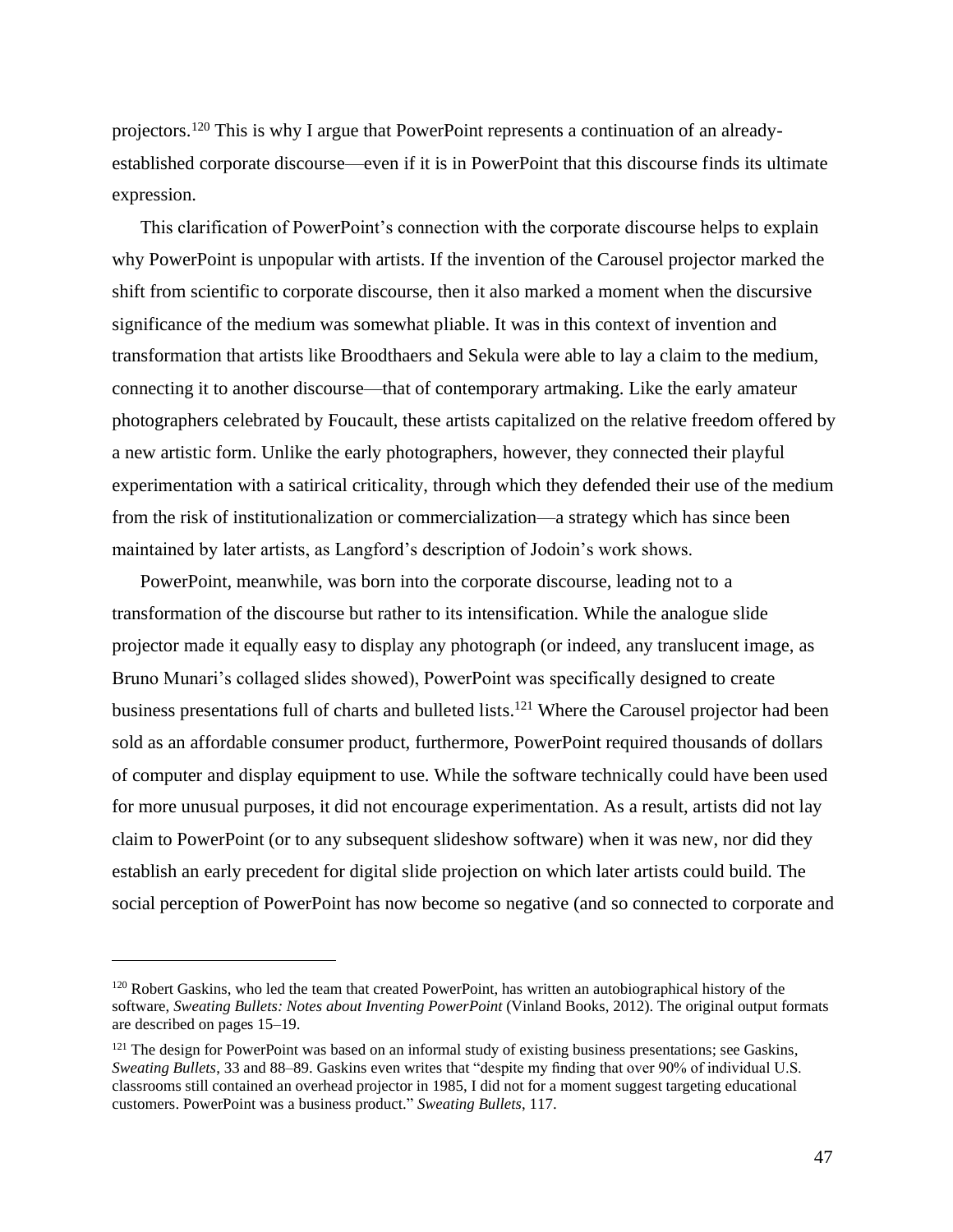projectors.[120] This is why I argue that PowerPoint represents a continuation of an already-established corporate discourse—even if it is in PowerPoint that this discourse finds its ultimate expression.

This clarification of PowerPoint's connection with the corporate discourse helps to explain why PowerPoint is unpopular with artists. If the invention of the Carousel projector marked the shift from scientific to corporate discourse, then it also marked a moment when the discursive significance of the medium was somewhat pliable. It was in this context of invention and transformation that artists like Broodthaers and Sekula were able to lay a claim to the medium, connecting it to another discourse—that of contemporary artmaking. Like the early amateur photographers celebrated by Foucault, these artists capitalized on the relative freedom offered by a new artistic form. Unlike the early photographers, however, they connected their playful experimentation with a satirical criticality, through which they defended their use of the medium from the risk of institutionalization or commercialization—a strategy which has since been maintained by later artists, as Langford's description of Jodoin's work shows.

PowerPoint, meanwhile, was born into the corporate discourse, leading not to a transformation of the discourse but rather to its intensification. While the analogue slide projector made it equally easy to display any photograph (or indeed, any translucent image, as Bruno Munari's collaged slides showed), PowerPoint was specifically designed to create business presentations full of charts and bulleted lists.[121] Where the Carousel projector had been sold as an affordable consumer product, furthermore, PowerPoint required thousands of dollars of computer and display equipment to use. While the software technically could have been used for more unusual purposes, it did not encourage experimentation. As a result, artists did not lay claim to PowerPoint (or to any subsequent slideshow software) when it was new, nor did they establish an early precedent for digital slide projection on which later artists could build. The social perception of PowerPoint has now become so negative (and so connected to corporate and

---

[120] Robert Gaskins, who led the team that created PowerPoint, has written an autobiographical history of the software, *Sweating Bullets: Notes about Inventing PowerPoint* (Vinland Books, 2012). The original output formats are described on pages 15–19.

[121] The design for PowerPoint was based on an informal study of existing business presentations; see Gaskins, *Sweating Bullets*, 33 and 88–89. Gaskins even writes that "despite my finding that over 90% of individual U.S. classrooms still contained an overhead projector in 1985, I did not for a moment suggest targeting educational customers. PowerPoint was a business product." *Sweating Bullets*, 117.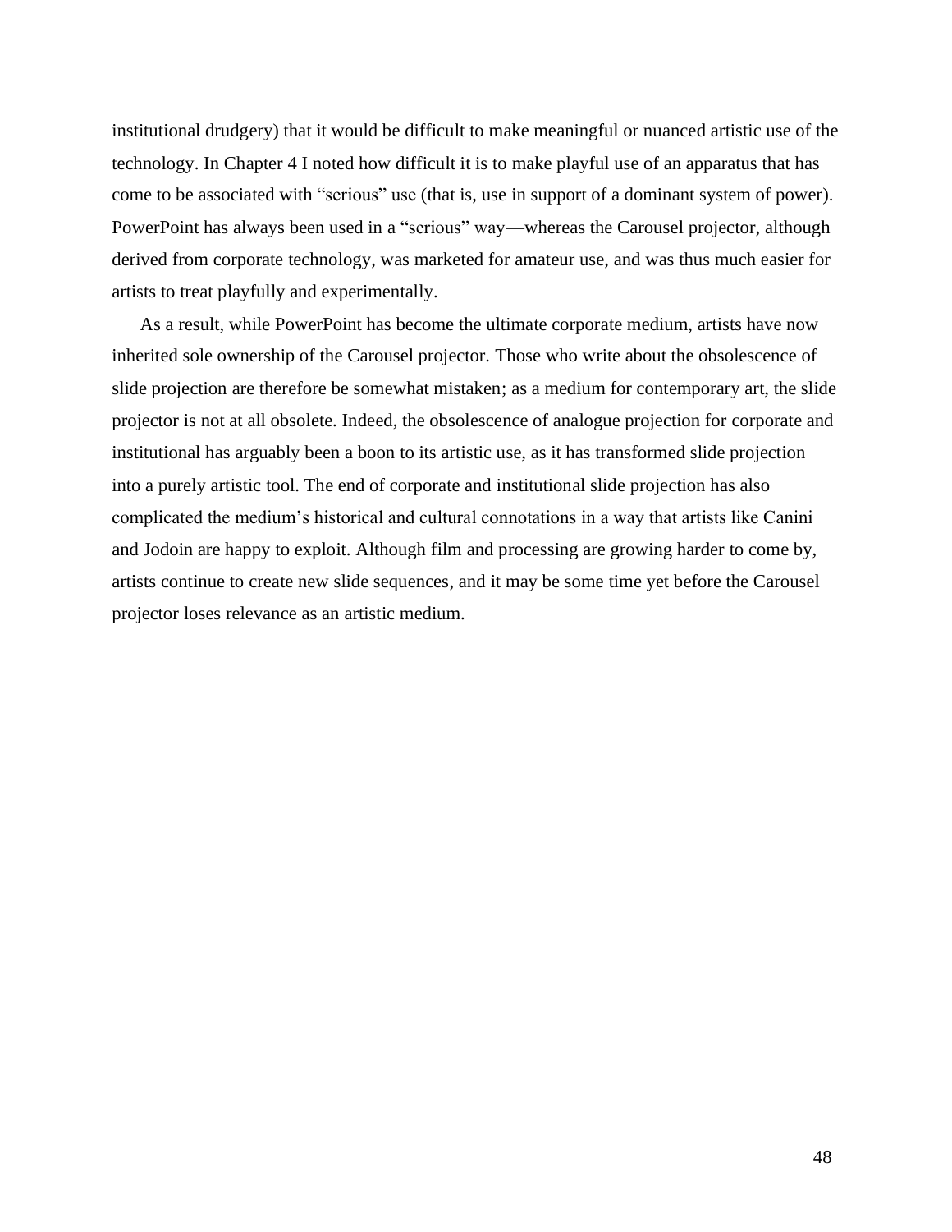institutional drudgery) that it would be difficult to make meaningful or nuanced artistic use of the technology. In Chapter 4 I noted how difficult it is to make playful use of an apparatus that has come to be associated with "serious" use (that is, use in support of a dominant system of power). PowerPoint has always been used in a "serious" way—whereas the Carousel projector, although derived from corporate technology, was marketed for amateur use, and was thus much easier for artists to treat playfully and experimentally.

As a result, while PowerPoint has become the ultimate corporate medium, artists have now inherited sole ownership of the Carousel projector. Those who write about the obsolescence of slide projection are therefore be somewhat mistaken; as a medium for contemporary art, the slide projector is not at all obsolete. Indeed, the obsolescence of analogue projection for corporate and institutional has arguably been a boon to its artistic use, as it has transformed slide projection into a purely artistic tool. The end of corporate and institutional slide projection has also complicated the medium's historical and cultural connotations in a way that artists like Canini and Jodoin are happy to exploit. Although film and processing are growing harder to come by, artists continue to create new slide sequences, and it may be some time yet before the Carousel projector loses relevance as an artistic medium.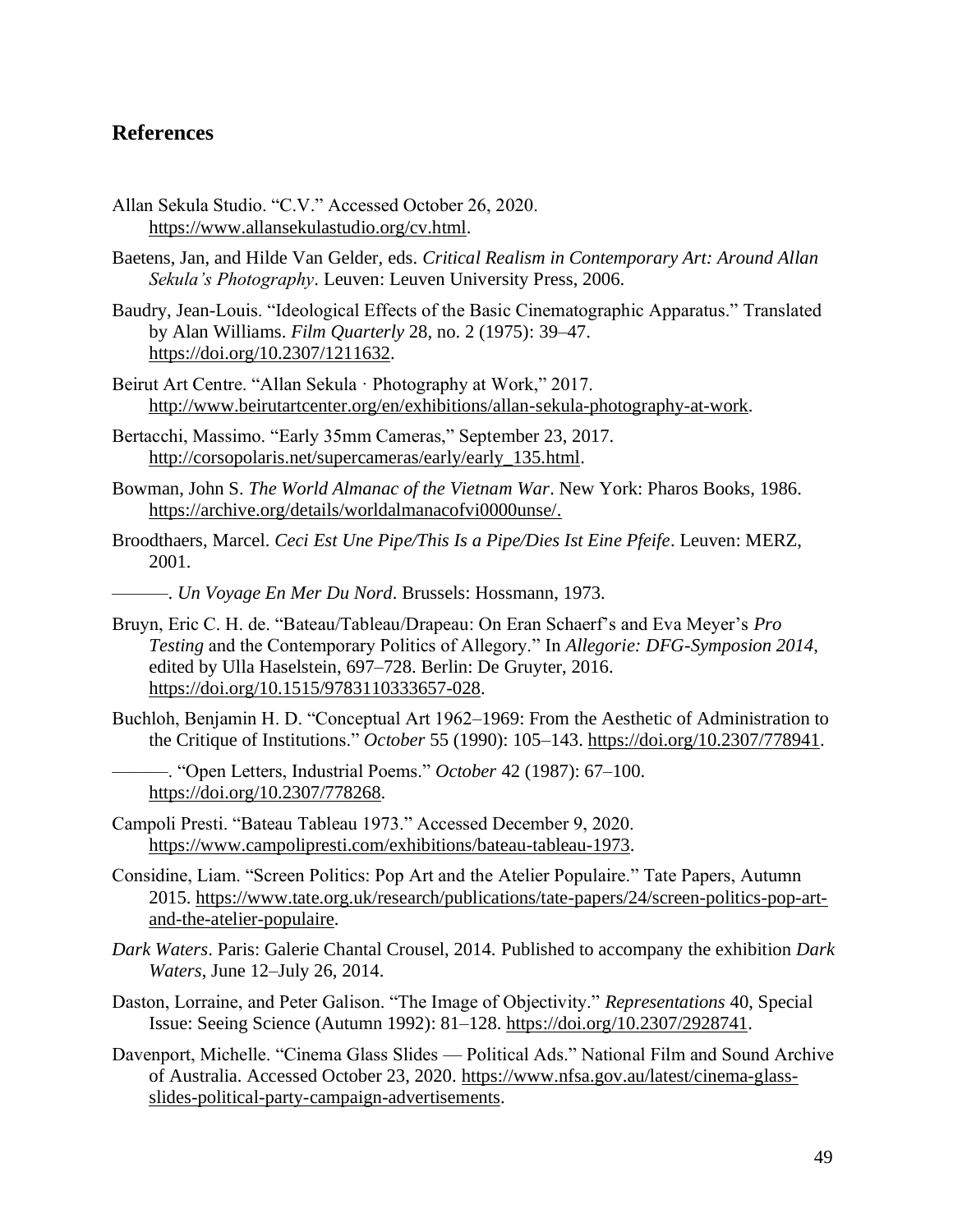## References

Allan Sekula Studio. "C.V." Accessed October 26, 2020. https://www.allansekulastudio.org/cv.html.

Baetens, Jan, and Hilde Van Gelder, eds. *Critical Realism in Contemporary Art: Around Allan Sekula's Photography*. Leuven: Leuven University Press, 2006.

Baudry, Jean-Louis. "Ideological Effects of the Basic Cinematographic Apparatus." Translated by Alan Williams. *Film Quarterly* 28, no. 2 (1975): 39–47. https://doi.org/10.2307/1211632.

Beirut Art Centre. "Allan Sekula · Photography at Work," 2017. http://www.beirutartcenter.org/en/exhibitions/allan-sekula-photography-at-work.

Bertacchi, Massimo. "Early 35mm Cameras," September 23, 2017. http://corsopolaris.net/supercameras/early/early_135.html.

Bowman, John S. *The World Almanac of the Vietnam War*. New York: Pharos Books, 1986. https://archive.org/details/worldalmanacofvi0000unse/.

Broodthaers, Marcel. *Ceci Est Une Pipe/This Is a Pipe/Dies Ist Eine Pfeife*. Leuven: MERZ, 2001.

———. *Un Voyage En Mer Du Nord*. Brussels: Hossmann, 1973.

Bruyn, Eric C. H. de. "Bateau/Tableau/Drapeau: On Eran Schaerf's and Eva Meyer's *Pro Testing* and the Contemporary Politics of Allegory." In *Allegorie: DFG-Symposion 2014*, edited by Ulla Haselstein, 697–728. Berlin: De Gruyter, 2016. https://doi.org/10.1515/9783110333657-028.

Buchloh, Benjamin H. D. "Conceptual Art 1962–1969: From the Aesthetic of Administration to the Critique of Institutions." *October* 55 (1990): 105–143. https://doi.org/10.2307/778941.

———. "Open Letters, Industrial Poems." *October* 42 (1987): 67–100. https://doi.org/10.2307/778268.

Campoli Presti. "Bateau Tableau 1973." Accessed December 9, 2020. https://www.campolipresti.com/exhibitions/bateau-tableau-1973.

Considine, Liam. "Screen Politics: Pop Art and the Atelier Populaire." Tate Papers, Autumn 2015. https://www.tate.org.uk/research/publications/tate-papers/24/screen-politics-pop-art-and-the-atelier-populaire.

*Dark Waters*. Paris: Galerie Chantal Crousel, 2014. Published to accompany the exhibition *Dark Waters*, June 12–July 26, 2014.

Daston, Lorraine, and Peter Galison. "The Image of Objectivity." *Representations* 40, Special Issue: Seeing Science (Autumn 1992): 81–128. https://doi.org/10.2307/2928741.

Davenport, Michelle. "Cinema Glass Slides — Political Ads." National Film and Sound Archive of Australia. Accessed October 23, 2020. https://www.nfsa.gov.au/latest/cinema-glass-slides-political-party-campaign-advertisements.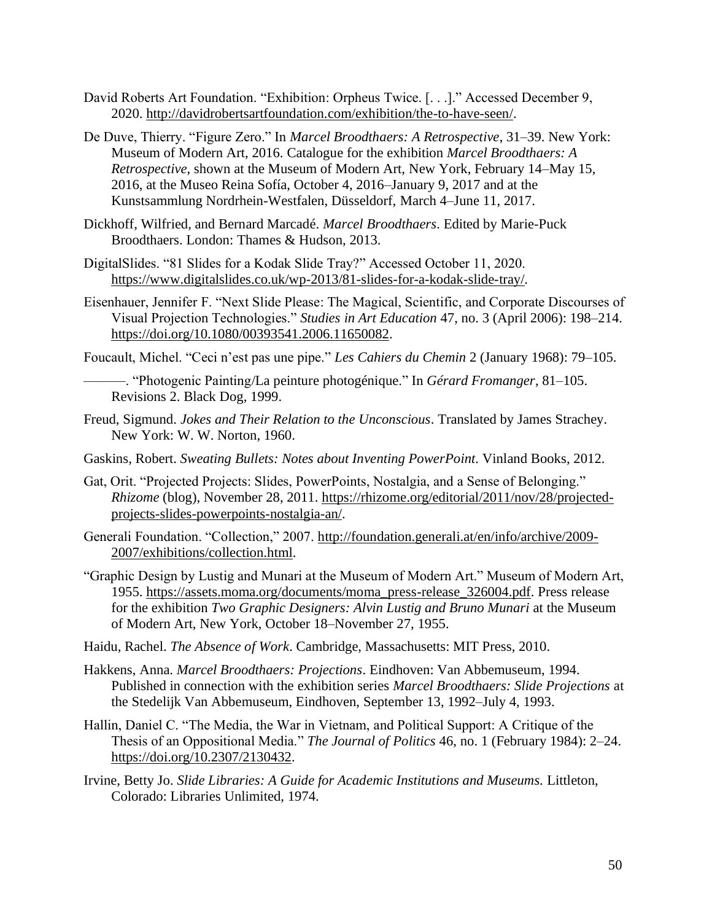David Roberts Art Foundation. "Exhibition: Orpheus Twice. [. . .]." Accessed December 9, 2020. http://davidrobertsartfoundation.com/exhibition/the-to-have-seen/.

De Duve, Thierry. "Figure Zero." In *Marcel Broodthaers: A Retrospective*, 31–39. New York: Museum of Modern Art, 2016. Catalogue for the exhibition *Marcel Broodthaers: A Retrospective*, shown at the Museum of Modern Art, New York, February 14–May 15, 2016, at the Museo Reina Sofía, October 4, 2016–January 9, 2017 and at the Kunstsammlung Nordrhein-Westfalen, Düsseldorf, March 4–June 11, 2017.

Dickhoff, Wilfried, and Bernard Marcadé. *Marcel Broodthaers*. Edited by Marie-Puck Broodthaers. London: Thames & Hudson, 2013.

DigitalSlides. "81 Slides for a Kodak Slide Tray?" Accessed October 11, 2020. https://www.digitalslides.co.uk/wp-2013/81-slides-for-a-kodak-slide-tray/.

Eisenhauer, Jennifer F. "Next Slide Please: The Magical, Scientific, and Corporate Discourses of Visual Projection Technologies." *Studies in Art Education* 47, no. 3 (April 2006): 198–214. https://doi.org/10.1080/00393541.2006.11650082.

Foucault, Michel. "Ceci n'est pas une pipe." *Les Cahiers du Chemin* 2 (January 1968): 79–105.

———. "Photogenic Painting/La peinture photogénique." In *Gérard Fromanger*, 81–105. Revisions 2. Black Dog, 1999.

Freud, Sigmund. *Jokes and Their Relation to the Unconscious*. Translated by James Strachey. New York: W. W. Norton, 1960.

Gaskins, Robert. *Sweating Bullets: Notes about Inventing PowerPoint*. Vinland Books, 2012.

Gat, Orit. "Projected Projects: Slides, PowerPoints, Nostalgia, and a Sense of Belonging." *Rhizome* (blog), November 28, 2011. https://rhizome.org/editorial/2011/nov/28/projected-projects-slides-powerpoints-nostalgia-an/.

Generali Foundation. "Collection," 2007. http://foundation.generali.at/en/info/archive/2009-2007/exhibitions/collection.html.

"Graphic Design by Lustig and Munari at the Museum of Modern Art." Museum of Modern Art, 1955. https://assets.moma.org/documents/moma_press-release_326004.pdf. Press release for the exhibition *Two Graphic Designers: Alvin Lustig and Bruno Munari* at the Museum of Modern Art, New York, October 18–November 27, 1955.

Haidu, Rachel. *The Absence of Work*. Cambridge, Massachusetts: MIT Press, 2010.

Hakkens, Anna. *Marcel Broodthaers: Projections*. Eindhoven: Van Abbemuseum, 1994. Published in connection with the exhibition series *Marcel Broodthaers: Slide Projections* at the Stedelijk Van Abbemuseum, Eindhoven, September 13, 1992–July 4, 1993.

Hallin, Daniel C. "The Media, the War in Vietnam, and Political Support: A Critique of the Thesis of an Oppositional Media." *The Journal of Politics* 46, no. 1 (February 1984): 2–24. https://doi.org/10.2307/2130432.

Irvine, Betty Jo. *Slide Libraries: A Guide for Academic Institutions and Museums.* Littleton, Colorado: Libraries Unlimited, 1974.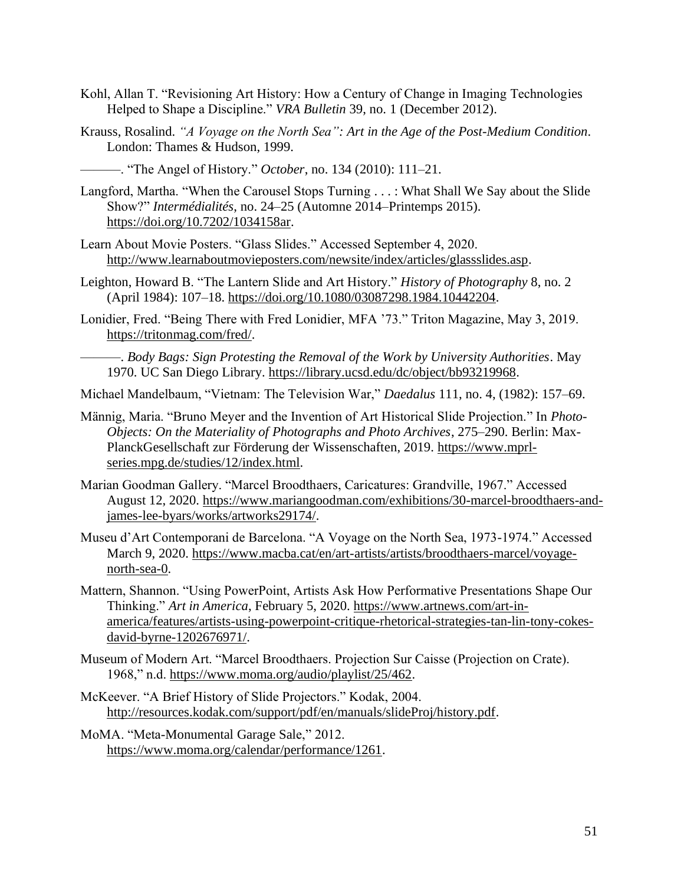Kohl, Allan T. “Revisioning Art History: How a Century of Change in Imaging Technologies Helped to Shape a Discipline.” *VRA Bulletin* 39, no. 1 (December 2012).

Krauss, Rosalind. *“A Voyage on the North Sea”: Art in the Age of the Post-Medium Condition*. London: Thames & Hudson, 1999.

———. “The Angel of History.” *October*, no. 134 (2010): 111–21.

Langford, Martha. “When the Carousel Stops Turning . . . : What Shall We Say about the Slide Show?” *Intermédialités*, no. 24–25 (Automne 2014–Printemps 2015). https://doi.org/10.7202/1034158ar.

Learn About Movie Posters. “Glass Slides.” Accessed September 4, 2020. http://www.learnaboutmovieposters.com/newsite/index/articles/glassslides.asp.

Leighton, Howard B. “The Lantern Slide and Art History.” *History of Photography* 8, no. 2 (April 1984): 107–18. https://doi.org/10.1080/03087298.1984.10442204.

Lonidier, Fred. “Being There with Fred Lonidier, MFA ’73.” Triton Magazine, May 3, 2019. https://tritonmag.com/fred/.

———. *Body Bags: Sign Protesting the Removal of the Work by University Authorities*. May 1970. UC San Diego Library. https://library.ucsd.edu/dc/object/bb93219968.

Michael Mandelbaum, “Vietnam: The Television War,” *Daedalus* 111, no. 4, (1982): 157–69.

Männig, Maria. “Bruno Meyer and the Invention of Art Historical Slide Projection.” In *Photo-Objects: On the Materiality of Photographs and Photo Archives*, 275–290. Berlin: Max-PlanckGesellschaft zur Förderung der Wissenschaften, 2019. https://www.mprl-series.mpg.de/studies/12/index.html.

Marian Goodman Gallery. “Marcel Broodthaers, Caricatures: Grandville, 1967.” Accessed August 12, 2020. https://www.mariangoodman.com/exhibitions/30-marcel-broodthaers-and-james-lee-byars/works/artworks29174/.

Museu d’Art Contemporani de Barcelona. “A Voyage on the North Sea, 1973-1974.” Accessed March 9, 2020. https://www.macba.cat/en/art-artists/artists/broodthaers-marcel/voyage-north-sea-0.

Mattern, Shannon. “Using PowerPoint, Artists Ask How Performative Presentations Shape Our Thinking.” *Art in America*, February 5, 2020. https://www.artnews.com/art-in-america/features/artists-using-powerpoint-critique-rhetorical-strategies-tan-lin-tony-cokes-david-byrne-1202676971/.

Museum of Modern Art. “Marcel Broodthaers. Projection Sur Caisse (Projection on Crate). 1968,” n.d. https://www.moma.org/audio/playlist/25/462.

McKeever. “A Brief History of Slide Projectors.” Kodak, 2004. http://resources.kodak.com/support/pdf/en/manuals/slideProj/history.pdf.

MoMA. “Meta-Monumental Garage Sale,” 2012. https://www.moma.org/calendar/performance/1261.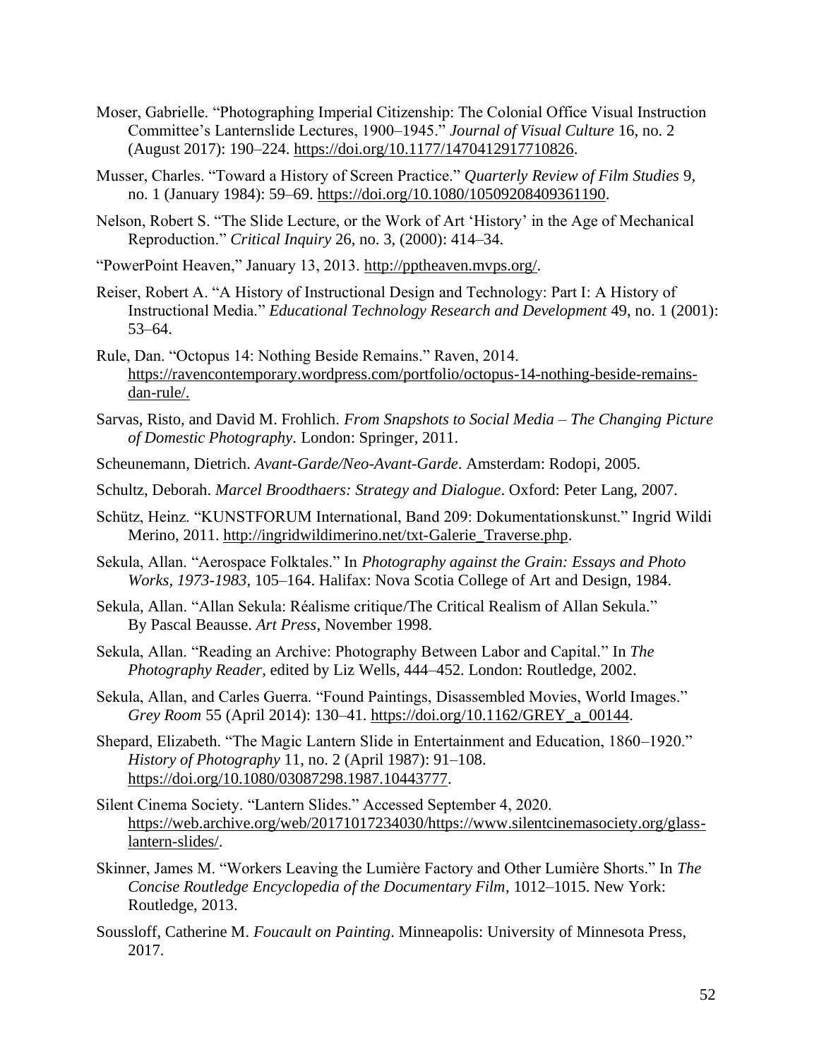Moser, Gabrielle. “Photographing Imperial Citizenship: The Colonial Office Visual Instruction Committee’s Lanternslide Lectures, 1900–1945.” *Journal of Visual Culture* 16, no. 2 (August 2017): 190–224. https://doi.org/10.1177/1470412917710826.

Musser, Charles. “Toward a History of Screen Practice.” *Quarterly Review of Film Studies* 9, no. 1 (January 1984): 59–69. https://doi.org/10.1080/10509208409361190.

Nelson, Robert S. “The Slide Lecture, or the Work of Art ‘History’ in the Age of Mechanical Reproduction.” *Critical Inquiry* 26, no. 3, (2000): 414–34.

“PowerPoint Heaven,” January 13, 2013. http://pptheaven.mvps.org/.

Reiser, Robert A. “A History of Instructional Design and Technology: Part I: A History of Instructional Media.” *Educational Technology Research and Development* 49, no. 1 (2001): 53–64.

Rule, Dan. “Octopus 14: Nothing Beside Remains.” Raven, 2014. https://ravencontemporary.wordpress.com/portfolio/octopus-14-nothing-beside-remains-dan-rule/.

Sarvas, Risto, and David M. Frohlich. *From Snapshots to Social Media – The Changing Picture of Domestic Photography*. London: Springer, 2011.

Scheunemann, Dietrich. *Avant-Garde/Neo-Avant-Garde*. Amsterdam: Rodopi, 2005.

Schultz, Deborah. *Marcel Broodthaers: Strategy and Dialogue*. Oxford: Peter Lang, 2007.

Schütz, Heinz. “KUNSTFORUM International, Band 209: Dokumentationskunst.” Ingrid Wildi Merino, 2011. http://ingridwildimerino.net/txt-Galerie_Traverse.php.

Sekula, Allan. “Aerospace Folktales.” In *Photography against the Grain: Essays and Photo Works, 1973-1983*, 105–164. Halifax: Nova Scotia College of Art and Design, 1984.

Sekula, Allan. “Allan Sekula: Réalisme critique/The Critical Realism of Allan Sekula.” By Pascal Beausse. *Art Press*, November 1998.

Sekula, Allan. “Reading an Archive: Photography Between Labor and Capital.” In *The Photography Reader*, edited by Liz Wells, 444–452. London: Routledge, 2002.

Sekula, Allan, and Carles Guerra. “Found Paintings, Disassembled Movies, World Images.” *Grey Room* 55 (April 2014): 130–41. https://doi.org/10.1162/GREY_a_00144.

Shepard, Elizabeth. “The Magic Lantern Slide in Entertainment and Education, 1860–1920.” *History of Photography* 11, no. 2 (April 1987): 91–108. https://doi.org/10.1080/03087298.1987.10443777.

Silent Cinema Society. “Lantern Slides.” Accessed September 4, 2020. https://web.archive.org/web/20171017234030/https://www.silentcinemasociety.org/glass-lantern-slides/.

Skinner, James M. “Workers Leaving the Lumière Factory and Other Lumière Shorts.” In *The Concise Routledge Encyclopedia of the Documentary Film*, 1012–1015. New York: Routledge, 2013.

Soussloff, Catherine M. *Foucault on Painting*. Minneapolis: University of Minnesota Press, 2017.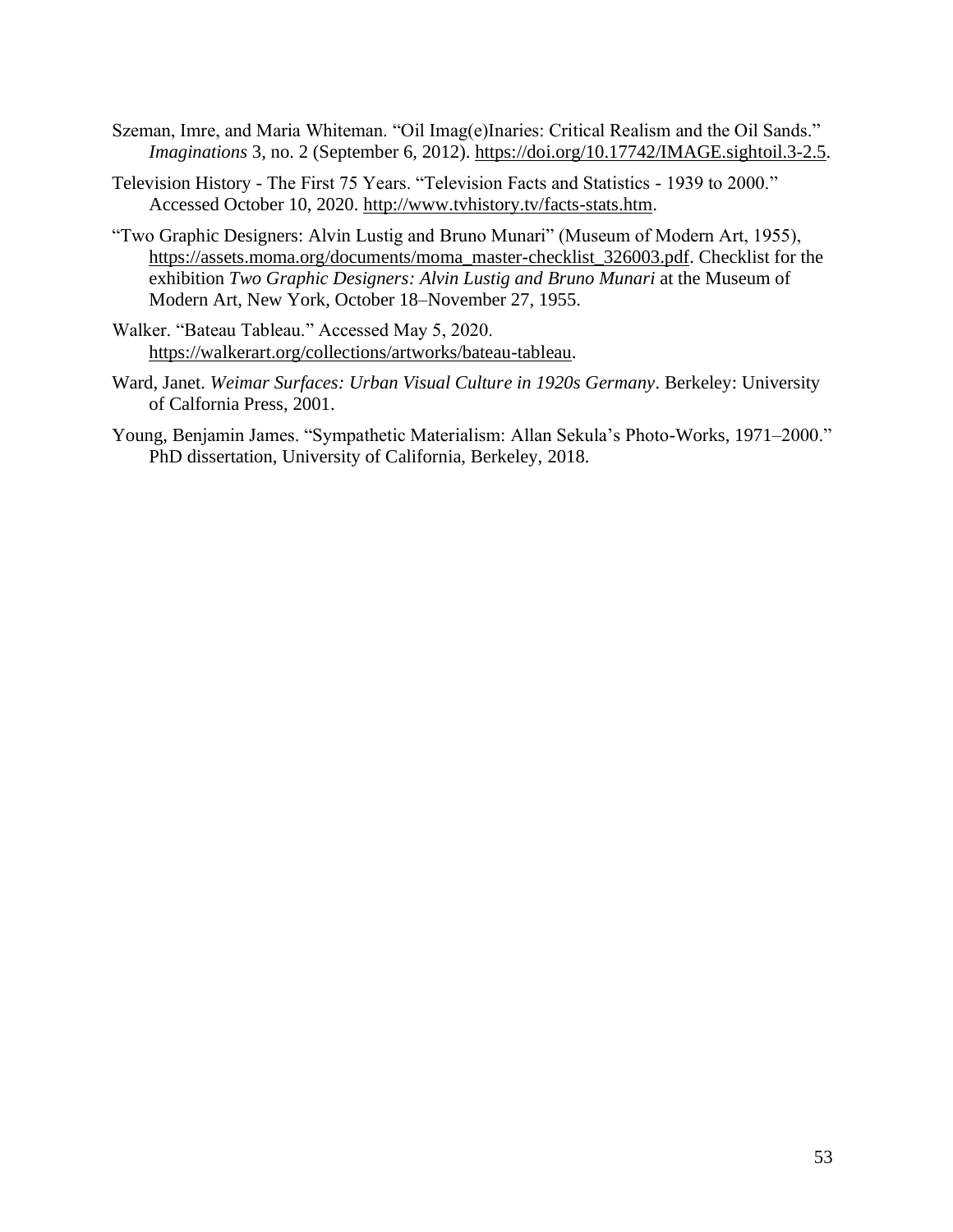Szeman, Imre, and Maria Whiteman. "Oil Imag(e)Inaries: Critical Realism and the Oil Sands." *Imaginations* 3, no. 2 (September 6, 2012). https://doi.org/10.17742/IMAGE.sightoil.3-2.5.

Television History - The First 75 Years. "Television Facts and Statistics - 1939 to 2000." Accessed October 10, 2020. http://www.tvhistory.tv/facts-stats.htm.

"Two Graphic Designers: Alvin Lustig and Bruno Munari" (Museum of Modern Art, 1955), https://assets.moma.org/documents/moma_master-checklist_326003.pdf. Checklist for the exhibition *Two Graphic Designers: Alvin Lustig and Bruno Munari* at the Museum of Modern Art, New York, October 18–November 27, 1955.

Walker. "Bateau Tableau." Accessed May 5, 2020. https://walkerart.org/collections/artworks/bateau-tableau.

Ward, Janet. *Weimar Surfaces: Urban Visual Culture in 1920s Germany*. Berkeley: University of Calfornia Press, 2001.

Young, Benjamin James. "Sympathetic Materialism: Allan Sekula's Photo-Works, 1971–2000." PhD dissertation, University of California, Berkeley, 2018.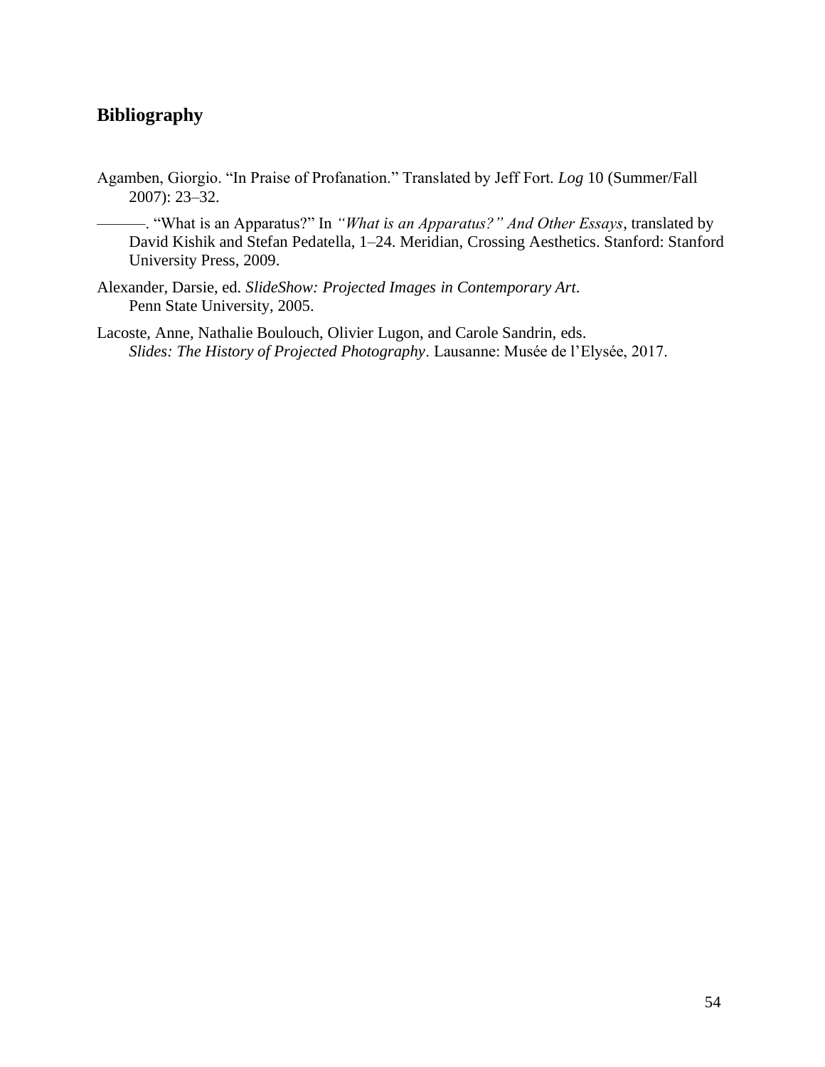## Bibliography

Agamben, Giorgio. "In Praise of Profanation." Translated by Jeff Fort. *Log* 10 (Summer/Fall 2007): 23–32.

———. "What is an Apparatus?" In *"What is an Apparatus?" And Other Essays*, translated by David Kishik and Stefan Pedatella, 1–24. Meridian, Crossing Aesthetics. Stanford: Stanford University Press, 2009.

Alexander, Darsie, ed. *SlideShow: Projected Images in Contemporary Art*. Penn State University, 2005.

Lacoste, Anne, Nathalie Boulouch, Olivier Lugon, and Carole Sandrin, eds. *Slides: The History of Projected Photography*. Lausanne: Musée de l'Elysée, 2017.